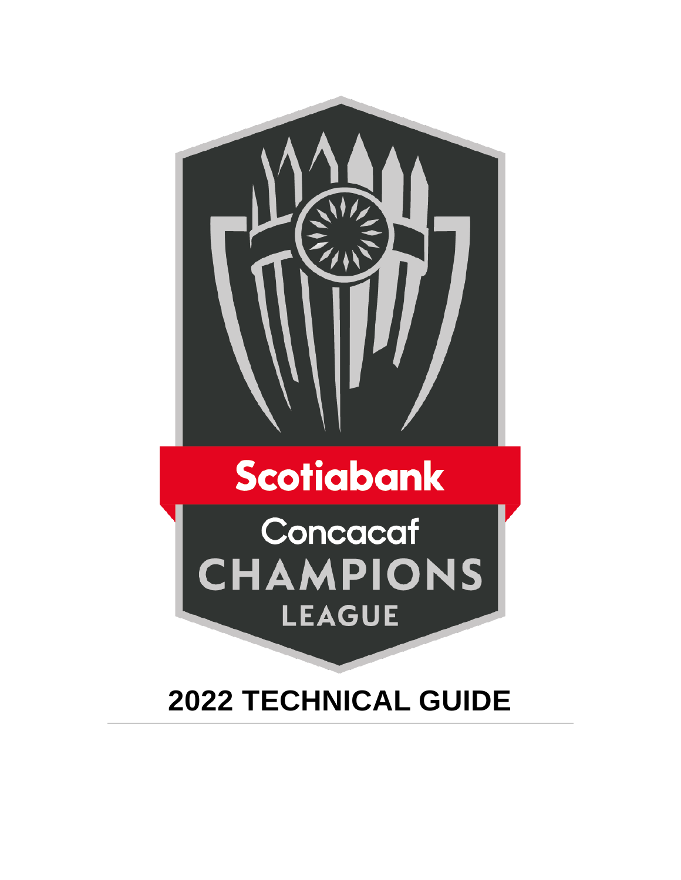Scotiabank

Concacaf

CHAMPIONS

LEAGUE

# 2022 TECHNICAL GUIDE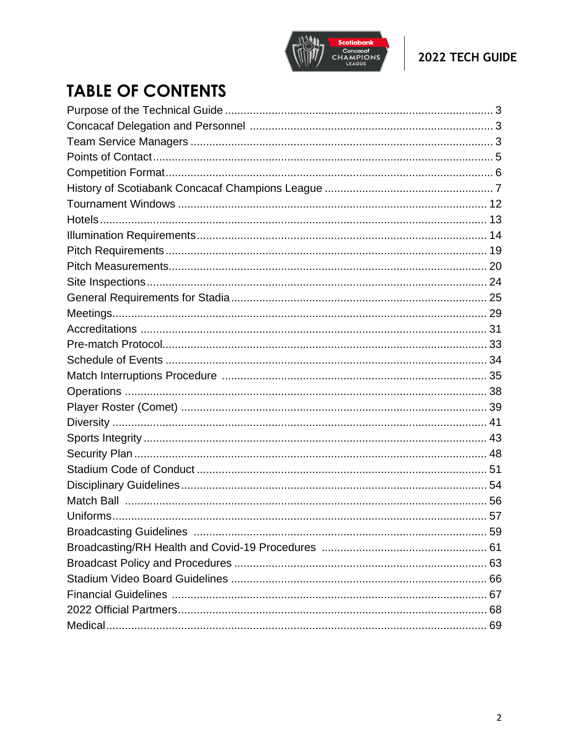# TABLE OF CONTENTS

| Section | Page |
|---|---|
| Purpose of the Technical Guide | 3 |
| Concacaf Delegation and Personnel | 3 |
| Team Service Managers | 3 |
| Points of Contact | 5 |
| Competition Format | 6 |
| History of Scotiabank Concacaf Champions League | 7 |
| Tournament Windows | 12 |
| Hotels | 13 |
| Illumination Requirements | 14 |
| Pitch Requirements | 19 |
| Pitch Measurements | 20 |
| Site Inspections | 24 |
| General Requirements for Stadia | 25 |
| Meetings | 29 |
| Accreditations | 31 |
| Pre-match Protocol | 33 |
| Schedule of Events | 34 |
| Match Interruptions Procedure | 35 |
| Operations | 38 |
| Player Roster (Comet) | 39 |
| Diversity | 41 |
| Sports Integrity | 43 |
| Security Plan | 48 |
| Stadium Code of Conduct | 51 |
| Disciplinary Guidelines | 54 |
| Match Ball | 56 |
| Uniforms | 57 |
| Broadcasting Guidelines | 59 |
| Broadcasting/RH Health and Covid-19 Procedures | 61 |
| Broadcast Policy and Procedures | 63 |
| Stadium Video Board Guidelines | 66 |
| Financial Guidelines | 67 |
| 2022 Official Partmers | 68 |
| Medical | 69 |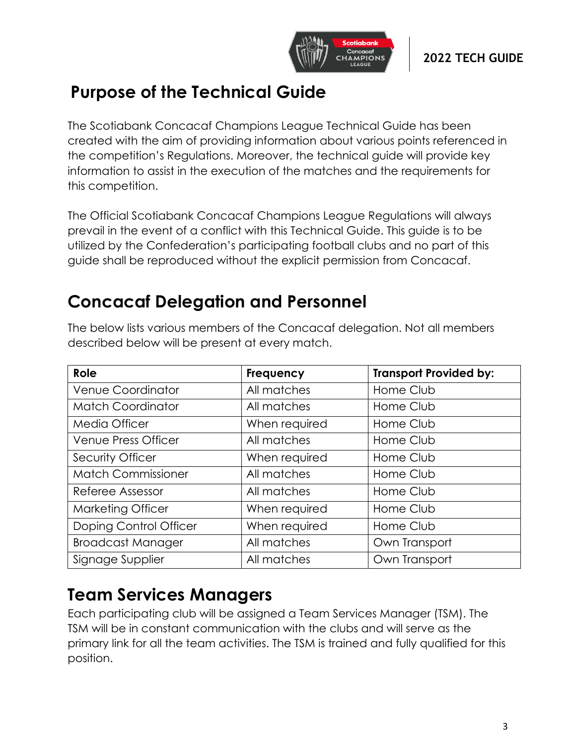## Purpose of the Technical Guide

The Scotiabank Concacaf Champions League Technical Guide has been created with the aim of providing information about various points referenced in the competition's Regulations. Moreover, the technical guide will provide key information to assist in the execution of the matches and the requirements for this competition.

The Official Scotiabank Concacaf Champions League Regulations will always prevail in the event of a conflict with this Technical Guide. This guide is to be utilized by the Confederation's participating football clubs and no part of this guide shall be reproduced without the explicit permission from Concacaf.

## Concacaf Delegation and Personnel

The below lists various members of the Concacaf delegation. Not all members described below will be present at every match.

| Role | Frequency | Transport Provided by: |
|---|---|---|
| Venue Coordinator | All matches | Home Club |
| Match Coordinator | All matches | Home Club |
| Media Officer | When required | Home Club |
| Venue Press Officer | All matches | Home Club |
| Security Officer | When required | Home Club |
| Match Commissioner | All matches | Home Club |
| Referee Assessor | All matches | Home Club |
| Marketing Officer | When required | Home Club |
| Doping Control Officer | When required | Home Club |
| Broadcast Manager | All matches | Own Transport |
| Signage Supplier | All matches | Own Transport |

## Team Services Managers

Each participating club will be assigned a Team Services Manager (TSM). The TSM will be in constant communication with the clubs and will serve as the primary link for all the team activities. The TSM is trained and fully qualified for this position.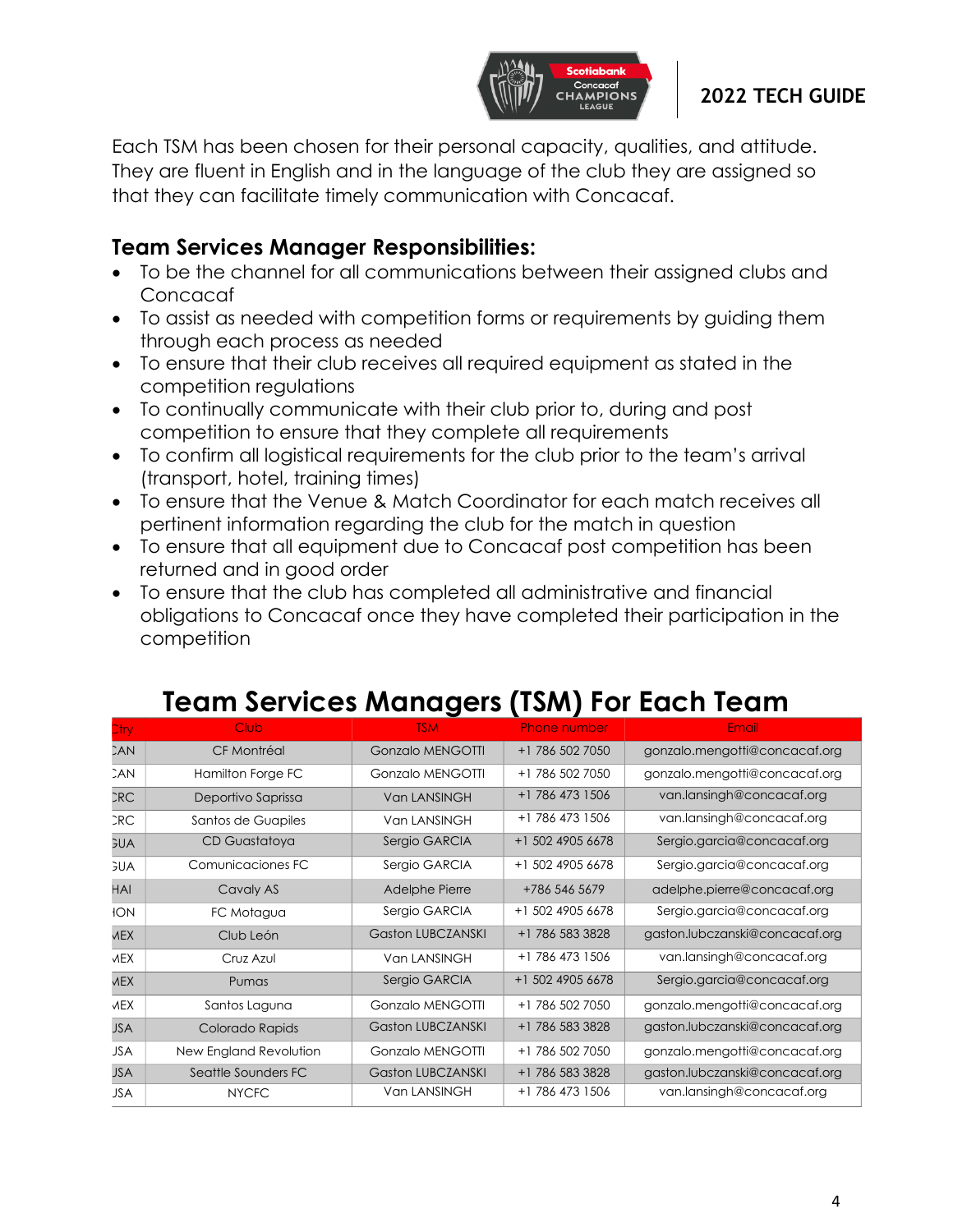Each TSM has been chosen for their personal capacity, qualities, and attitude. They are fluent in English and in the language of the club they are assigned so that they can facilitate timely communication with Concacaf.

### Team Services Manager Responsibilities:

- To be the channel for all communications between their assigned clubs and Concacaf
- To assist as needed with competition forms or requirements by guiding them through each process as needed
- To ensure that their club receives all required equipment as stated in the competition regulations
- To continually communicate with their club prior to, during and post competition to ensure that they complete all requirements
- To confirm all logistical requirements for the club prior to the team's arrival (transport, hotel, training times)
- To ensure that the Venue & Match Coordinator for each match receives all pertinent information regarding the club for the match in question
- To ensure that all equipment due to Concacaf post competition has been returned and in good order
- To ensure that the club has completed all administrative and financial obligations to Concacaf once they have completed their participation in the competition

## Team Services Managers (TSM) For Each Team

| Ctry | Club | TSM | Phone number | Email |
|---|---|---|---|---|
| CAN | CF Montréal | Gonzalo MENGOTTI | +1 786 502 7050 | gonzalo.mengotti@concacaf.org |
| CAN | Hamilton Forge FC | Gonzalo MENGOTTI | +1 786 502 7050 | gonzalo.mengotti@concacaf.org |
| CRC | Deportivo Saprissa | Van LANSINGH | +1 786 473 1506 | van.lansingh@concacaf.org |
| CRC | Santos de Guapiles | Van LANSINGH | +1 786 473 1506 | van.lansingh@concacaf.org |
| GUA | CD Guastatoya | Sergio GARCIA | +1 502 4905 6678 | Sergio.garcia@concacaf.org |
| GUA | Comunicaciones FC | Sergio GARCIA | +1 502 4905 6678 | Sergio.garcia@concacaf.org |
| HAI | Cavaly AS | Adelphe Pierre | +786 546 5679 | adelphe.pierre@concacaf.org |
| HON | FC Motagua | Sergio GARCIA | +1 502 4905 6678 | Sergio.garcia@concacaf.org |
| MEX | Club León | Gaston LUBCZANSKI | +1 786 583 3828 | gaston.lubczanski@concacaf.org |
| MEX | Cruz Azul | Van LANSINGH | +1 786 473 1506 | van.lansingh@concacaf.org |
| MEX | Pumas | Sergio GARCIA | +1 502 4905 6678 | Sergio.garcia@concacaf.org |
| MEX | Santos Laguna | Gonzalo MENGOTTI | +1 786 502 7050 | gonzalo.mengotti@concacaf.org |
| USA | Colorado Rapids | Gaston LUBCZANSKI | +1 786 583 3828 | gaston.lubczanski@concacaf.org |
| USA | New England Revolution | Gonzalo MENGOTTI | +1 786 502 7050 | gonzalo.mengotti@concacaf.org |
| USA | Seattle Sounders FC | Gaston LUBCZANSKI | +1 786 583 3828 | gaston.lubczanski@concacaf.org |
| USA | NYCFC | Van LANSINGH | +1 786 473 1506 | van.lansingh@concacaf.org |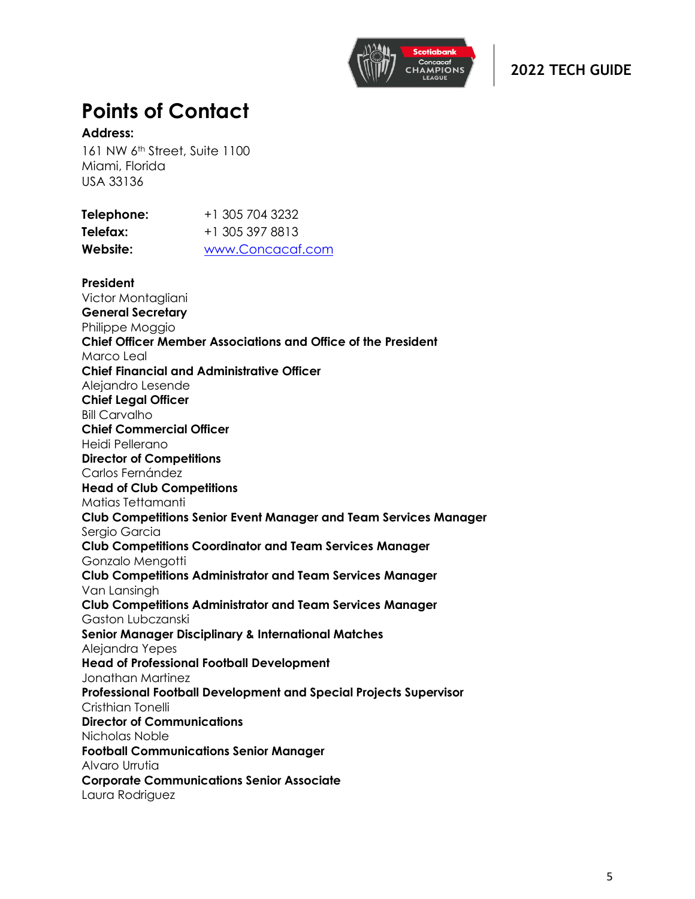# Points of Contact

**Address:**

161 NW 6th Street, Suite 1100
Miami, Florida
USA 33136

| | |
|---|---|
| **Telephone:** | +1 305 704 3232 |
| **Telefax:** | +1 305 397 8813 |
| **Website:** | www.Concacaf.com |

**President**
Victor Montagliani
**General Secretary**
Philippe Moggio
**Chief Officer Member Associations and Office of the President**
Marco Leal
**Chief Financial and Administrative Officer**
Alejandro Lesende
**Chief Legal Officer**
Bill Carvalho
**Chief Commercial Officer**
Heidi Pellerano
**Director of Competitions**
Carlos Fernández
**Head of Club Competitions**
Matias Tettamanti
**Club Competitions Senior Event Manager and Team Services Manager**
Sergio Garcia
**Club Competitions Coordinator and Team Services Manager**
Gonzalo Mengotti
**Club Competitions Administrator and Team Services Manager**
Van Lansingh
**Club Competitions Administrator and Team Services Manager**
Gaston Lubczanski
**Senior Manager Disciplinary & International Matches**
Alejandra Yepes
**Head of Professional Football Development**
Jonathan Martinez
**Professional Football Development and Special Projects Supervisor**
Cristhian Tonelli
**Director of Communications**
Nicholas Noble
**Football Communications Senior Manager**
Alvaro Urrutia
**Corporate Communications Senior Associate**
Laura Rodriguez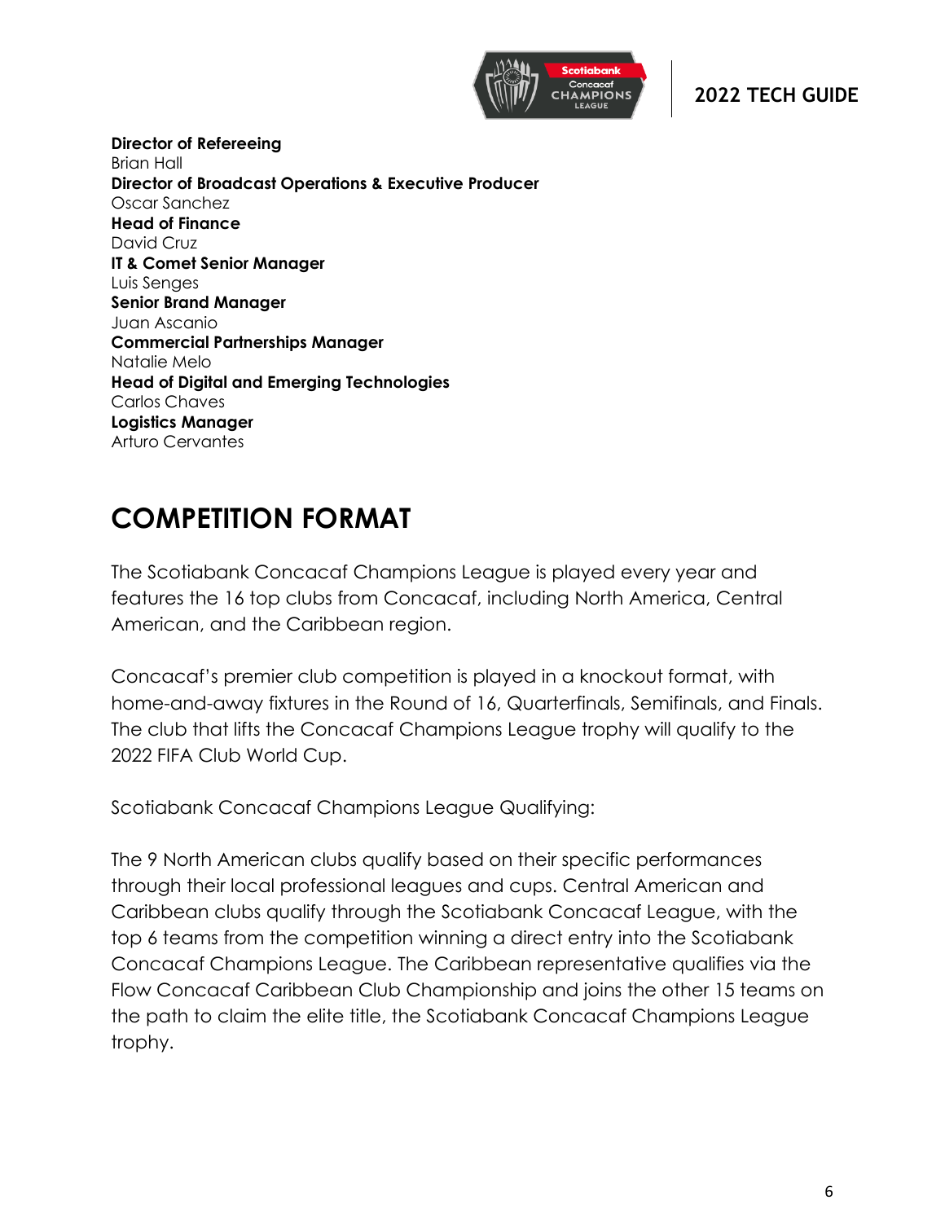**Director of Refereeing**
Brian Hall
**Director of Broadcast Operations & Executive Producer**
Oscar Sanchez
**Head of Finance**
David Cruz
**IT & Comet Senior Manager**
Luis Senges
**Senior Brand Manager**
Juan Ascanio
**Commercial Partnerships Manager**
Natalie Melo
**Head of Digital and Emerging Technologies**
Carlos Chaves
**Logistics Manager**
Arturo Cervantes

# COMPETITION FORMAT

The Scotiabank Concacaf Champions League is played every year and features the 16 top clubs from Concacaf, including North America, Central American, and the Caribbean region.

Concacaf's premier club competition is played in a knockout format, with home-and-away fixtures in the Round of 16, Quarterfinals, Semifinals, and Finals. The club that lifts the Concacaf Champions League trophy will qualify to the 2022 FIFA Club World Cup.

Scotiabank Concacaf Champions League Qualifying:

The 9 North American clubs qualify based on their specific performances through their local professional leagues and cups. Central American and Caribbean clubs qualify through the Scotiabank Concacaf League, with the top 6 teams from the competition winning a direct entry into the Scotiabank Concacaf Champions League. The Caribbean representative qualifies via the Flow Concacaf Caribbean Club Championship and joins the other 15 teams on the path to claim the elite title, the Scotiabank Concacaf Champions League trophy.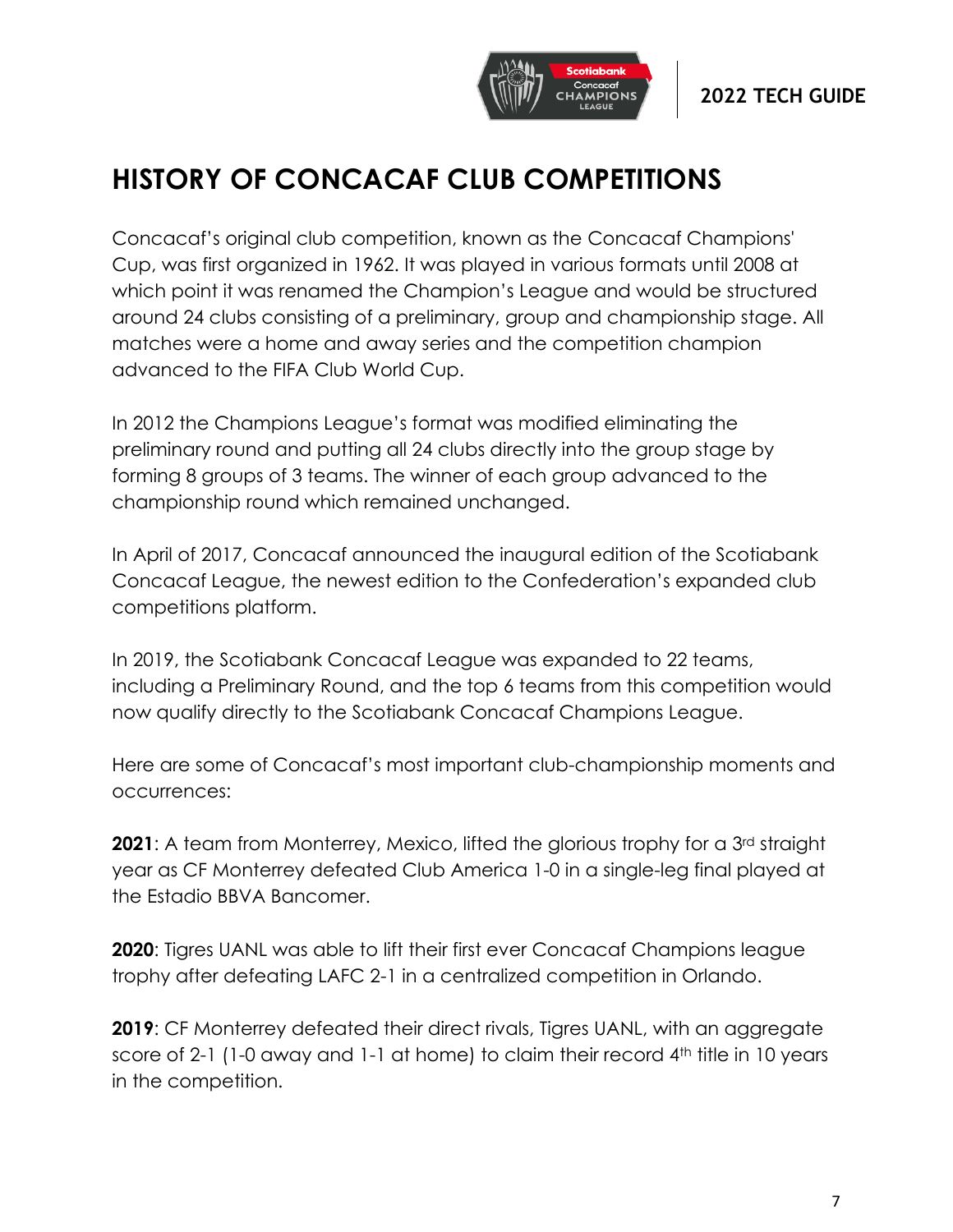# HISTORY OF CONCACAF CLUB COMPETITIONS

Concacaf's original club competition, known as the Concacaf Champions' Cup, was first organized in 1962. It was played in various formats until 2008 at which point it was renamed the Champion's League and would be structured around 24 clubs consisting of a preliminary, group and championship stage. All matches were a home and away series and the competition champion advanced to the FIFA Club World Cup.

In 2012 the Champions League's format was modified eliminating the preliminary round and putting all 24 clubs directly into the group stage by forming 8 groups of 3 teams. The winner of each group advanced to the championship round which remained unchanged.

In April of 2017, Concacaf announced the inaugural edition of the Scotiabank Concacaf League, the newest edition to the Confederation's expanded club competitions platform.

In 2019, the Scotiabank Concacaf League was expanded to 22 teams, including a Preliminary Round, and the top 6 teams from this competition would now qualify directly to the Scotiabank Concacaf Champions League.

Here are some of Concacaf's most important club-championship moments and occurrences:

**2021**: A team from Monterrey, Mexico, lifted the glorious trophy for a 3rd straight year as CF Monterrey defeated Club America 1-0 in a single-leg final played at the Estadio BBVA Bancomer.

**2020**: Tigres UANL was able to lift their first ever Concacaf Champions league trophy after defeating LAFC 2-1 in a centralized competition in Orlando.

**2019**: CF Monterrey defeated their direct rivals, Tigres UANL, with an aggregate score of 2-1 (1-0 away and 1-1 at home) to claim their record 4th title in 10 years in the competition.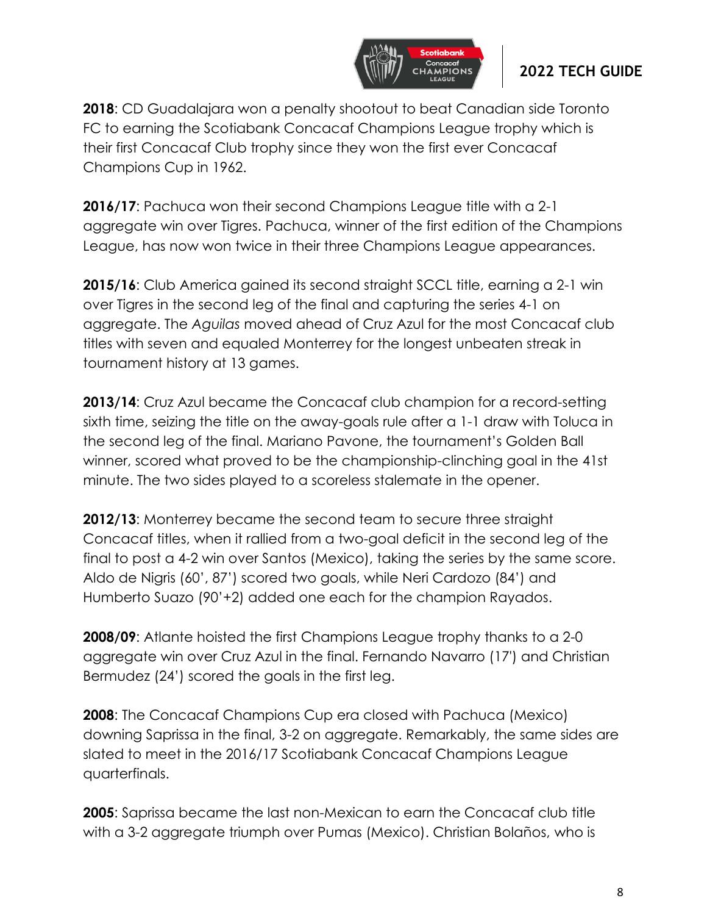**2018**: CD Guadalajara won a penalty shootout to beat Canadian side Toronto FC to earning the Scotiabank Concacaf Champions League trophy which is their first Concacaf Club trophy since they won the first ever Concacaf Champions Cup in 1962.

**2016/17**: Pachuca won their second Champions League title with a 2-1 aggregate win over Tigres. Pachuca, winner of the first edition of the Champions League, has now won twice in their three Champions League appearances.

**2015/16**: Club America gained its second straight SCCL title, earning a 2-1 win over Tigres in the second leg of the final and capturing the series 4-1 on aggregate. The *Aguilas* moved ahead of Cruz Azul for the most Concacaf club titles with seven and equaled Monterrey for the longest unbeaten streak in tournament history at 13 games.

**2013/14**: Cruz Azul became the Concacaf club champion for a record-setting sixth time, seizing the title on the away-goals rule after a 1-1 draw with Toluca in the second leg of the final. Mariano Pavone, the tournament's Golden Ball winner, scored what proved to be the championship-clinching goal in the 41st minute. The two sides played to a scoreless stalemate in the opener.

**2012/13**: Monterrey became the second team to secure three straight Concacaf titles, when it rallied from a two-goal deficit in the second leg of the final to post a 4-2 win over Santos (Mexico), taking the series by the same score. Aldo de Nigris (60', 87') scored two goals, while Neri Cardozo (84') and Humberto Suazo (90'+2) added one each for the champion Rayados.

**2008/09**: Atlante hoisted the first Champions League trophy thanks to a 2-0 aggregate win over Cruz Azul in the final. Fernando Navarro (17') and Christian Bermudez (24') scored the goals in the first leg.

**2008**: The Concacaf Champions Cup era closed with Pachuca (Mexico) downing Saprissa in the final, 3-2 on aggregate. Remarkably, the same sides are slated to meet in the 2016/17 Scotiabank Concacaf Champions League quarterfinals.

**2005**: Saprissa became the last non-Mexican to earn the Concacaf club title with a 3-2 aggregate triumph over Pumas (Mexico). Christian Bolaños, who is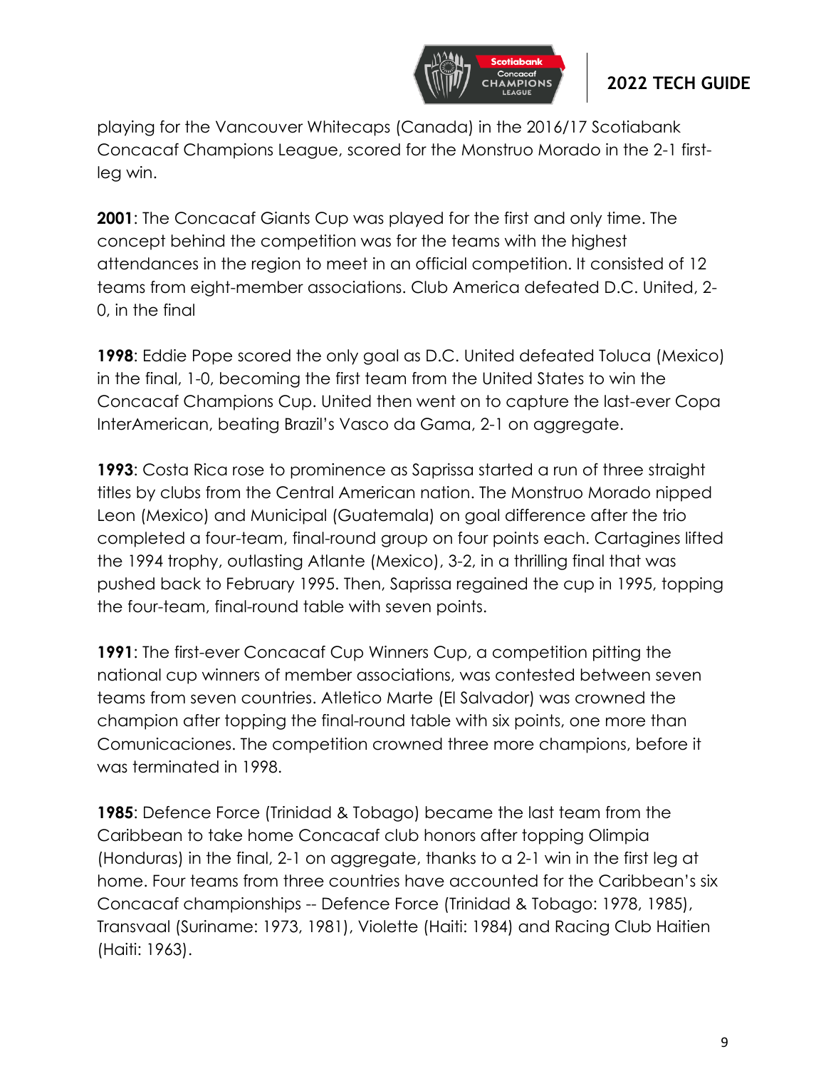playing for the Vancouver Whitecaps (Canada) in the 2016/17 Scotiabank Concacaf Champions League, scored for the Monstruo Morado in the 2-1 first-leg win.

**2001**: The Concacaf Giants Cup was played for the first and only time. The concept behind the competition was for the teams with the highest attendances in the region to meet in an official competition. It consisted of 12 teams from eight-member associations. Club America defeated D.C. United, 2-0, in the final

**1998**: Eddie Pope scored the only goal as D.C. United defeated Toluca (Mexico) in the final, 1-0, becoming the first team from the United States to win the Concacaf Champions Cup. United then went on to capture the last-ever Copa InterAmerican, beating Brazil's Vasco da Gama, 2-1 on aggregate.

**1993**: Costa Rica rose to prominence as Saprissa started a run of three straight titles by clubs from the Central American nation. The Monstruo Morado nipped Leon (Mexico) and Municipal (Guatemala) on goal difference after the trio completed a four-team, final-round group on four points each. Cartagines lifted the 1994 trophy, outlasting Atlante (Mexico), 3-2, in a thrilling final that was pushed back to February 1995. Then, Saprissa regained the cup in 1995, topping the four-team, final-round table with seven points.

**1991**: The first-ever Concacaf Cup Winners Cup, a competition pitting the national cup winners of member associations, was contested between seven teams from seven countries. Atletico Marte (El Salvador) was crowned the champion after topping the final-round table with six points, one more than Comunicaciones. The competition crowned three more champions, before it was terminated in 1998.

**1985**: Defence Force (Trinidad & Tobago) became the last team from the Caribbean to take home Concacaf club honors after topping Olimpia (Honduras) in the final, 2-1 on aggregate, thanks to a 2-1 win in the first leg at home. Four teams from three countries have accounted for the Caribbean's six Concacaf championships -- Defence Force (Trinidad & Tobago: 1978, 1985), Transvaal (Suriname: 1973, 1981), Violette (Haiti: 1984) and Racing Club Haitien (Haiti: 1963).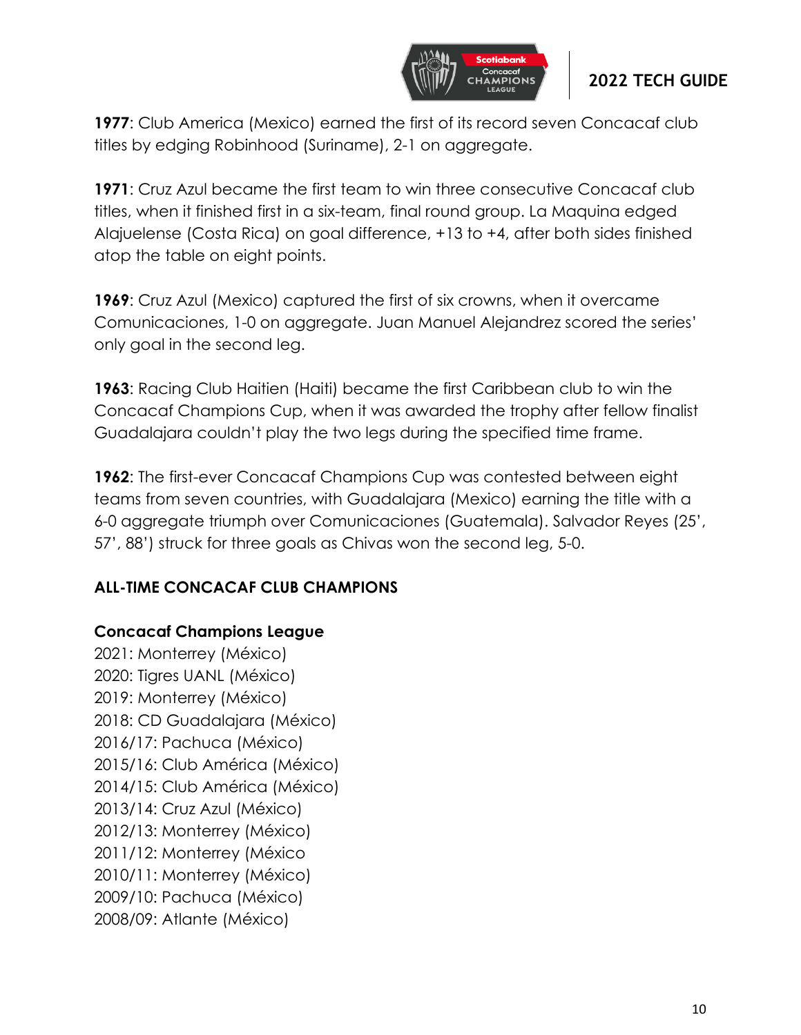**1977**: Club America (Mexico) earned the first of its record seven Concacaf club titles by edging Robinhood (Suriname), 2-1 on aggregate.

**1971**: Cruz Azul became the first team to win three consecutive Concacaf club titles, when it finished first in a six-team, final round group. La Maquina edged Alajuelense (Costa Rica) on goal difference, +13 to +4, after both sides finished atop the table on eight points.

**1969**: Cruz Azul (Mexico) captured the first of six crowns, when it overcame Comunicaciones, 1-0 on aggregate. Juan Manuel Alejandrez scored the series' only goal in the second leg.

**1963**: Racing Club Haitien (Haiti) became the first Caribbean club to win the Concacaf Champions Cup, when it was awarded the trophy after fellow finalist Guadalajara couldn't play the two legs during the specified time frame.

**1962**: The first-ever Concacaf Champions Cup was contested between eight teams from seven countries, with Guadalajara (Mexico) earning the title with a 6-0 aggregate triumph over Comunicaciones (Guatemala). Salvador Reyes (25', 57', 88') struck for three goals as Chivas won the second leg, 5-0.

## ALL-TIME CONCACAF CLUB CHAMPIONS

### Concacaf Champions League

2021: Monterrey (México)
2020: Tigres UANL (México)
2019: Monterrey (México)
2018: CD Guadalajara (México)
2016/17: Pachuca (México)
2015/16: Club América (México)
2014/15: Club América (México)
2013/14: Cruz Azul (México)
2012/13: Monterrey (México)
2011/12: Monterrey (México
2010/11: Monterrey (México)
2009/10: Pachuca (México)
2008/09: Atlante (México)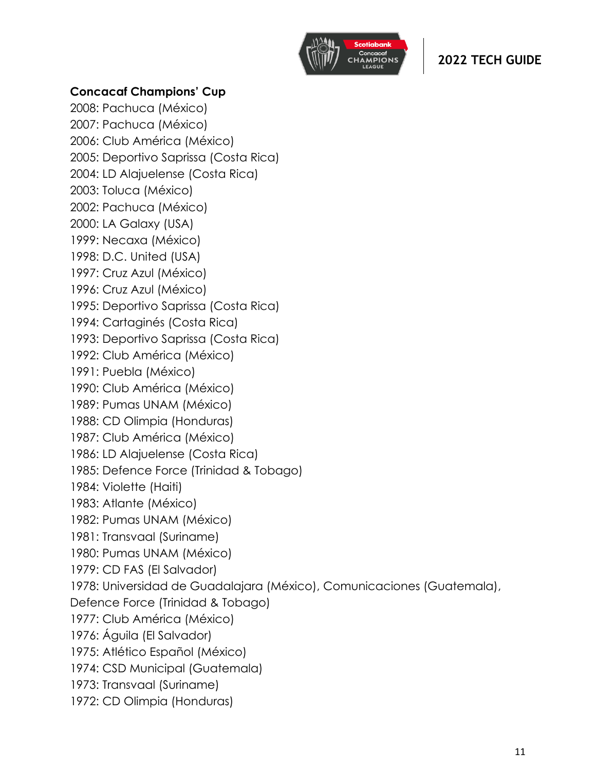**Concacaf Champions' Cup**

2008: Pachuca (México)
2007: Pachuca (México)
2006: Club América (México)
2005: Deportivo Saprissa (Costa Rica)
2004: LD Alajuelense (Costa Rica)
2003: Toluca (México)
2002: Pachuca (México)
2000: LA Galaxy (USA)
1999: Necaxa (México)
1998: D.C. United (USA)
1997: Cruz Azul (México)
1996: Cruz Azul (México)
1995: Deportivo Saprissa (Costa Rica)
1994: Cartaginés (Costa Rica)
1993: Deportivo Saprissa (Costa Rica)
1992: Club América (México)
1991: Puebla (México)
1990: Club América (México)
1989: Pumas UNAM (México)
1988: CD Olimpia (Honduras)
1987: Club América (México)
1986: LD Alajuelense (Costa Rica)
1985: Defence Force (Trinidad & Tobago)
1984: Violette (Haiti)
1983: Atlante (México)
1982: Pumas UNAM (México)
1981: Transvaal (Suriname)
1980: Pumas UNAM (México)
1979: CD FAS (El Salvador)
1978: Universidad de Guadalajara (México), Comunicaciones (Guatemala), Defence Force (Trinidad & Tobago)
1977: Club América (México)
1976: Águila (El Salvador)
1975: Atlético Español (México)
1974: CSD Municipal (Guatemala)
1973: Transvaal (Suriname)
1972: CD Olimpia (Honduras)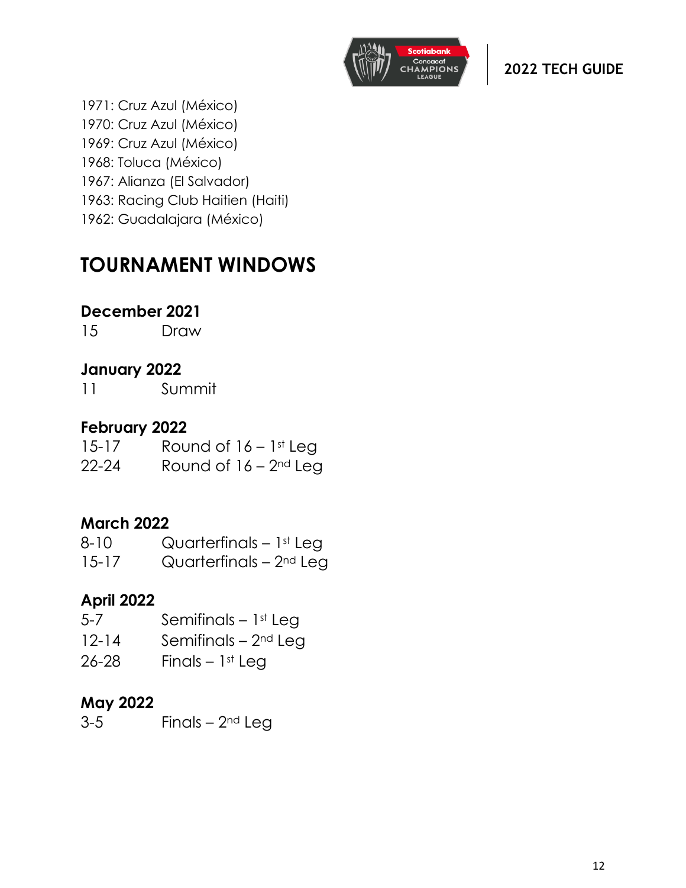1971: Cruz Azul (México)
1970: Cruz Azul (México)
1969: Cruz Azul (México)
1968: Toluca (México)
1967: Alianza (El Salvador)
1963: Racing Club Haitien (Haiti)
1962: Guadalajara (México)

## TOURNAMENT WINDOWS

**December 2021**

15 Draw

**January 2022**

11 Summit

**February 2022**

15-17 Round of 16 – 1st Leg
22-24 Round of 16 – 2nd Leg

**March 2022**

8-10 Quarterfinals – 1st Leg
15-17 Quarterfinals – 2nd Leg

**April 2022**

5-7 Semifinals – 1st Leg
12-14 Semifinals – 2nd Leg
26-28 Finals – 1st Leg

**May 2022**

3-5 Finals – 2nd Leg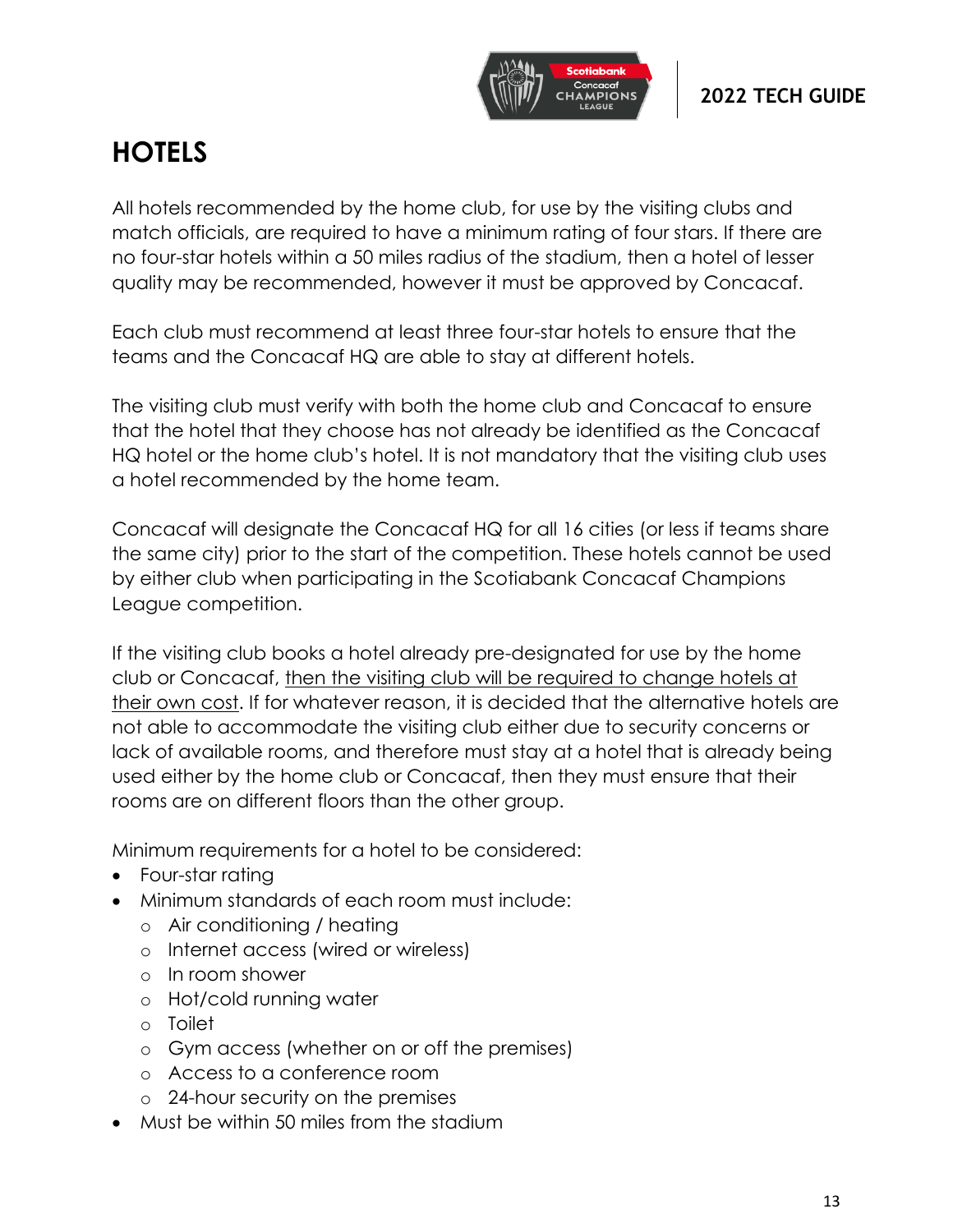# HOTELS

All hotels recommended by the home club, for use by the visiting clubs and match officials, are required to have a minimum rating of four stars. If there are no four-star hotels within a 50 miles radius of the stadium, then a hotel of lesser quality may be recommended, however it must be approved by Concacaf.

Each club must recommend at least three four-star hotels to ensure that the teams and the Concacaf HQ are able to stay at different hotels.

The visiting club must verify with both the home club and Concacaf to ensure that the hotel that they choose has not already be identified as the Concacaf HQ hotel or the home club's hotel. It is not mandatory that the visiting club uses a hotel recommended by the home team.

Concacaf will designate the Concacaf HQ for all 16 cities (or less if teams share the same city) prior to the start of the competition. These hotels cannot be used by either club when participating in the Scotiabank Concacaf Champions League competition.

If the visiting club books a hotel already pre-designated for use by the home club or Concacaf, <u>then the visiting club will be required to change hotels at their own cost</u>. If for whatever reason, it is decided that the alternative hotels are not able to accommodate the visiting club either due to security concerns or lack of available rooms, and therefore must stay at a hotel that is already being used either by the home club or Concacaf, then they must ensure that their rooms are on different floors than the other group.

Minimum requirements for a hotel to be considered:

- Four-star rating
- Minimum standards of each room must include:
  - Air conditioning / heating
  - Internet access (wired or wireless)
  - In room shower
  - Hot/cold running water
  - Toilet
  - Gym access (whether on or off the premises)
  - Access to a conference room
  - 24-hour security on the premises
- Must be within 50 miles from the stadium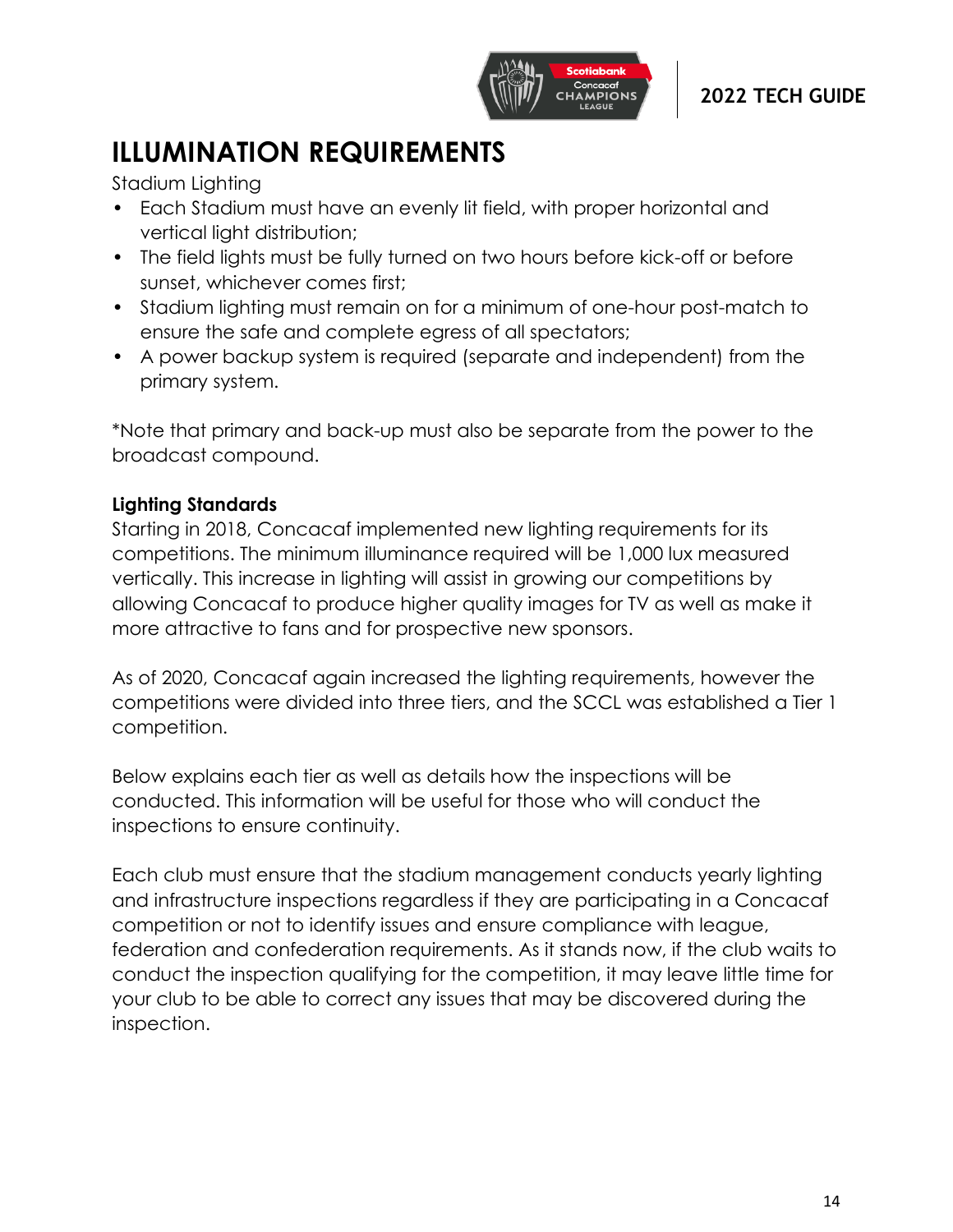# ILLUMINATION REQUIREMENTS

Stadium Lighting

- Each Stadium must have an evenly lit field, with proper horizontal and vertical light distribution;
- The field lights must be fully turned on two hours before kick-off or before sunset, whichever comes first;
- Stadium lighting must remain on for a minimum of one-hour post-match to ensure the safe and complete egress of all spectators;
- A power backup system is required (separate and independent) from the primary system.

*Note that primary and back-up must also be separate from the power to the broadcast compound.

**Lighting Standards**

Starting in 2018, Concacaf implemented new lighting requirements for its competitions. The minimum illuminance required will be 1,000 lux measured vertically. This increase in lighting will assist in growing our competitions by allowing Concacaf to produce higher quality images for TV as well as make it more attractive to fans and for prospective new sponsors.

As of 2020, Concacaf again increased the lighting requirements, however the competitions were divided into three tiers, and the SCCL was established a Tier 1 competition.

Below explains each tier as well as details how the inspections will be conducted. This information will be useful for those who will conduct the inspections to ensure continuity.

Each club must ensure that the stadium management conducts yearly lighting and infrastructure inspections regardless if they are participating in a Concacaf competition or not to identify issues and ensure compliance with league, federation and confederation requirements. As it stands now, if the club waits to conduct the inspection qualifying for the competition, it may leave little time for your club to be able to correct any issues that may be discovered during the inspection.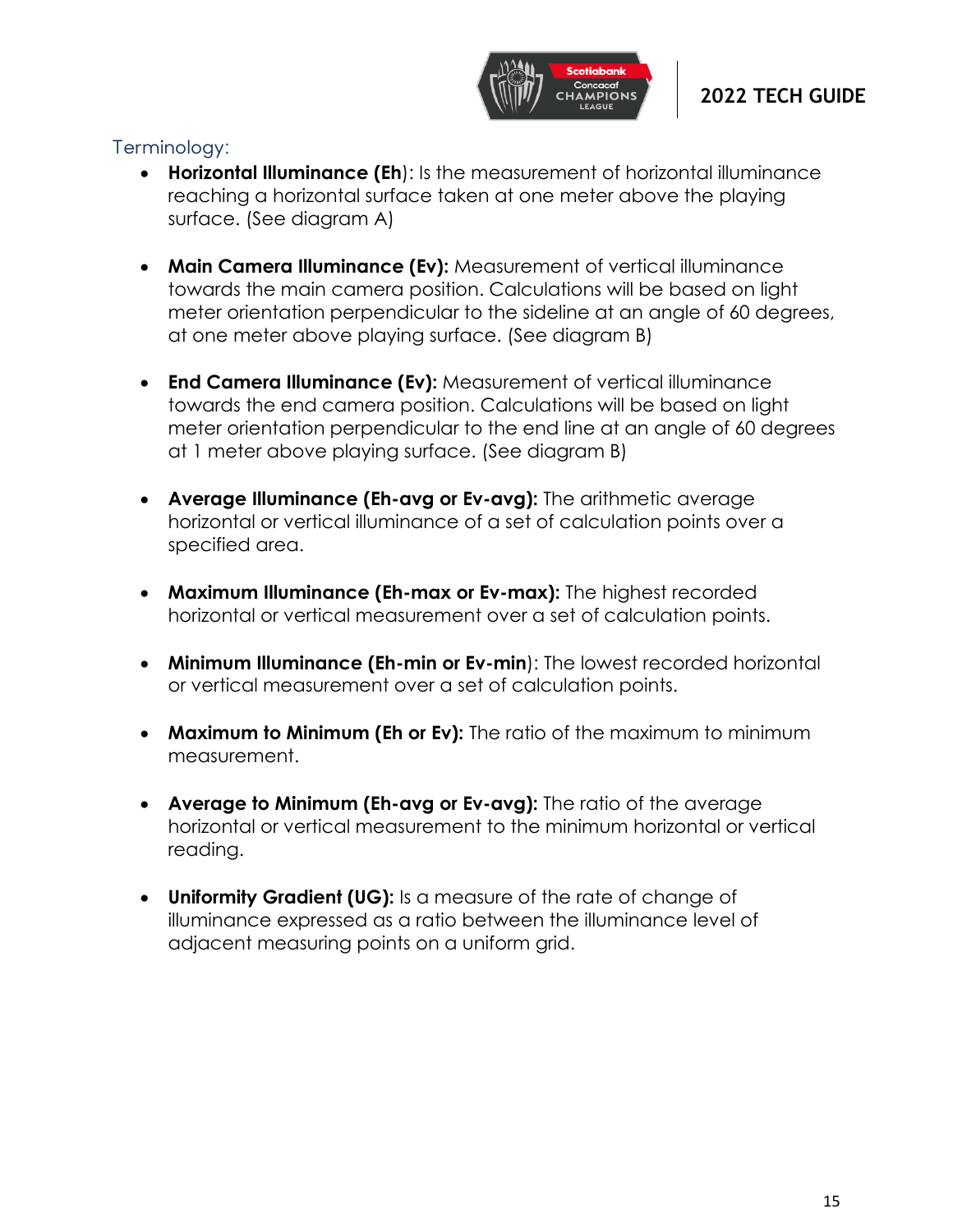Terminology:

- **Horizontal Illuminance (Eh)**: Is the measurement of horizontal illuminance reaching a horizontal surface taken at one meter above the playing surface. (See diagram A)

- **Main Camera Illuminance (Ev):** Measurement of vertical illuminance towards the main camera position. Calculations will be based on light meter orientation perpendicular to the sideline at an angle of 60 degrees, at one meter above playing surface. (See diagram B)

- **End Camera Illuminance (Ev):** Measurement of vertical illuminance towards the end camera position. Calculations will be based on light meter orientation perpendicular to the end line at an angle of 60 degrees at 1 meter above playing surface. (See diagram B)

- **Average Illuminance (Eh-avg or Ev-avg):** The arithmetic average horizontal or vertical illuminance of a set of calculation points over a specified area.

- **Maximum Illuminance (Eh-max or Ev-max):** The highest recorded horizontal or vertical measurement over a set of calculation points.

- **Minimum Illuminance (Eh-min or Ev-min)**: The lowest recorded horizontal or vertical measurement over a set of calculation points.

- **Maximum to Minimum (Eh or Ev):** The ratio of the maximum to minimum measurement.

- **Average to Minimum (Eh-avg or Ev-avg):** The ratio of the average horizontal or vertical measurement to the minimum horizontal or vertical reading.

- **Uniformity Gradient (UG):** Is a measure of the rate of change of illuminance expressed as a ratio between the illuminance level of adjacent measuring points on a uniform grid.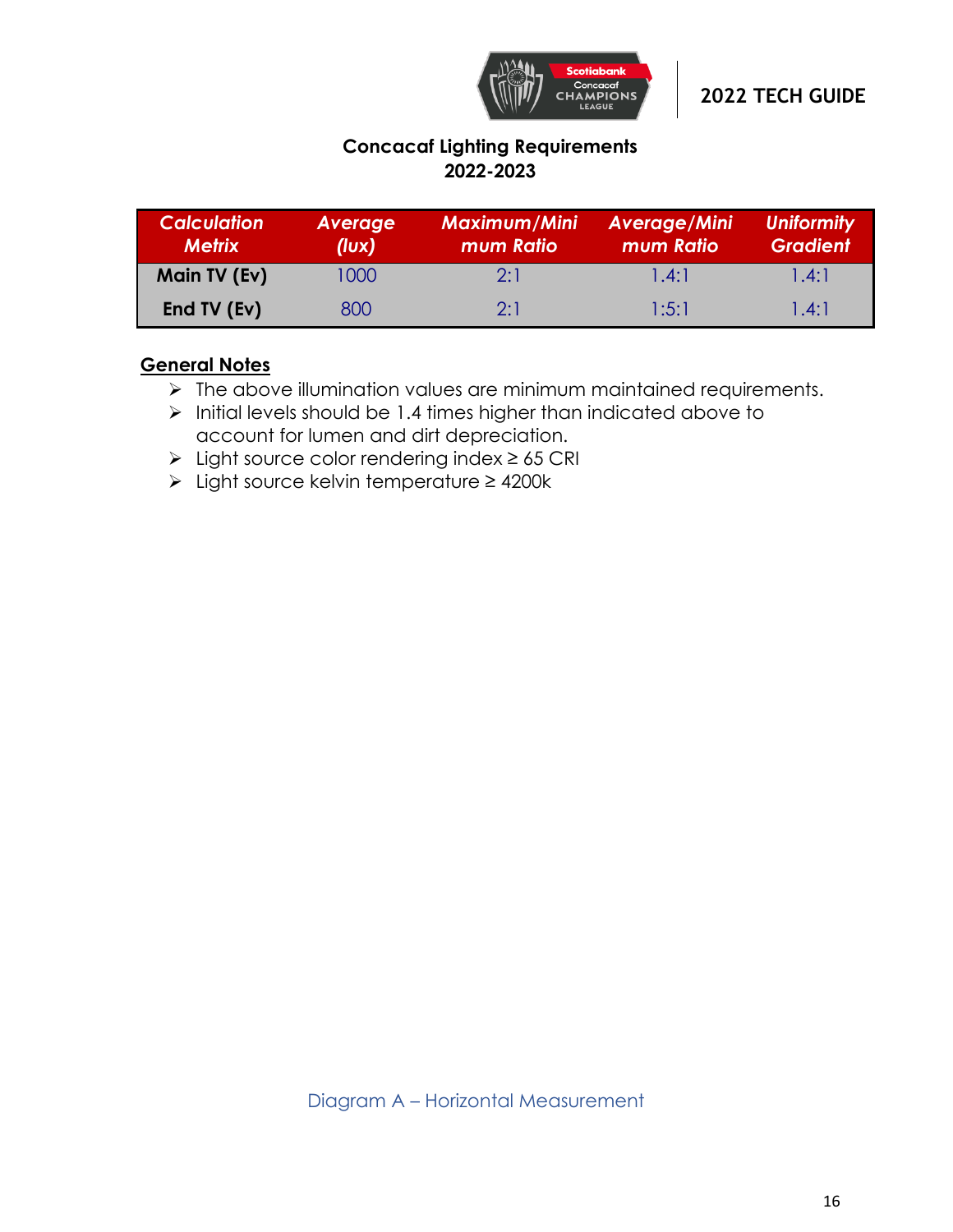## Concacaf Lighting Requirements
## 2022-2023

| *Calculation Metrix* | *Average (lux)* | *Maximum/Minimum Ratio* | *Average/Minimum Ratio* | *Uniformity Gradient* |
|---|---|---|---|---|
| **Main TV (Ev)** | 1000 | 2:1 | 1.4:1 | 1.4:1 |
| **End TV (Ev)** | 800 | 2:1 | 1:5:1 | 1.4:1 |

**General Notes**

- The above illumination values are minimum maintained requirements.
- Initial levels should be 1.4 times higher than indicated above to account for lumen and dirt depreciation.
- Light source color rendering index ≥ 65 CRI
- Light source kelvin temperature ≥ 4200k

Diagram A – Horizontal Measurement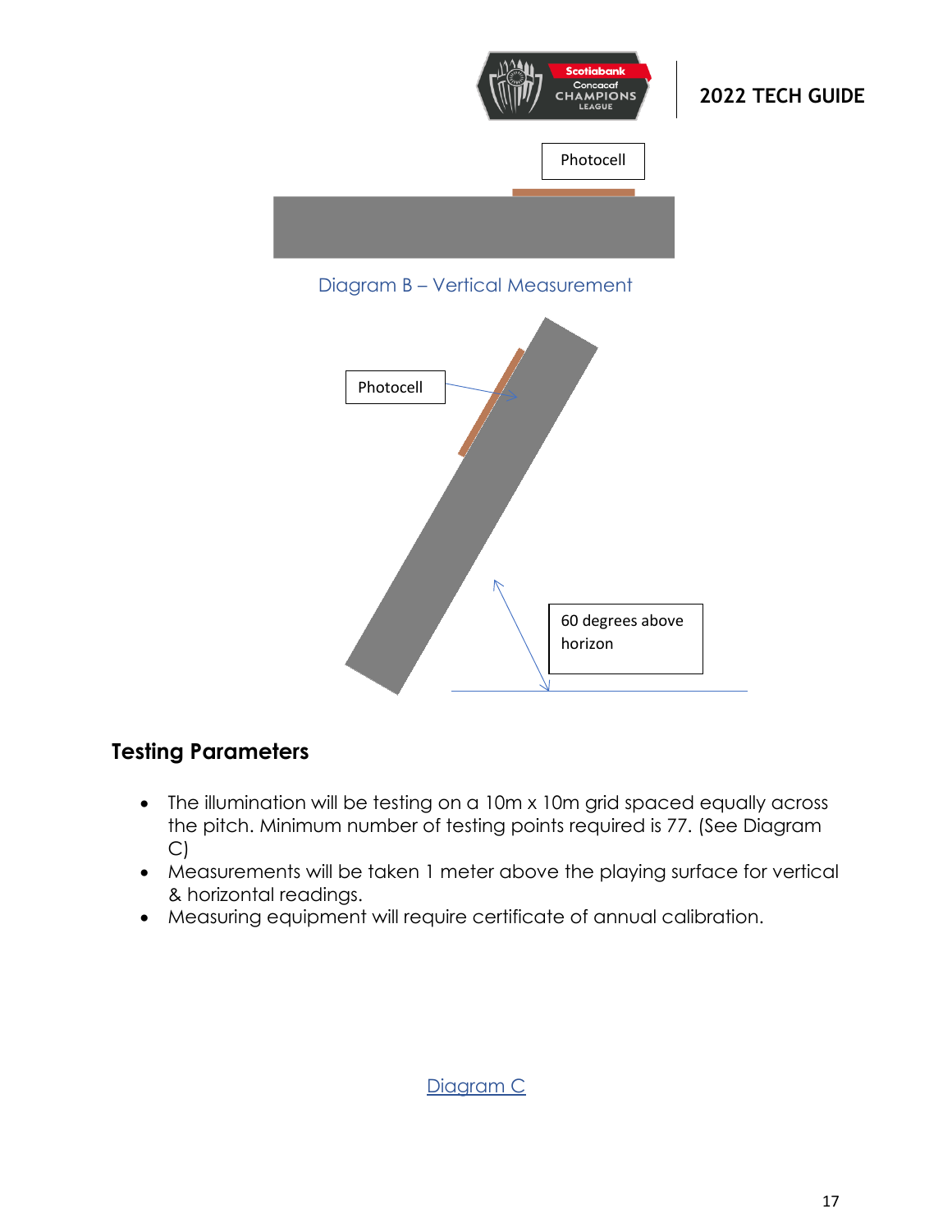Photocell

Diagram B – Vertical Measurement

Photocell

60 degrees above horizon

## Testing Parameters

- The illumination will be testing on a 10m x 10m grid spaced equally across the pitch. Minimum number of testing points required is 77. (See Diagram C)
- Measurements will be taken 1 meter above the playing surface for vertical & horizontal readings.
- Measuring equipment will require certificate of annual calibration.

Diagram C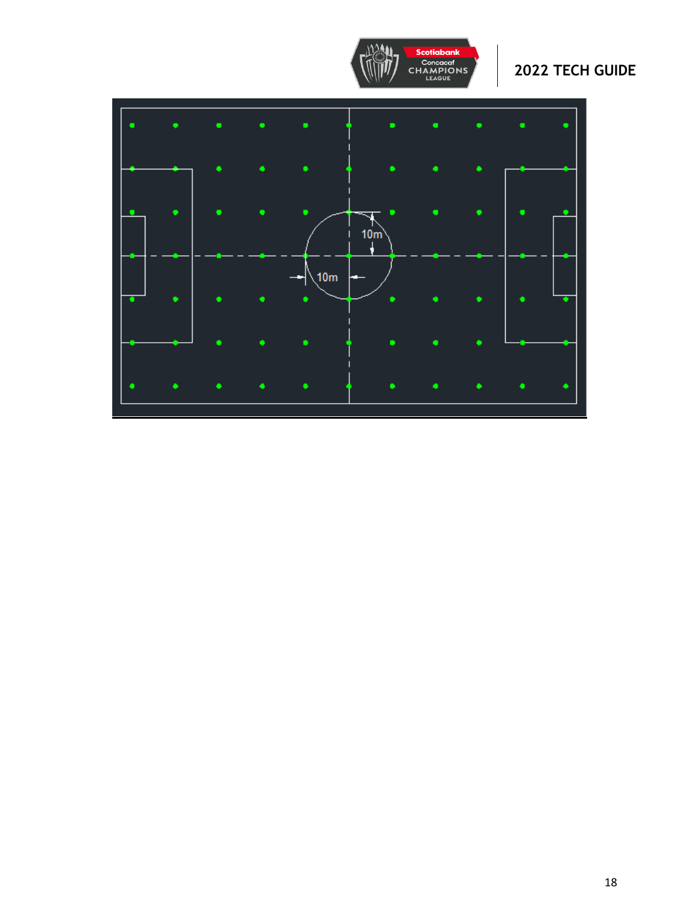10m

10m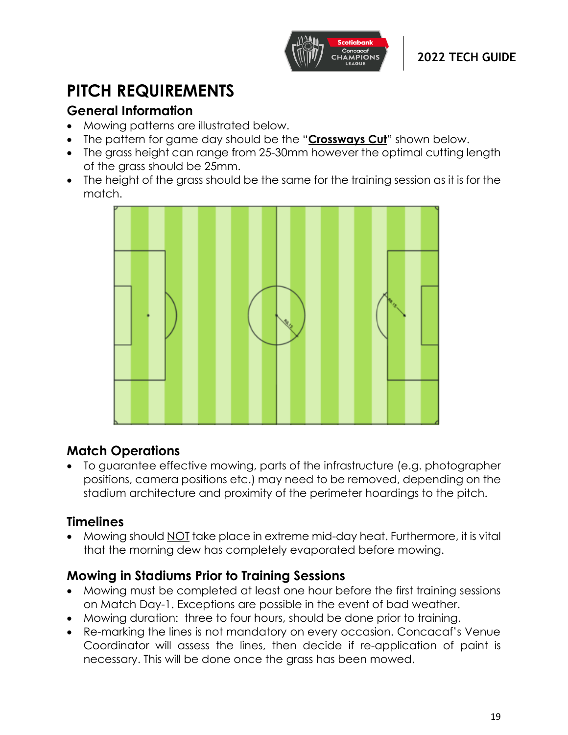# PITCH REQUIREMENTS

## General Information

- Mowing patterns are illustrated below.
- The pattern for game day should be the "**Crossways Cut**" shown below.
- The grass height can range from 25-30mm however the optimal cutting length of the grass should be 25mm.
- The height of the grass should be the same for the training session as it is for the match.

## Match Operations

- To guarantee effective mowing, parts of the infrastructure (e.g. photographer positions, camera positions etc.) may need to be removed, depending on the stadium architecture and proximity of the perimeter hoardings to the pitch.

## Timelines

- Mowing should NOT take place in extreme mid-day heat. Furthermore, it is vital that the morning dew has completely evaporated before mowing.

## Mowing in Stadiums Prior to Training Sessions

- Mowing must be completed at least one hour before the first training sessions on Match Day-1. Exceptions are possible in the event of bad weather.
- Mowing duration: three to four hours, should be done prior to training.
- Re-marking the lines is not mandatory on every occasion. Concacaf's Venue Coordinator will assess the lines, then decide if re-application of paint is necessary. This will be done once the grass has been mowed.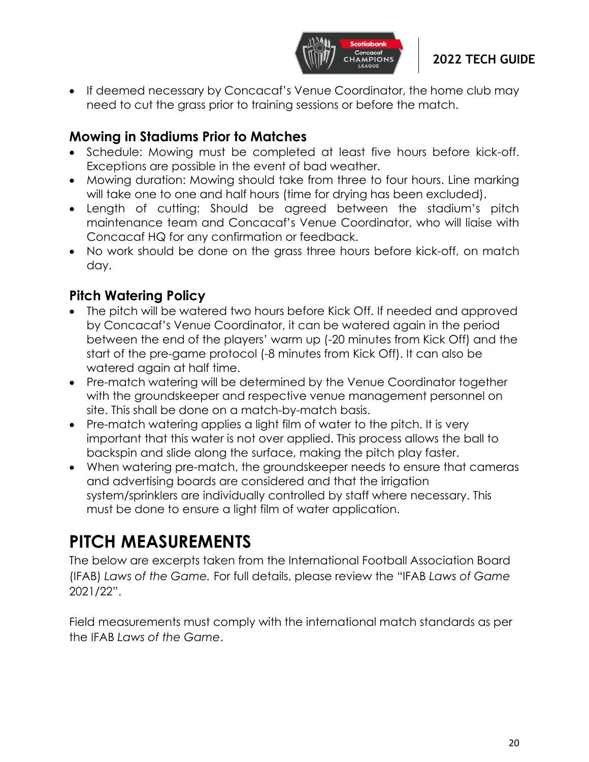- If deemed necessary by Concacaf's Venue Coordinator, the home club may need to cut the grass prior to training sessions or before the match.

### Mowing in Stadiums Prior to Matches

- Schedule: Mowing must be completed at least five hours before kick-off. Exceptions are possible in the event of bad weather.
- Mowing duration: Mowing should take from three to four hours. Line marking will take one to one and half hours (time for drying has been excluded).
- Length of cutting: Should be agreed between the stadium's pitch maintenance team and Concacaf's Venue Coordinator, who will liaise with Concacaf HQ for any confirmation or feedback.
- No work should be done on the grass three hours before kick-off, on match day.

### Pitch Watering Policy

- The pitch will be watered two hours before Kick Off. If needed and approved by Concacaf's Venue Coordinator, it can be watered again in the period between the end of the players' warm up (-20 minutes from Kick Off) and the start of the pre-game protocol (-8 minutes from Kick Off). It can also be watered again at half time.
- Pre-match watering will be determined by the Venue Coordinator together with the groundskeeper and respective venue management personnel on site. This shall be done on a match-by-match basis.
- Pre-match watering applies a light film of water to the pitch. It is very important that this water is not over applied. This process allows the ball to backspin and slide along the surface, making the pitch play faster.
- When watering pre-match, the groundskeeper needs to ensure that cameras and advertising boards are considered and that the irrigation system/sprinklers are individually controlled by staff where necessary. This must be done to ensure a light film of water application.

# PITCH MEASUREMENTS

The below are excerpts taken from the International Football Association Board (IFAB) *Laws of the Game.* For full details, please review the "IFAB *Laws of Game* 2021/22".

Field measurements must comply with the international match standards as per the IFAB *Laws of the Game*.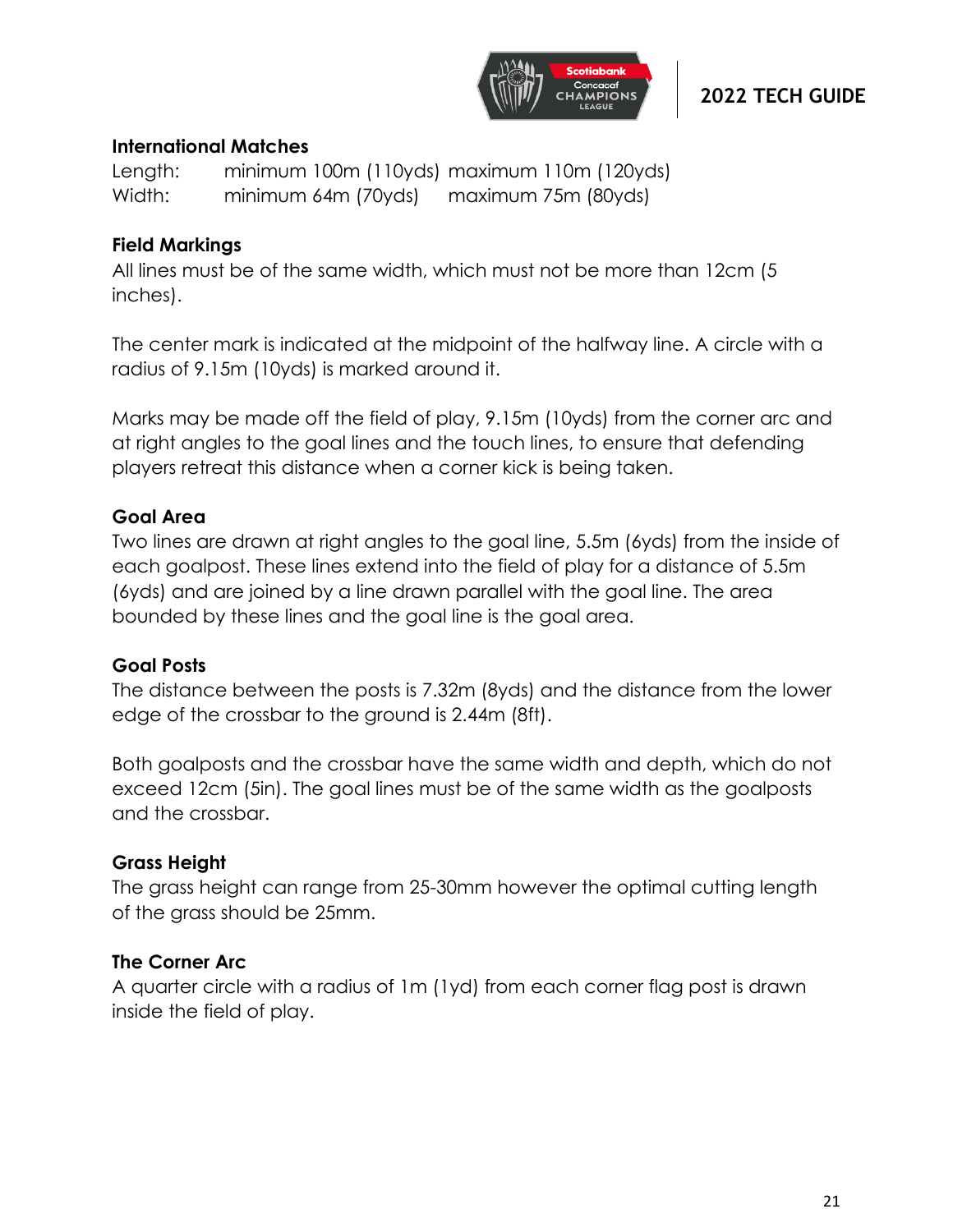**International Matches**

| | | |
|---|---|---|
| Length: | minimum 100m (110yds) | maximum 110m (120yds) |
| Width: | minimum 64m (70yds) | maximum 75m (80yds) |

**Field Markings**

All lines must be of the same width, which must not be more than 12cm (5 inches).

The center mark is indicated at the midpoint of the halfway line. A circle with a radius of 9.15m (10yds) is marked around it.

Marks may be made off the field of play, 9.15m (10yds) from the corner arc and at right angles to the goal lines and the touch lines, to ensure that defending players retreat this distance when a corner kick is being taken.

**Goal Area**

Two lines are drawn at right angles to the goal line, 5.5m (6yds) from the inside of each goalpost. These lines extend into the field of play for a distance of 5.5m (6yds) and are joined by a line drawn parallel with the goal line. The area bounded by these lines and the goal line is the goal area.

**Goal Posts**

The distance between the posts is 7.32m (8yds) and the distance from the lower edge of the crossbar to the ground is 2.44m (8ft).

Both goalposts and the crossbar have the same width and depth, which do not exceed 12cm (5in). The goal lines must be of the same width as the goalposts and the crossbar.

**Grass Height**

The grass height can range from 25-30mm however the optimal cutting length of the grass should be 25mm.

**The Corner Arc**

A quarter circle with a radius of 1m (1yd) from each corner flag post is drawn inside the field of play.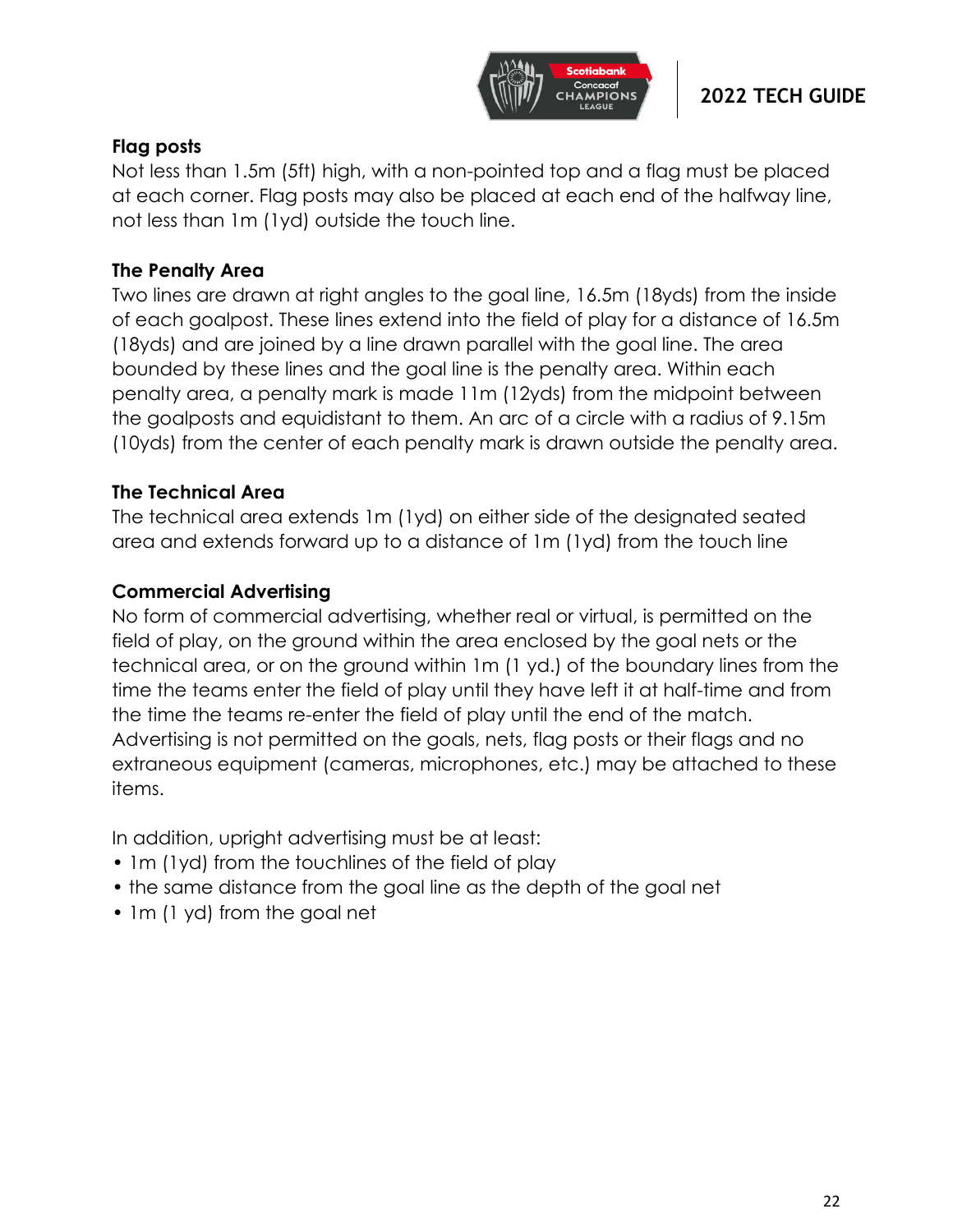### Flag posts

Not less than 1.5m (5ft) high, with a non-pointed top and a flag must be placed at each corner. Flag posts may also be placed at each end of the halfway line, not less than 1m (1yd) outside the touch line.

### The Penalty Area

Two lines are drawn at right angles to the goal line, 16.5m (18yds) from the inside of each goalpost. These lines extend into the field of play for a distance of 16.5m (18yds) and are joined by a line drawn parallel with the goal line. The area bounded by these lines and the goal line is the penalty area. Within each penalty area, a penalty mark is made 11m (12yds) from the midpoint between the goalposts and equidistant to them. An arc of a circle with a radius of 9.15m (10yds) from the center of each penalty mark is drawn outside the penalty area.

### The Technical Area

The technical area extends 1m (1yd) on either side of the designated seated area and extends forward up to a distance of 1m (1yd) from the touch line

### Commercial Advertising

No form of commercial advertising, whether real or virtual, is permitted on the field of play, on the ground within the area enclosed by the goal nets or the technical area, or on the ground within 1m (1 yd.) of the boundary lines from the time the teams enter the field of play until they have left it at half-time and from the time the teams re-enter the field of play until the end of the match. Advertising is not permitted on the goals, nets, flag posts or their flags and no extraneous equipment (cameras, microphones, etc.) may be attached to these items.

In addition, upright advertising must be at least:

- 1m (1yd) from the touchlines of the field of play
- the same distance from the goal line as the depth of the goal net
- 1m (1 yd) from the goal net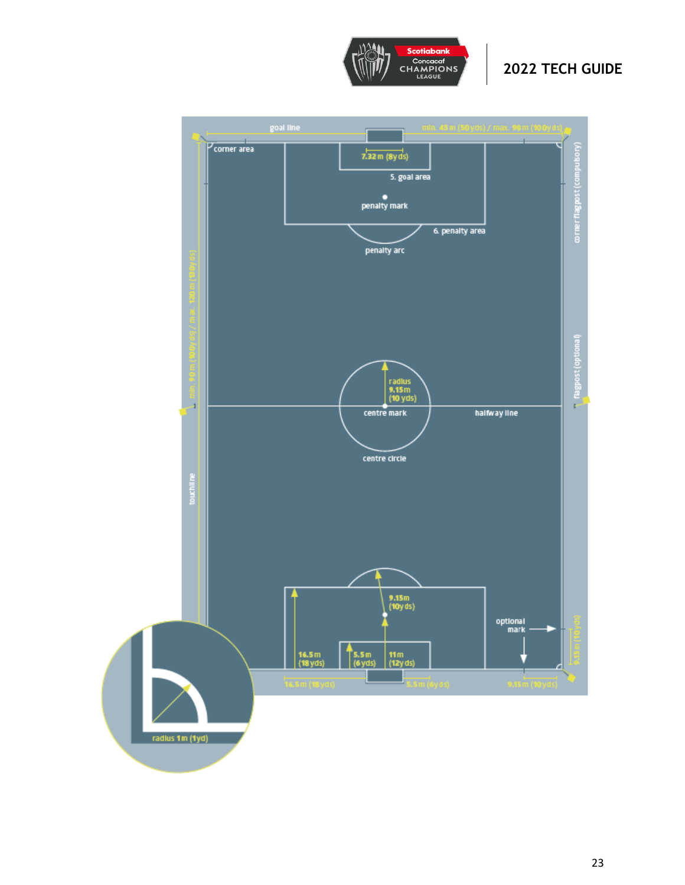goal line

min. 45 m (50 yds) / max. 90 m (100 yds)

corner area

7.32 m (8 yds)

5. goal area

penalty mark

6. penalty area

penalty arc

corner flagpost (compulsory)

min. 90 m (100 yds) / max. 120 m (130 yds)

radius 9.15 m (10 yds)

centre mark

halfway line

flagpost (optional)

centre circle

touchline

9.15 m (10 yds)

optional mark

16.5 m (18 yds)

5.5 m (6 yds)

11 m (12 yds)

9.15 m (10 yds)

16.5 m (18 yds)

5.5 m (6 yds)

9.15 m (10 yds)

radius 1 m (1 yd)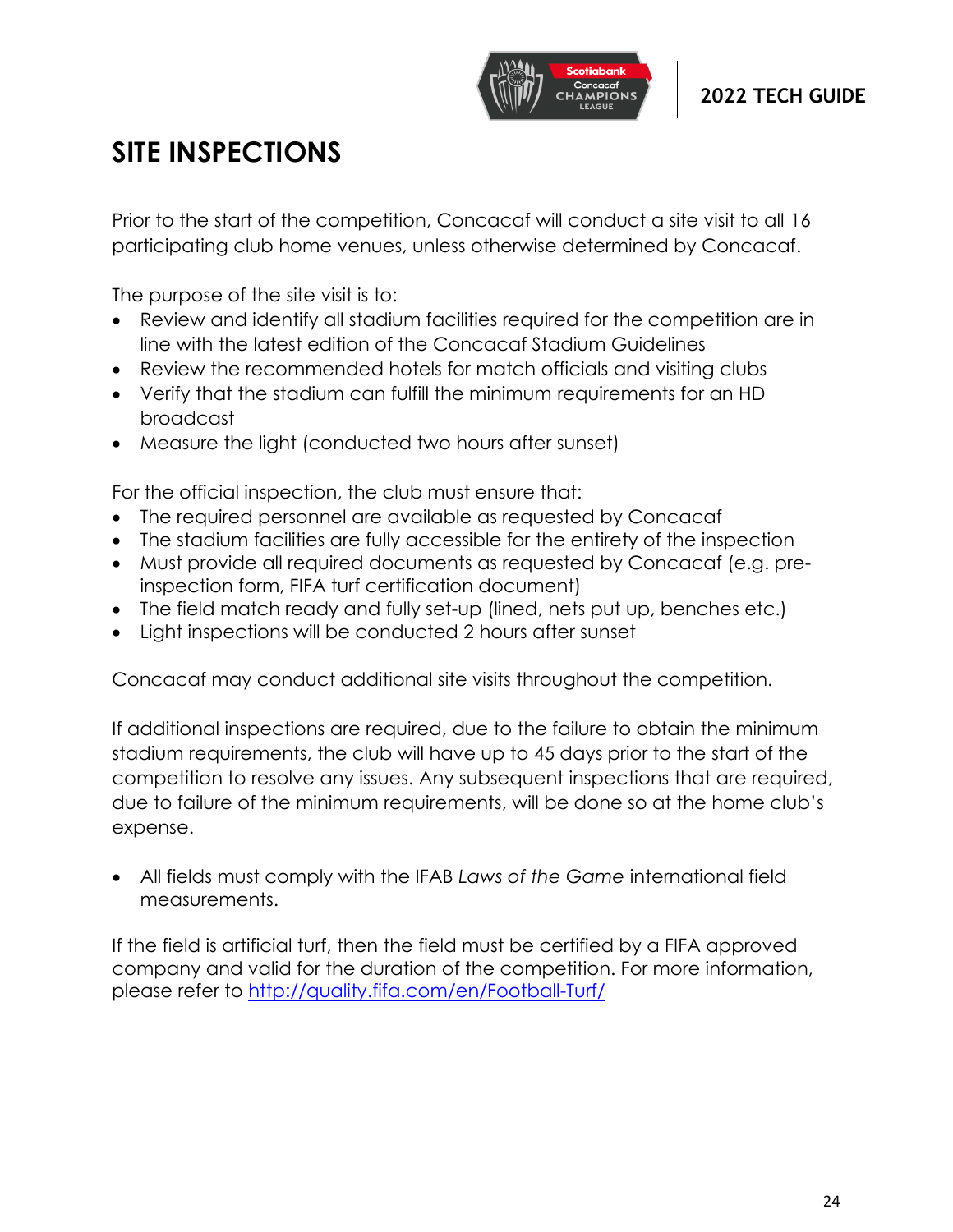# SITE INSPECTIONS

Prior to the start of the competition, Concacaf will conduct a site visit to all 16 participating club home venues, unless otherwise determined by Concacaf.

The purpose of the site visit is to:

- Review and identify all stadium facilities required for the competition are in line with the latest edition of the Concacaf Stadium Guidelines
- Review the recommended hotels for match officials and visiting clubs
- Verify that the stadium can fulfill the minimum requirements for an HD broadcast
- Measure the light (conducted two hours after sunset)

For the official inspection, the club must ensure that:

- The required personnel are available as requested by Concacaf
- The stadium facilities are fully accessible for the entirety of the inspection
- Must provide all required documents as requested by Concacaf (e.g. pre-inspection form, FIFA turf certification document)
- The field match ready and fully set-up (lined, nets put up, benches etc.)
- Light inspections will be conducted 2 hours after sunset

Concacaf may conduct additional site visits throughout the competition.

If additional inspections are required, due to the failure to obtain the minimum stadium requirements, the club will have up to 45 days prior to the start of the competition to resolve any issues. Any subsequent inspections that are required, due to failure of the minimum requirements, will be done so at the home club's expense.

- All fields must comply with the IFAB *Laws of the Game* international field measurements.

If the field is artificial turf, then the field must be certified by a FIFA approved company and valid for the duration of the competition. For more information, please refer to [http://quality.fifa.com/en/Football-Turf/](http://quality.fifa.com/en/Football-Turf/)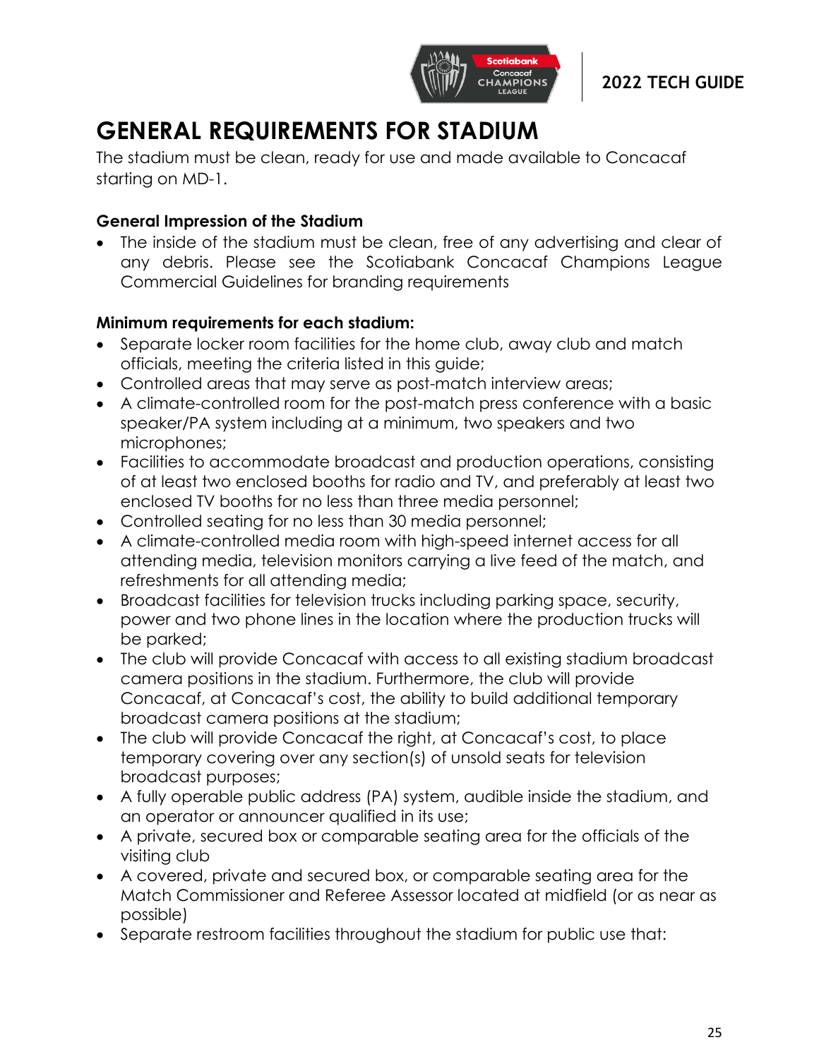# GENERAL REQUIREMENTS FOR STADIUM

The stadium must be clean, ready for use and made available to Concacaf starting on MD-1.

**General Impression of the Stadium**

- The inside of the stadium must be clean, free of any advertising and clear of any debris. Please see the Scotiabank Concacaf Champions League Commercial Guidelines for branding requirements

**Minimum requirements for each stadium:**

- Separate locker room facilities for the home club, away club and match officials, meeting the criteria listed in this guide;
- Controlled areas that may serve as post-match interview areas;
- A climate-controlled room for the post-match press conference with a basic speaker/PA system including at a minimum, two speakers and two microphones;
- Facilities to accommodate broadcast and production operations, consisting of at least two enclosed booths for radio and TV, and preferably at least two enclosed TV booths for no less than three media personnel;
- Controlled seating for no less than 30 media personnel;
- A climate-controlled media room with high-speed internet access for all attending media, television monitors carrying a live feed of the match, and refreshments for all attending media;
- Broadcast facilities for television trucks including parking space, security, power and two phone lines in the location where the production trucks will be parked;
- The club will provide Concacaf with access to all existing stadium broadcast camera positions in the stadium. Furthermore, the club will provide Concacaf, at Concacaf's cost, the ability to build additional temporary broadcast camera positions at the stadium;
- The club will provide Concacaf the right, at Concacaf's cost, to place temporary covering over any section(s) of unsold seats for television broadcast purposes;
- A fully operable public address (PA) system, audible inside the stadium, and an operator or announcer qualified in its use;
- A private, secured box or comparable seating area for the officials of the visiting club
- A covered, private and secured box, or comparable seating area for the Match Commissioner and Referee Assessor located at midfield (or as near as possible)
- Separate restroom facilities throughout the stadium for public use that: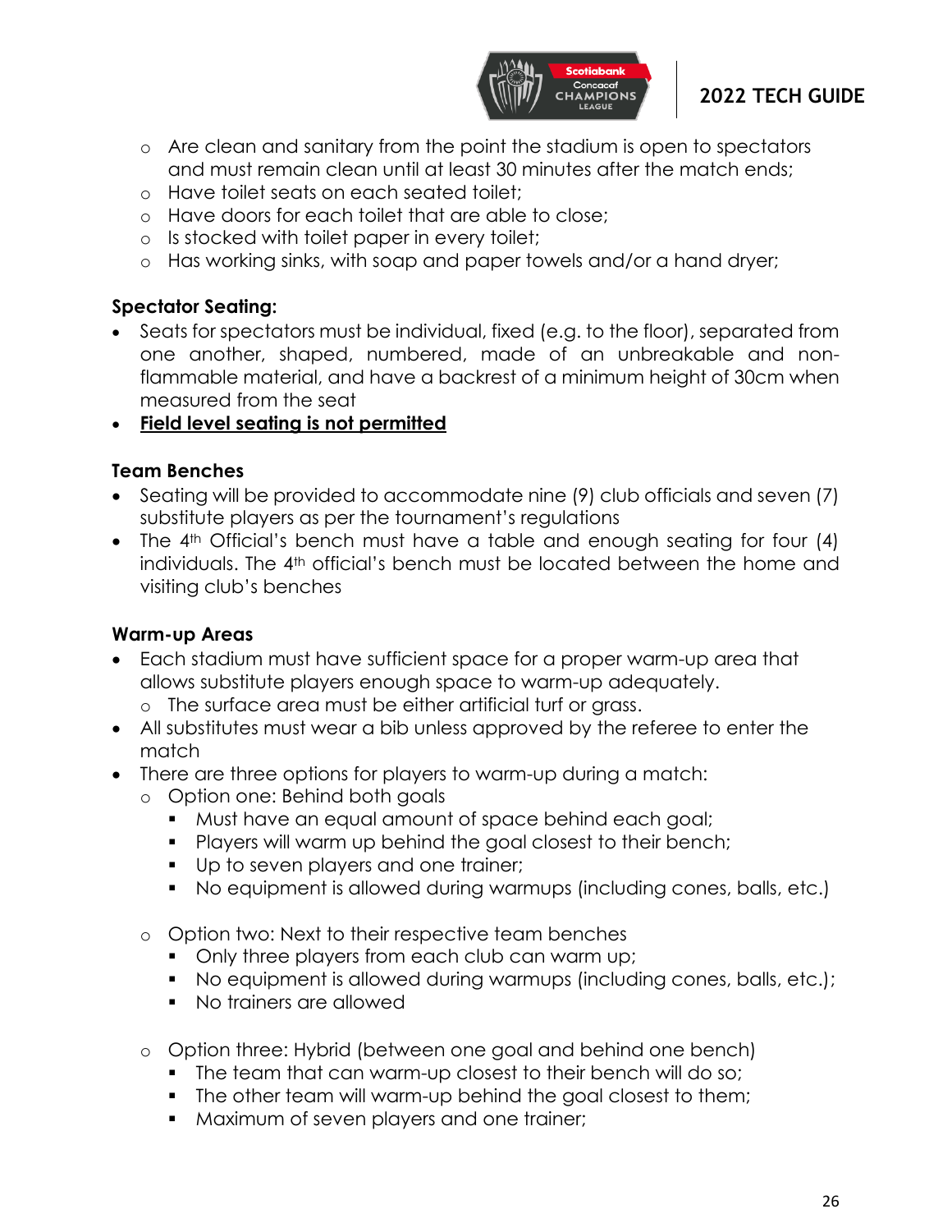- Are clean and sanitary from the point the stadium is open to spectators and must remain clean until at least 30 minutes after the match ends;
- Have toilet seats on each seated toilet;
- Have doors for each toilet that are able to close;
- Is stocked with toilet paper in every toilet;
- Has working sinks, with soap and paper towels and/or a hand dryer;

**Spectator Seating:**

- Seats for spectators must be individual, fixed (e.g. to the floor), separated from one another, shaped, numbered, made of an unbreakable and non-flammable material, and have a backrest of a minimum height of 30cm when measured from the seat
- **Field level seating is not permitted**

**Team Benches**

- Seating will be provided to accommodate nine (9) club officials and seven (7) substitute players as per the tournament's regulations
- The 4th Official's bench must have a table and enough seating for four (4) individuals. The 4th official's bench must be located between the home and visiting club's benches

**Warm-up Areas**

- Each stadium must have sufficient space for a proper warm-up area that allows substitute players enough space to warm-up adequately.
  - The surface area must be either artificial turf or grass.
- All substitutes must wear a bib unless approved by the referee to enter the match
- There are three options for players to warm-up during a match:
  - Option one: Behind both goals
    - Must have an equal amount of space behind each goal;
    - Players will warm up behind the goal closest to their bench;
    - Up to seven players and one trainer;
    - No equipment is allowed during warmups (including cones, balls, etc.)
  - Option two: Next to their respective team benches
    - Only three players from each club can warm up;
    - No equipment is allowed during warmups (including cones, balls, etc.);
    - No trainers are allowed
  - Option three: Hybrid (between one goal and behind one bench)
    - The team that can warm-up closest to their bench will do so;
    - The other team will warm-up behind the goal closest to them;
    - Maximum of seven players and one trainer;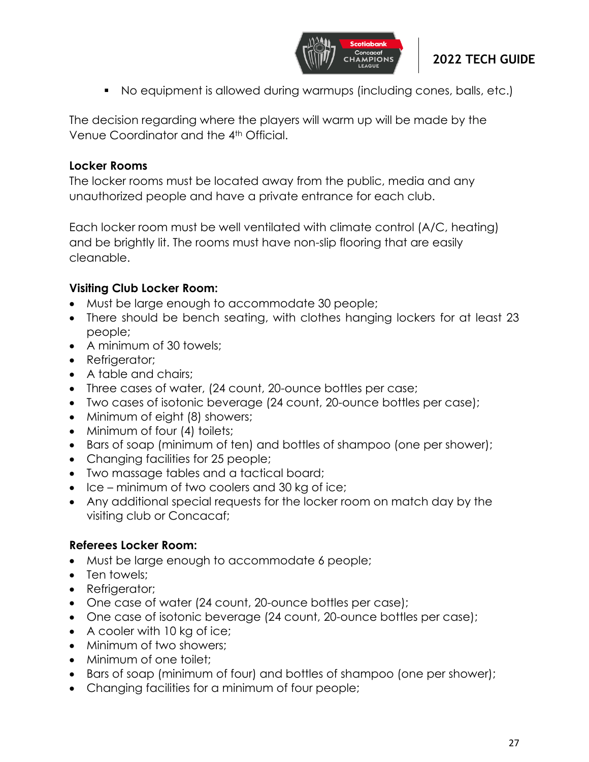- No equipment is allowed during warmups (including cones, balls, etc.)

The decision regarding where the players will warm up will be made by the Venue Coordinator and the 4th Official.

**Locker Rooms**

The locker rooms must be located away from the public, media and any unauthorized people and have a private entrance for each club.

Each locker room must be well ventilated with climate control (A/C, heating) and be brightly lit. The rooms must have non-slip flooring that are easily cleanable.

**Visiting Club Locker Room:**

- Must be large enough to accommodate 30 people;
- There should be bench seating, with clothes hanging lockers for at least 23 people;
- A minimum of 30 towels;
- Refrigerator;
- A table and chairs;
- Three cases of water, (24 count, 20-ounce bottles per case;
- Two cases of isotonic beverage (24 count, 20-ounce bottles per case);
- Minimum of eight (8) showers;
- Minimum of four (4) toilets;
- Bars of soap (minimum of ten) and bottles of shampoo (one per shower);
- Changing facilities for 25 people;
- Two massage tables and a tactical board;
- Ice – minimum of two coolers and 30 kg of ice;
- Any additional special requests for the locker room on match day by the visiting club or Concacaf;

**Referees Locker Room:**

- Must be large enough to accommodate 6 people;
- Ten towels;
- Refrigerator;
- One case of water (24 count, 20-ounce bottles per case);
- One case of isotonic beverage (24 count, 20-ounce bottles per case);
- A cooler with 10 kg of ice;
- Minimum of two showers;
- Minimum of one toilet;
- Bars of soap (minimum of four) and bottles of shampoo (one per shower);
- Changing facilities for a minimum of four people;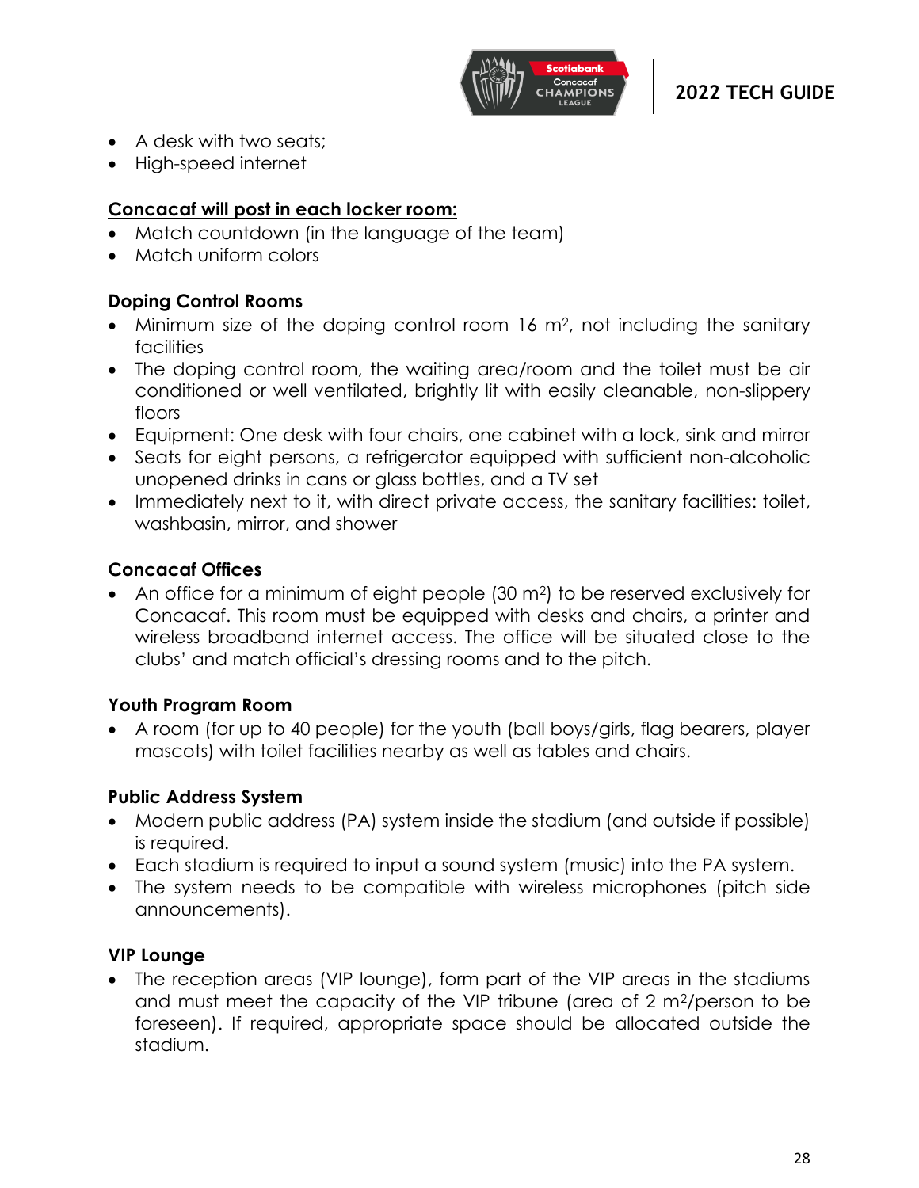- A desk with two seats;
- High-speed internet

**<u>Concacaf will post in each locker room:</u>**

- Match countdown (in the language of the team)
- Match uniform colors

**Doping Control Rooms**

- Minimum size of the doping control room 16 $m^2$, not including the sanitary facilities
- The doping control room, the waiting area/room and the toilet must be air conditioned or well ventilated, brightly lit with easily cleanable, non-slippery floors
- Equipment: One desk with four chairs, one cabinet with a lock, sink and mirror
- Seats for eight persons, a refrigerator equipped with sufficient non-alcoholic unopened drinks in cans or glass bottles, and a TV set
- Immediately next to it, with direct private access, the sanitary facilities: toilet, washbasin, mirror, and shower

**Concacaf Offices**

- An office for a minimum of eight people (30 $m^2$) to be reserved exclusively for Concacaf. This room must be equipped with desks and chairs, a printer and wireless broadband internet access. The office will be situated close to the clubs' and match official's dressing rooms and to the pitch.

**Youth Program Room**

- A room (for up to 40 people) for the youth (ball boys/girls, flag bearers, player mascots) with toilet facilities nearby as well as tables and chairs.

**Public Address System**

- Modern public address (PA) system inside the stadium (and outside if possible) is required.
- Each stadium is required to input a sound system (music) into the PA system.
- The system needs to be compatible with wireless microphones (pitch side announcements).

**VIP Lounge**

- The reception areas (VIP lounge), form part of the VIP areas in the stadiums and must meet the capacity of the VIP tribune (area of 2 $m^2$/person to be foreseen). If required, appropriate space should be allocated outside the stadium.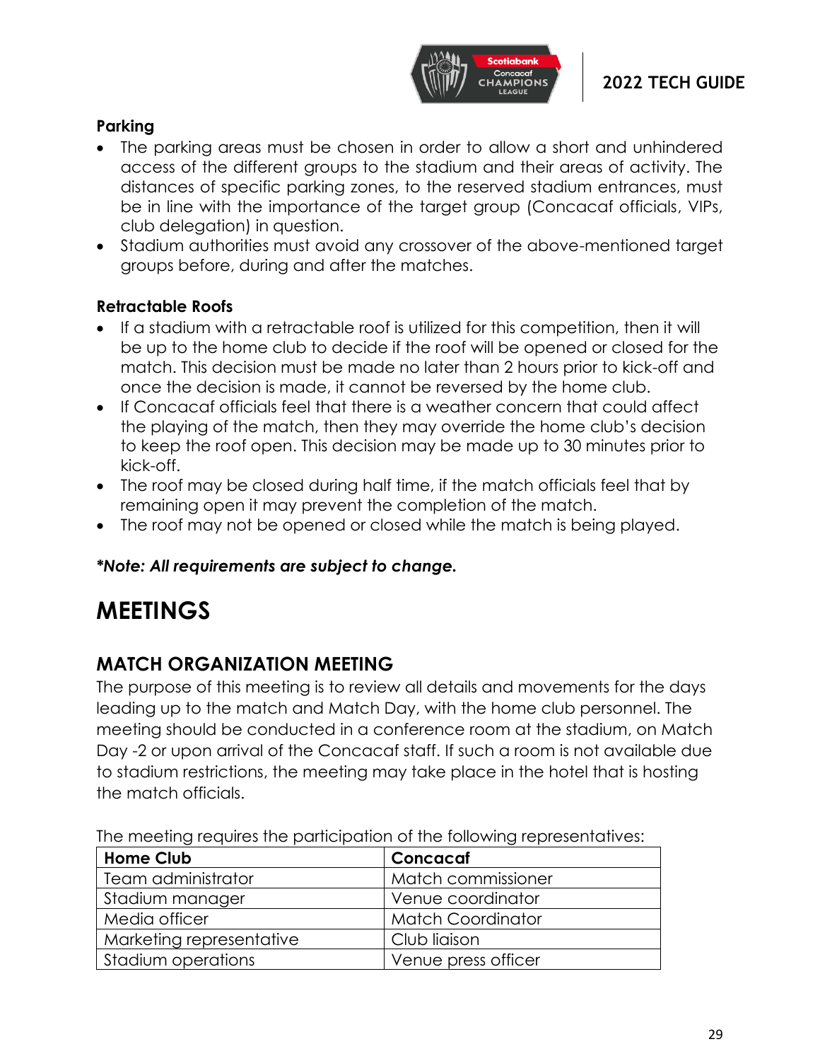### Parking

- The parking areas must be chosen in order to allow a short and unhindered access of the different groups to the stadium and their areas of activity. The distances of specific parking zones, to the reserved stadium entrances, must be in line with the importance of the target group (Concacaf officials, VIPs, club delegation) in question.
- Stadium authorities must avoid any crossover of the above-mentioned target groups before, during and after the matches.

### Retractable Roofs

- If a stadium with a retractable roof is utilized for this competition, then it will be up to the home club to decide if the roof will be opened or closed for the match. This decision must be made no later than 2 hours prior to kick-off and once the decision is made, it cannot be reversed by the home club.
- If Concacaf officials feel that there is a weather concern that could affect the playing of the match, then they may override the home club's decision to keep the roof open. This decision may be made up to 30 minutes prior to kick-off.
- The roof may be closed during half time, if the match officials feel that by remaining open it may prevent the completion of the match.
- The roof may not be opened or closed while the match is being played.

***Note: All requirements are subject to change.***

# MEETINGS

## MATCH ORGANIZATION MEETING

The purpose of this meeting is to review all details and movements for the days leading up to the match and Match Day, with the home club personnel. The meeting should be conducted in a conference room at the stadium, on Match Day -2 or upon arrival of the Concacaf staff. If such a room is not available due to stadium restrictions, the meeting may take place in the hotel that is hosting the match officials.

The meeting requires the participation of the following representatives:

| Home Club | Concacaf |
|---|---|
| Team administrator | Match commissioner |
| Stadium manager | Venue coordinator |
| Media officer | Match Coordinator |
| Marketing representative | Club liaison |
| Stadium operations | Venue press officer |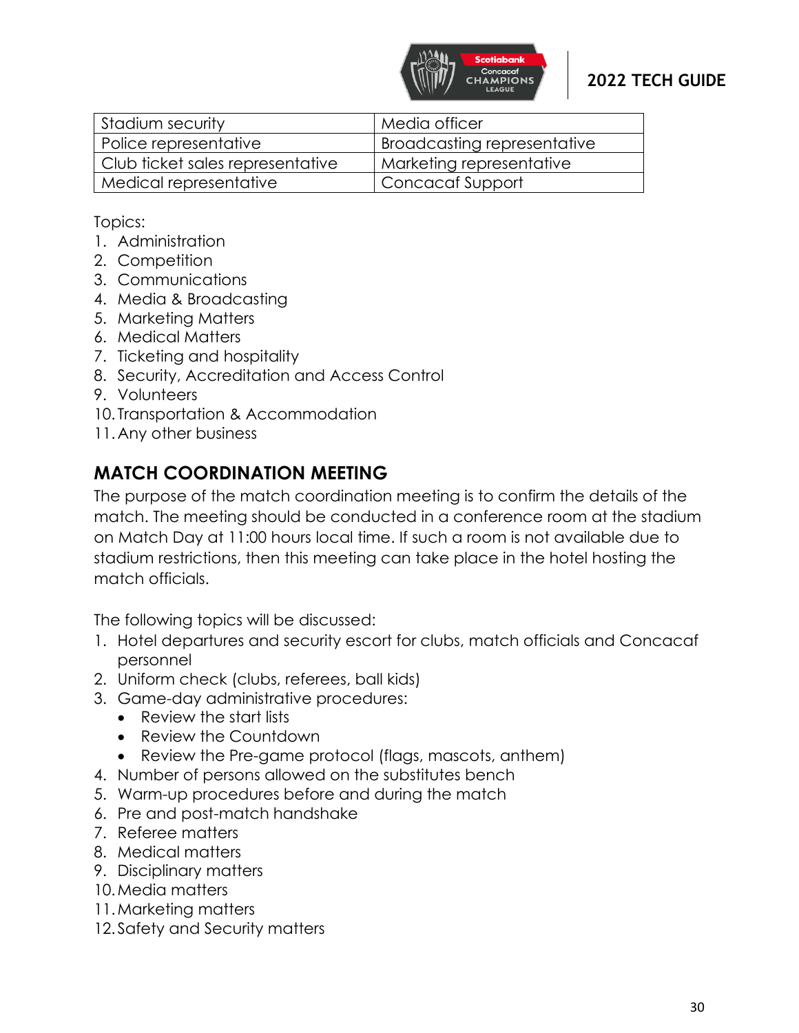| Stadium security | Media officer |
|---|---|
| Police representative | Broadcasting representative |
| Club ticket sales representative | Marketing representative |
| Medical representative | Concacaf Support |

Topics:
1. Administration
2. Competition
3. Communications
4. Media & Broadcasting
5. Marketing Matters
6. Medical Matters
7. Ticketing and hospitality
8. Security, Accreditation and Access Control
9. Volunteers
10. Transportation & Accommodation
11. Any other business

## MATCH COORDINATION MEETING

The purpose of the match coordination meeting is to confirm the details of the match. The meeting should be conducted in a conference room at the stadium on Match Day at 11:00 hours local time. If such a room is not available due to stadium restrictions, then this meeting can take place in the hotel hosting the match officials.

The following topics will be discussed:
1. Hotel departures and security escort for clubs, match officials and Concacaf personnel
2. Uniform check (clubs, referees, ball kids)
3. Game-day administrative procedures:
   - Review the start lists
   - Review the Countdown
   - Review the Pre-game protocol (flags, mascots, anthem)
4. Number of persons allowed on the substitutes bench
5. Warm-up procedures before and during the match
6. Pre and post-match handshake
7. Referee matters
8. Medical matters
9. Disciplinary matters
10. Media matters
11. Marketing matters
12. Safety and Security matters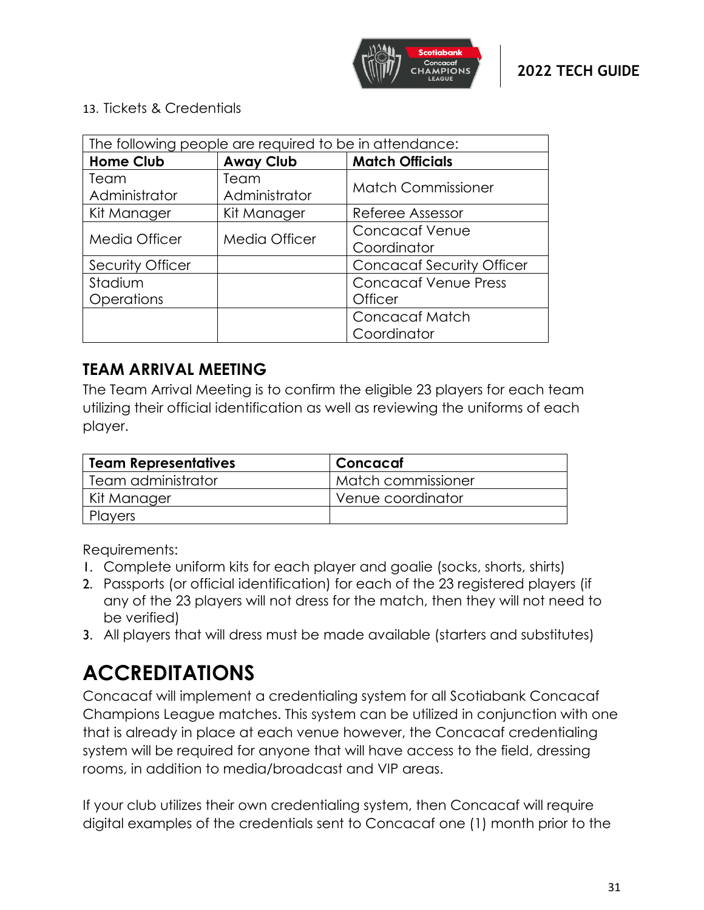13. Tickets & Credentials

| The following people are required to be in attendance: | | |
|---|---|---|
| **Home Club** | **Away Club** | **Match Officials** |
| Team Administrator | Team Administrator | Match Commissioner |
| Kit Manager | Kit Manager | Referee Assessor |
| Media Officer | Media Officer | Concacaf Venue Coordinator |
| Security Officer | | Concacaf Security Officer |
| Stadium Operations | | Concacaf Venue Press Officer |
| | | Concacaf Match Coordinator |

## TEAM ARRIVAL MEETING

The Team Arrival Meeting is to confirm the eligible 23 players for each team utilizing their official identification as well as reviewing the uniforms of each player.

| Team Representatives | Concacaf |
|---|---|
| Team administrator | Match commissioner |
| Kit Manager | Venue coordinator |
| Players | |

Requirements:

1. Complete uniform kits for each player and goalie (socks, shorts, shirts)
2. Passports (or official identification) for each of the 23 registered players (if any of the 23 players will not dress for the match, then they will not need to be verified)
3. All players that will dress must be made available (starters and substitutes)

# ACCREDITATIONS

Concacaf will implement a credentialing system for all Scotiabank Concacaf Champions League matches. This system can be utilized in conjunction with one that is already in place at each venue however, the Concacaf credentialing system will be required for anyone that will have access to the field, dressing rooms, in addition to media/broadcast and VIP areas.

If your club utilizes their own credentialing system, then Concacaf will require digital examples of the credentials sent to Concacaf one (1) month prior to the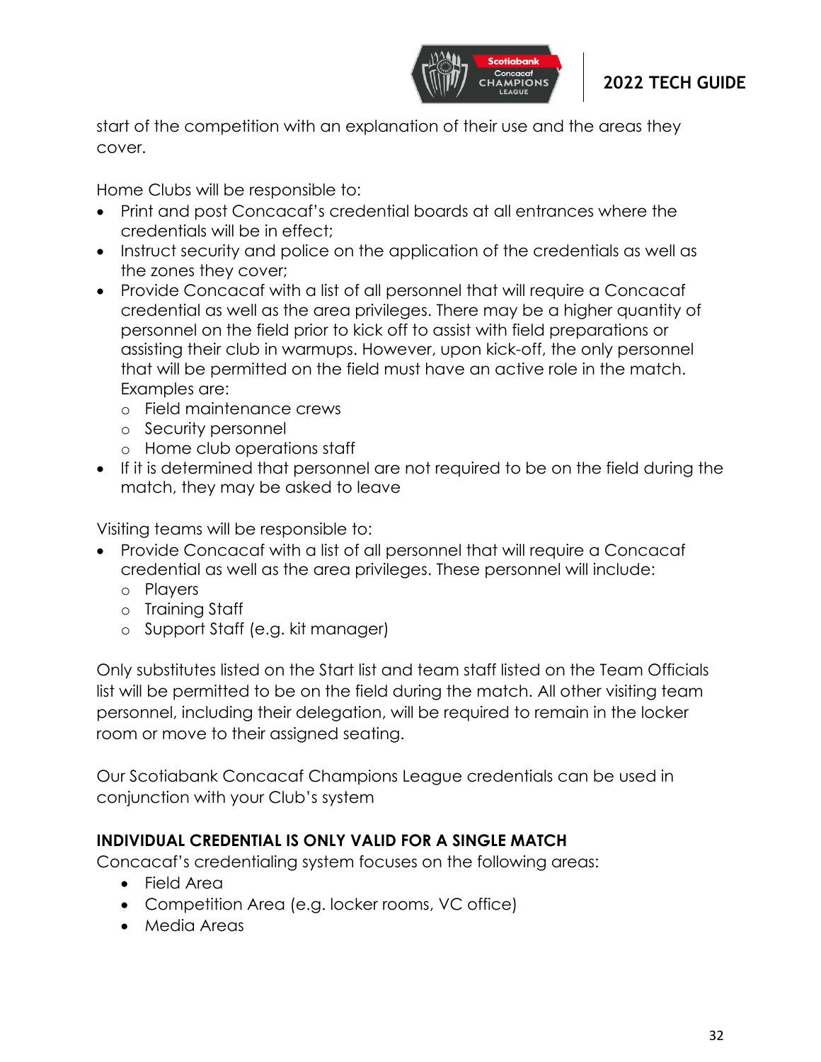start of the competition with an explanation of their use and the areas they cover.

Home Clubs will be responsible to:

- Print and post Concacaf's credential boards at all entrances where the credentials will be in effect;
- Instruct security and police on the application of the credentials as well as the zones they cover;
- Provide Concacaf with a list of all personnel that will require a Concacaf credential as well as the area privileges. There may be a higher quantity of personnel on the field prior to kick off to assist with field preparations or assisting their club in warmups. However, upon kick-off, the only personnel that will be permitted on the field must have an active role in the match. Examples are:
  - Field maintenance crews
  - Security personnel
  - Home club operations staff
- If it is determined that personnel are not required to be on the field during the match, they may be asked to leave

Visiting teams will be responsible to:

- Provide Concacaf with a list of all personnel that will require a Concacaf credential as well as the area privileges. These personnel will include:
  - Players
  - Training Staff
  - Support Staff (e.g. kit manager)

Only substitutes listed on the Start list and team staff listed on the Team Officials list will be permitted to be on the field during the match. All other visiting team personnel, including their delegation, will be required to remain in the locker room or move to their assigned seating.

Our Scotiabank Concacaf Champions League credentials can be used in conjunction with your Club's system

**INDIVIDUAL CREDENTIAL IS ONLY VALID FOR A SINGLE MATCH**

Concacaf's credentialing system focuses on the following areas:

- Field Area
- Competition Area (e.g. locker rooms, VC office)
- Media Areas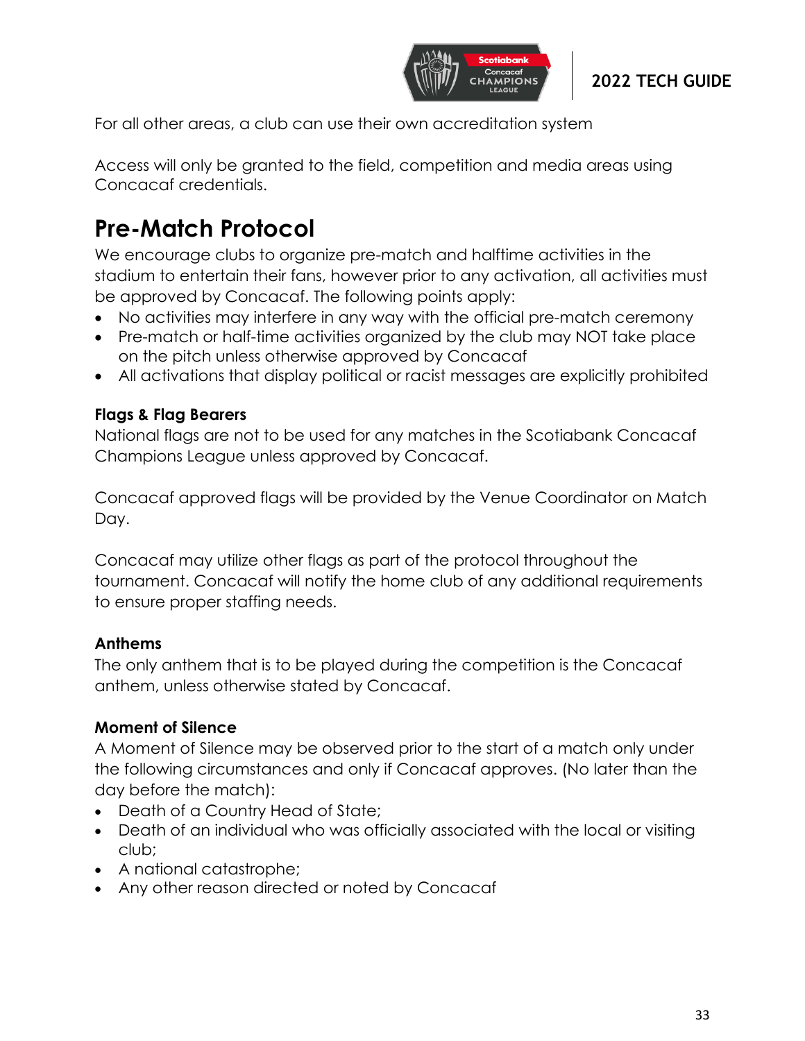For all other areas, a club can use their own accreditation system

Access will only be granted to the field, competition and media areas using Concacaf credentials.

## Pre-Match Protocol

We encourage clubs to organize pre-match and halftime activities in the stadium to entertain their fans, however prior to any activation, all activities must be approved by Concacaf. The following points apply:

- No activities may interfere in any way with the official pre-match ceremony
- Pre-match or half-time activities organized by the club may NOT take place on the pitch unless otherwise approved by Concacaf
- All activations that display political or racist messages are explicitly prohibited

### Flags & Flag Bearers

National flags are not to be used for any matches in the Scotiabank Concacaf Champions League unless approved by Concacaf.

Concacaf approved flags will be provided by the Venue Coordinator on Match Day.

Concacaf may utilize other flags as part of the protocol throughout the tournament. Concacaf will notify the home club of any additional requirements to ensure proper staffing needs.

### Anthems

The only anthem that is to be played during the competition is the Concacaf anthem, unless otherwise stated by Concacaf.

### Moment of Silence

A Moment of Silence may be observed prior to the start of a match only under the following circumstances and only if Concacaf approves. (No later than the day before the match):

- Death of a Country Head of State;
- Death of an individual who was officially associated with the local or visiting club;
- A national catastrophe;
- Any other reason directed or noted by Concacaf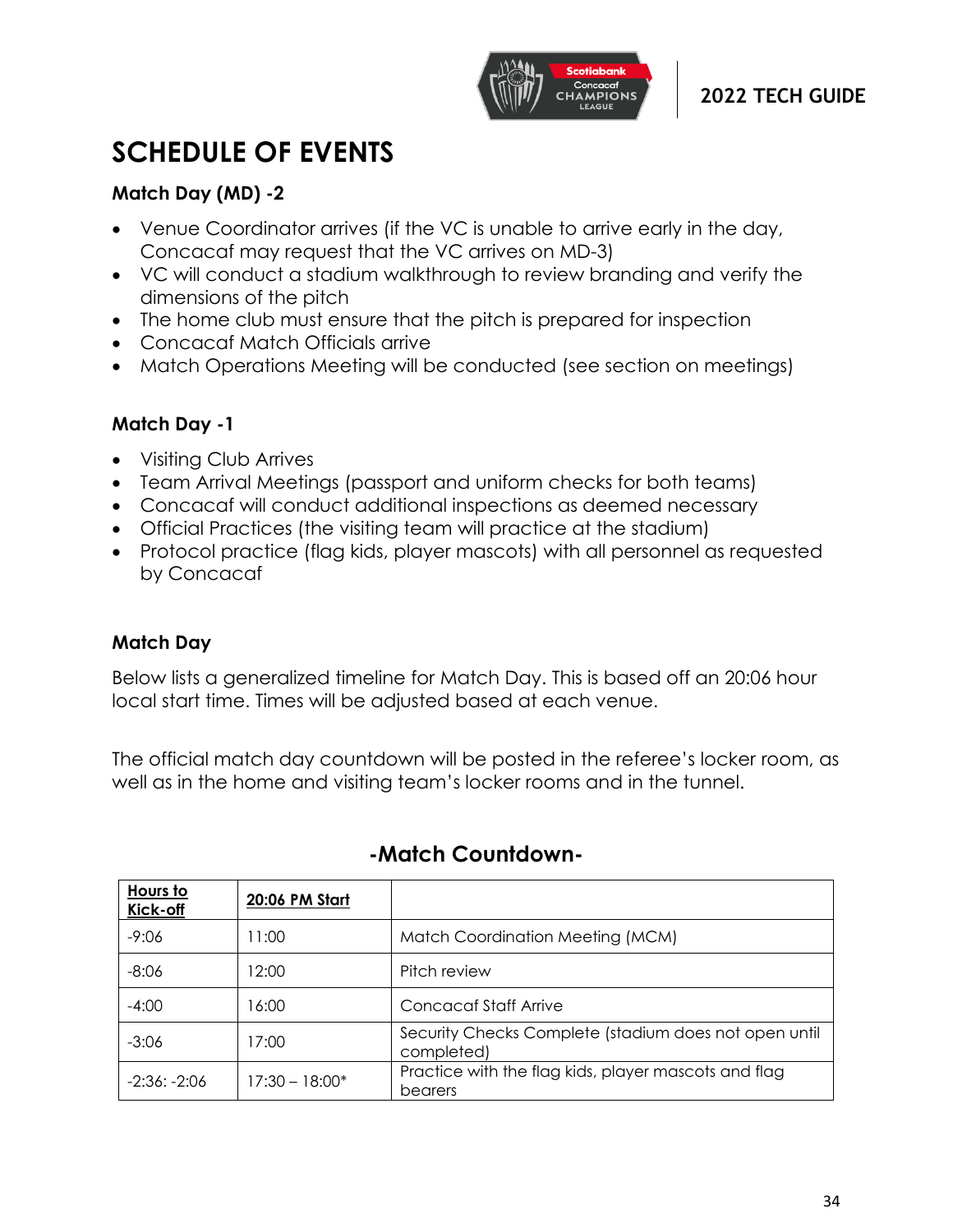# SCHEDULE OF EVENTS

### Match Day (MD) -2

- Venue Coordinator arrives (if the VC is unable to arrive early in the day, Concacaf may request that the VC arrives on MD-3)
- VC will conduct a stadium walkthrough to review branding and verify the dimensions of the pitch
- The home club must ensure that the pitch is prepared for inspection
- Concacaf Match Officials arrive
- Match Operations Meeting will be conducted (see section on meetings)

### Match Day -1

- Visiting Club Arrives
- Team Arrival Meetings (passport and uniform checks for both teams)
- Concacaf will conduct additional inspections as deemed necessary
- Official Practices (the visiting team will practice at the stadium)
- Protocol practice (flag kids, player mascots) with all personnel as requested by Concacaf

### Match Day

Below lists a generalized timeline for Match Day. This is based off an 20:06 hour local start time. Times will be adjusted based at each venue.

The official match day countdown will be posted in the referee's locker room, as well as in the home and visiting team's locker rooms and in the tunnel.

## -Match Countdown-

| Hours to Kick-off | 20:06 PM Start | |
|---|---|---|
| -9:06 | 11:00 | Match Coordination Meeting (MCM) |
| -8:06 | 12:00 | Pitch review |
| -4:00 | 16:00 | Concacaf Staff Arrive |
| -3:06 | 17:00 | Security Checks Complete (stadium does not open until completed) |
| -2:36: -2:06 | 17:30 – 18:00* | Practice with the flag kids, player mascots and flag bearers |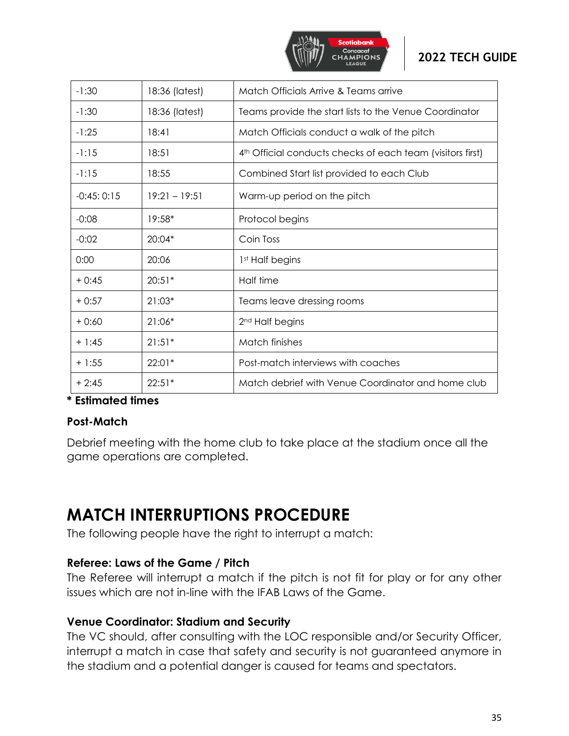| -1:30 | 18:36 (latest) | Match Officials Arrive & Teams arrive |
|---|---|---|
| -1:30 | 18:36 (latest) | Teams provide the start lists to the Venue Coordinator |
| -1:25 | 18:41 | Match Officials conduct a walk of the pitch |
| -1:15 | 18:51 | 4th Official conducts checks of each team (visitors first) |
| -1:15 | 18:55 | Combined Start list provided to each Club |
| -0:45: 0:15 | 19:21 – 19:51 | Warm-up period on the pitch |
| -0:08 | 19:58* | Protocol begins |
| -0:02 | 20:04* | Coin Toss |
| 0:00 | 20:06 | 1st Half begins |
| + 0:45 | 20:51* | Half time |
| + 0:57 | 21:03* | Teams leave dressing rooms |
| + 0:60 | 21:06* | 2nd Half begins |
| + 1:45 | 21:51* | Match finishes |
| + 1:55 | 22:01* | Post-match interviews with coaches |
| + 2:45 | 22:51* | Match debrief with Venue Coordinator and home club |

**\* Estimated times**

**Post-Match**

Debrief meeting with the home club to take place at the stadium once all the game operations are completed.

# MATCH INTERRUPTIONS PROCEDURE

The following people have the right to interrupt a match:

**Referee: Laws of the Game / Pitch**

The Referee will interrupt a match if the pitch is not fit for play or for any other issues which are not in-line with the IFAB Laws of the Game.

**Venue Coordinator: Stadium and Security**

The VC should, after consulting with the LOC responsible and/or Security Officer, interrupt a match in case that safety and security is not guaranteed anymore in the stadium and a potential danger is caused for teams and spectators.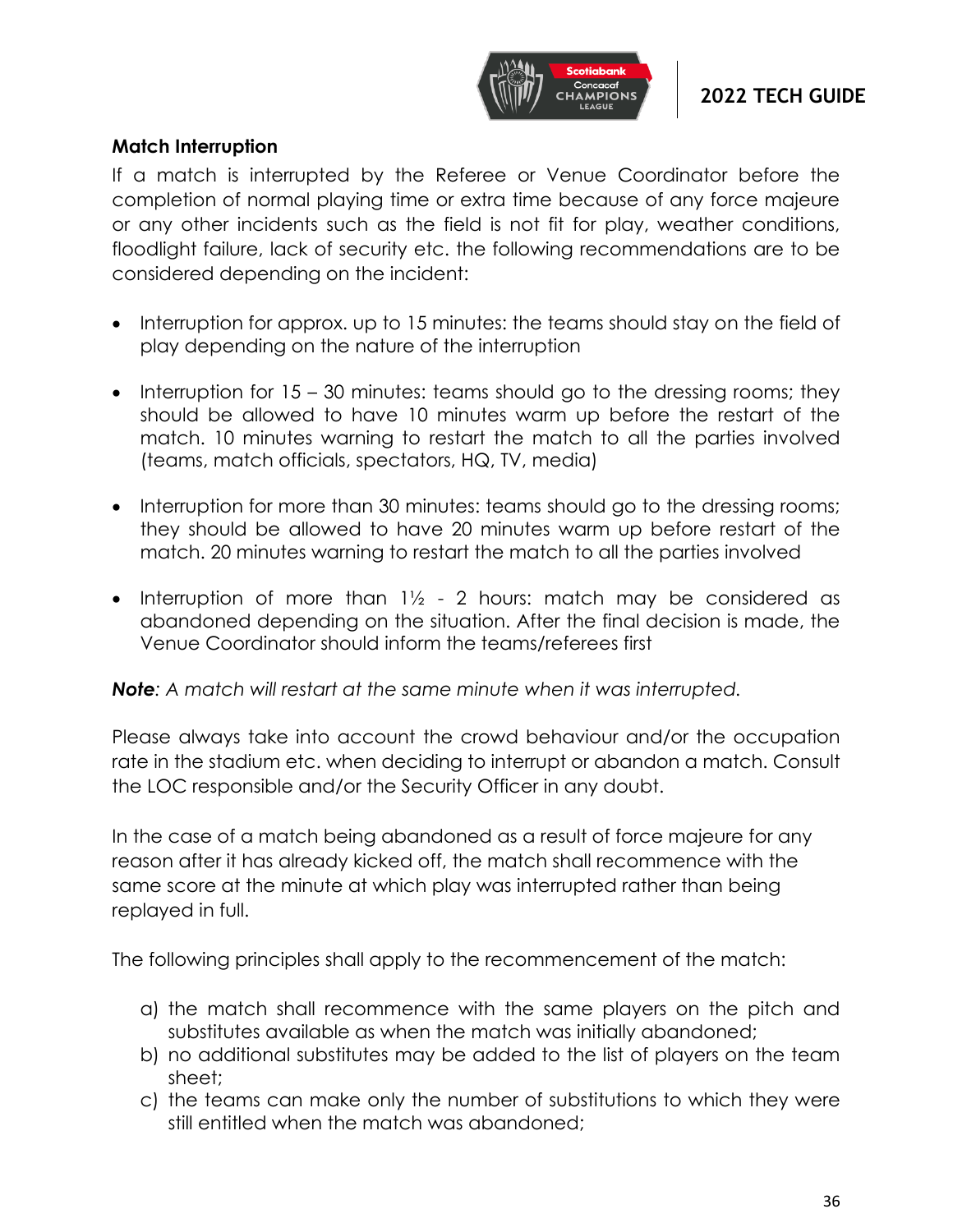### Match Interruption

If a match is interrupted by the Referee or Venue Coordinator before the completion of normal playing time or extra time because of any force majeure or any other incidents such as the field is not fit for play, weather conditions, floodlight failure, lack of security etc. the following recommendations are to be considered depending on the incident:

- Interruption for approx. up to 15 minutes: the teams should stay on the field of play depending on the nature of the interruption
- Interruption for 15 – 30 minutes: teams should go to the dressing rooms; they should be allowed to have 10 minutes warm up before the restart of the match. 10 minutes warning to restart the match to all the parties involved (teams, match officials, spectators, HQ, TV, media)
- Interruption for more than 30 minutes: teams should go to the dressing rooms; they should be allowed to have 20 minutes warm up before restart of the match. 20 minutes warning to restart the match to all the parties involved
- Interruption of more than 1½ - 2 hours: match may be considered as abandoned depending on the situation. After the final decision is made, the Venue Coordinator should inform the teams/referees first

***Note**: A match will restart at the same minute when it was interrupted.*

Please always take into account the crowd behaviour and/or the occupation rate in the stadium etc. when deciding to interrupt or abandon a match. Consult the LOC responsible and/or the Security Officer in any doubt.

In the case of a match being abandoned as a result of force majeure for any reason after it has already kicked off, the match shall recommence with the same score at the minute at which play was interrupted rather than being replayed in full.

The following principles shall apply to the recommencement of the match:

a) the match shall recommence with the same players on the pitch and substitutes available as when the match was initially abandoned;
b) no additional substitutes may be added to the list of players on the team sheet;
c) the teams can make only the number of substitutions to which they were still entitled when the match was abandoned;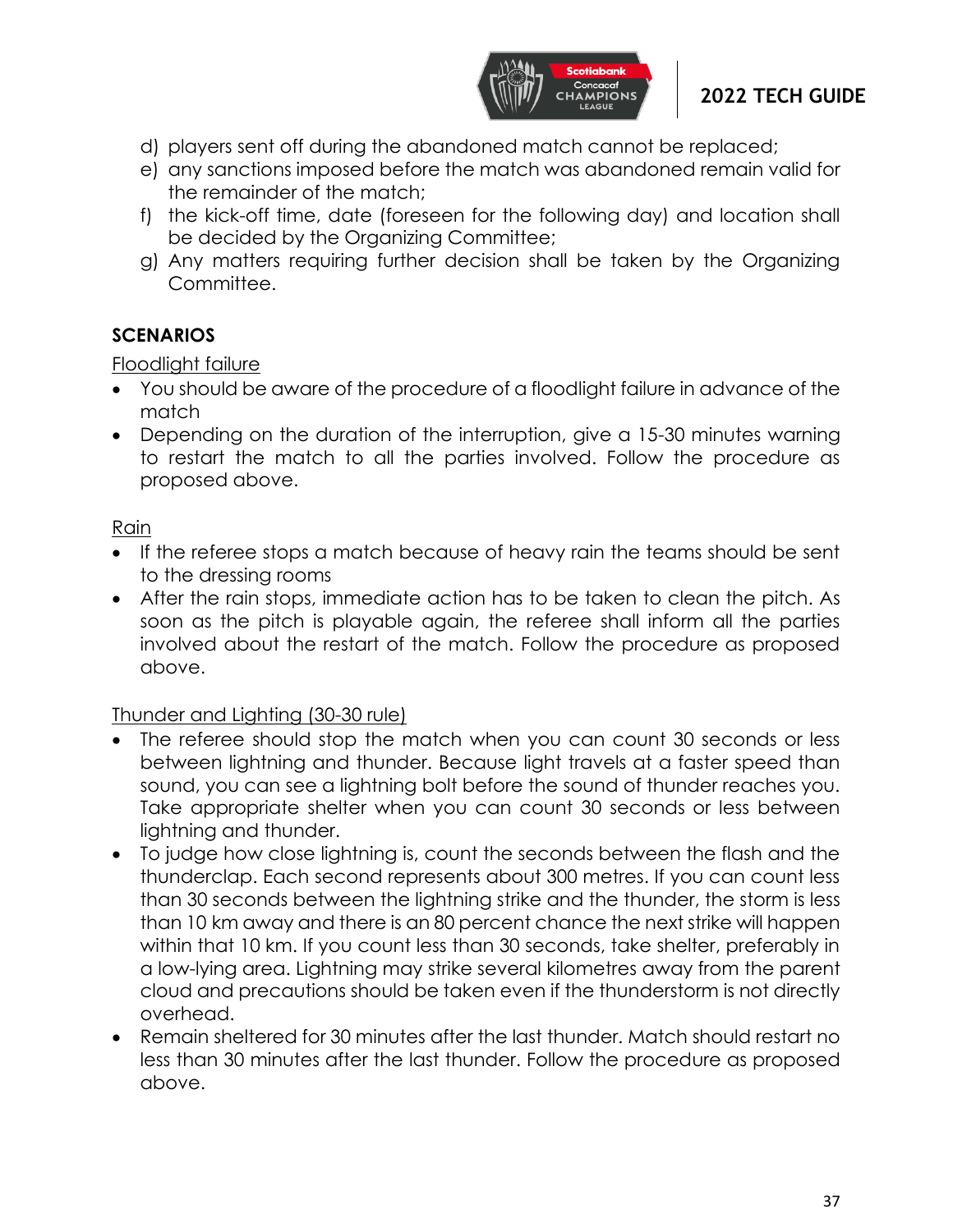d) players sent off during the abandoned match cannot be replaced;
e) any sanctions imposed before the match was abandoned remain valid for the remainder of the match;
f) the kick-off time, date (foreseen for the following day) and location shall be decided by the Organizing Committee;
g) Any matters requiring further decision shall be taken by the Organizing Committee.

## SCENARIOS

Floodlight failure

- You should be aware of the procedure of a floodlight failure in advance of the match
- Depending on the duration of the interruption, give a 15-30 minutes warning to restart the match to all the parties involved. Follow the procedure as proposed above.

Rain

- If the referee stops a match because of heavy rain the teams should be sent to the dressing rooms
- After the rain stops, immediate action has to be taken to clean the pitch. As soon as the pitch is playable again, the referee shall inform all the parties involved about the restart of the match. Follow the procedure as proposed above.

Thunder and Lighting (30-30 rule)

- The referee should stop the match when you can count 30 seconds or less between lightning and thunder. Because light travels at a faster speed than sound, you can see a lightning bolt before the sound of thunder reaches you. Take appropriate shelter when you can count 30 seconds or less between lightning and thunder.
- To judge how close lightning is, count the seconds between the flash and the thunderclap. Each second represents about 300 metres. If you can count less than 30 seconds between the lightning strike and the thunder, the storm is less than 10 km away and there is an 80 percent chance the next strike will happen within that 10 km. If you count less than 30 seconds, take shelter, preferably in a low-lying area. Lightning may strike several kilometres away from the parent cloud and precautions should be taken even if the thunderstorm is not directly overhead.
- Remain sheltered for 30 minutes after the last thunder. Match should restart no less than 30 minutes after the last thunder. Follow the procedure as proposed above.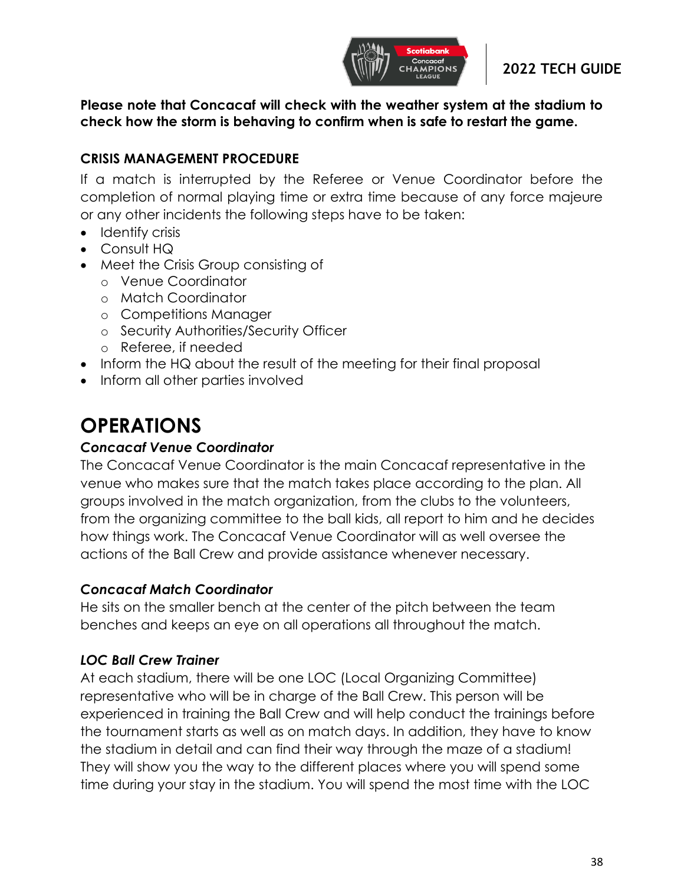**Please note that Concacaf will check with the weather system at the stadium to check how the storm is behaving to confirm when is safe to restart the game.**

### CRISIS MANAGEMENT PROCEDURE

If a match is interrupted by the Referee or Venue Coordinator before the completion of normal playing time or extra time because of any force majeure or any other incidents the following steps have to be taken:

- Identify crisis
- Consult HQ
- Meet the Crisis Group consisting of
  - Venue Coordinator
  - Match Coordinator
  - Competitions Manager
  - Security Authorities/Security Officer
  - Referee, if needed
- Inform the HQ about the result of the meeting for their final proposal
- Inform all other parties involved

# OPERATIONS

### *Concacaf Venue Coordinator*

The Concacaf Venue Coordinator is the main Concacaf representative in the venue who makes sure that the match takes place according to the plan. All groups involved in the match organization, from the clubs to the volunteers, from the organizing committee to the ball kids, all report to him and he decides how things work. The Concacaf Venue Coordinator will as well oversee the actions of the Ball Crew and provide assistance whenever necessary.

### *Concacaf Match Coordinator*

He sits on the smaller bench at the center of the pitch between the team benches and keeps an eye on all operations all throughout the match.

### *LOC Ball Crew Trainer*

At each stadium, there will be one LOC (Local Organizing Committee) representative who will be in charge of the Ball Crew. This person will be experienced in training the Ball Crew and will help conduct the trainings before the tournament starts as well as on match days. In addition, they have to know the stadium in detail and can find their way through the maze of a stadium! They will show you the way to the different places where you will spend some time during your stay in the stadium. You will spend the most time with the LOC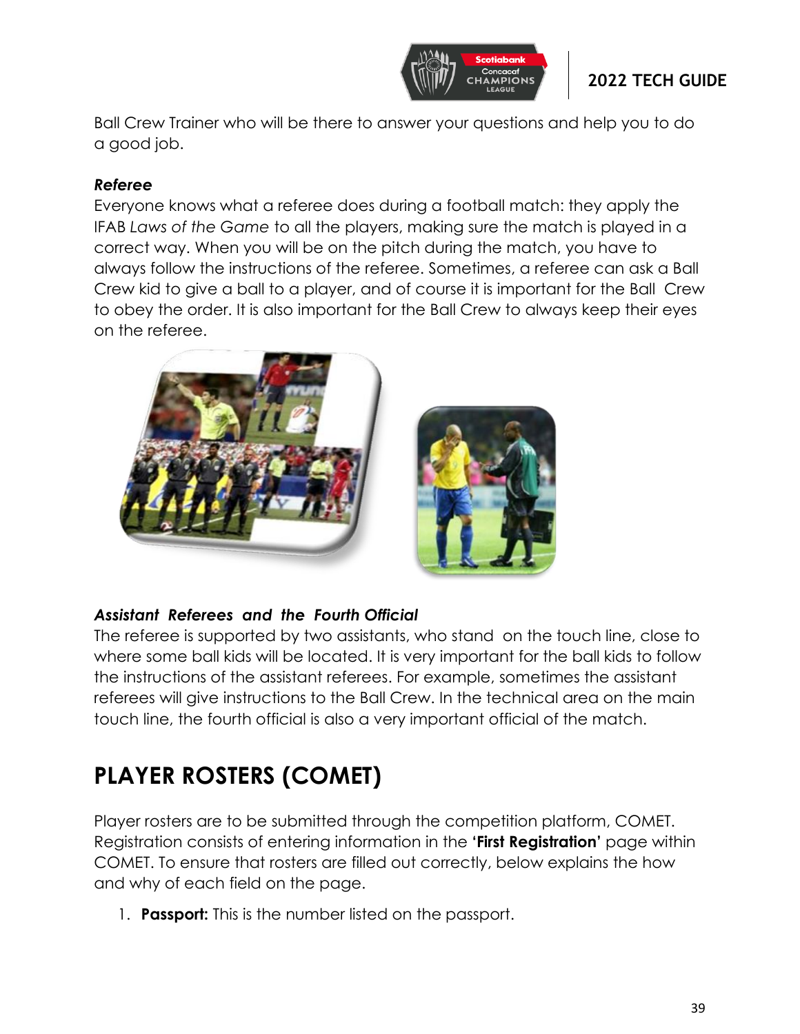Ball Crew Trainer who will be there to answer your questions and help you to do a good job.

***Referee***

Everyone knows what a referee does during a football match: they apply the IFAB *Laws of the Game* to all the players, making sure the match is played in a correct way. When you will be on the pitch during the match, you have to always follow the instructions of the referee. Sometimes, a referee can ask a Ball Crew kid to give a ball to a player, and of course it is important for the Ball Crew to obey the order. It is also important for the Ball Crew to always keep their eyes on the referee.

***Assistant Referees and the Fourth Official***

The referee is supported by two assistants, who stand on the touch line, close to where some ball kids will be located. It is very important for the ball kids to follow the instructions of the assistant referees. For example, sometimes the assistant referees will give instructions to the Ball Crew. In the technical area on the main touch line, the fourth official is also a very important official of the match.

# PLAYER ROSTERS (COMET)

Player rosters are to be submitted through the competition platform, COMET. Registration consists of entering information in the **'First Registration'** page within COMET. To ensure that rosters are filled out correctly, below explains the how and why of each field on the page.

1. **Passport:** This is the number listed on the passport.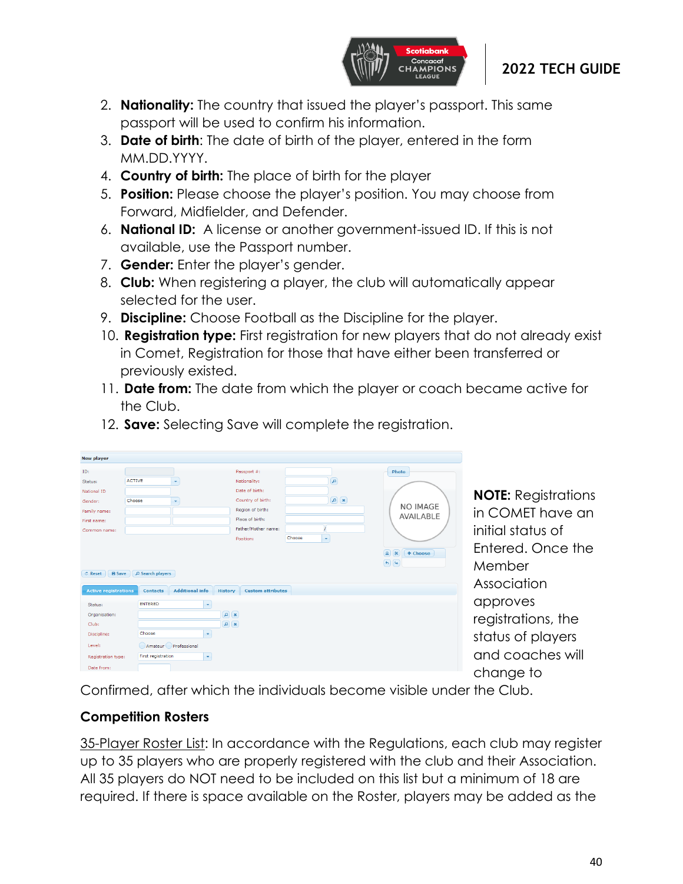2. **Nationality:** The country that issued the player's passport. This same passport will be used to confirm his information.
3. **Date of birth**: The date of birth of the player, entered in the form MM.DD.YYYY.
4. **Country of birth:** The place of birth for the player
5. **Position:** Please choose the player's position. You may choose from Forward, Midfielder, and Defender.
6. **National ID:** A license or another government-issued ID. If this is not available, use the Passport number.
7. **Gender:** Enter the player's gender.
8. **Club:** When registering a player, the club will automatically appear selected for the user.
9. **Discipline:** Choose Football as the Discipline for the player.
10. **Registration type:** First registration for new players that do not already exist in Comet, Registration for those that have either been transferred or previously existed.
11. **Date from:** The date from which the player or coach became active for the Club.
12. **Save:** Selecting Save will complete the registration.

**NOTE:** Registrations in COMET have an initial status of Entered. Once the Member Association approves registrations, the status of players and coaches will change to Confirmed, after which the individuals become visible under the Club.

## Competition Rosters

35-Player Roster List: In accordance with the Regulations, each club may register up to 35 players who are properly registered with the club and their Association. All 35 players do NOT need to be included on this list but a minimum of 18 are required. If there is space available on the Roster, players may be added as the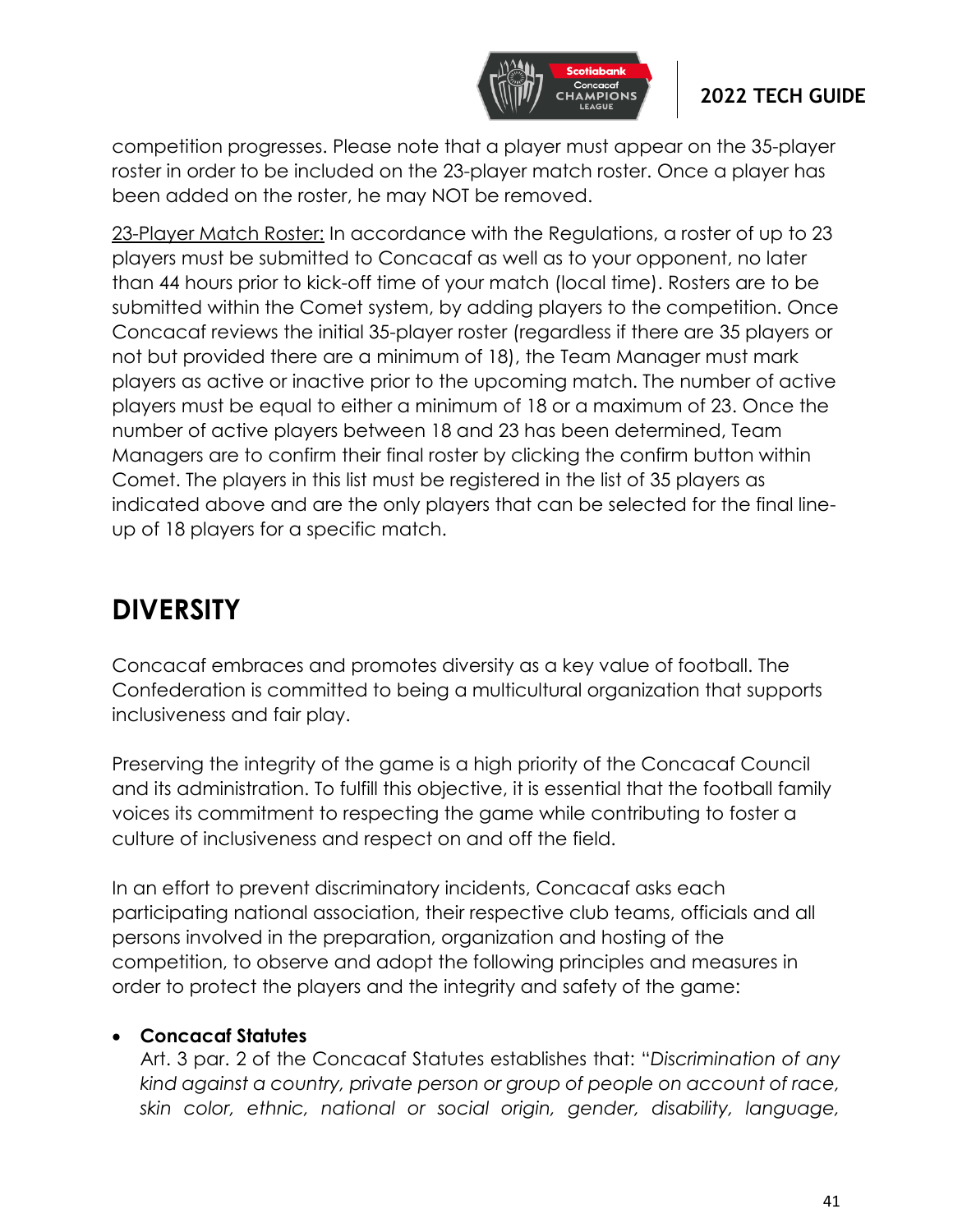competition progresses. Please note that a player must appear on the 35-player roster in order to be included on the 23-player match roster. Once a player has been added on the roster, he may NOT be removed.

<u>23-Player Match Roster:</u> In accordance with the Regulations, a roster of up to 23 players must be submitted to Concacaf as well as to your opponent, no later than 44 hours prior to kick-off time of your match (local time). Rosters are to be submitted within the Comet system, by adding players to the competition. Once Concacaf reviews the initial 35-player roster (regardless if there are 35 players or not but provided there are a minimum of 18), the Team Manager must mark players as active or inactive prior to the upcoming match. The number of active players must be equal to either a minimum of 18 or a maximum of 23. Once the number of active players between 18 and 23 has been determined, Team Managers are to confirm their final roster by clicking the confirm button within Comet. The players in this list must be registered in the list of 35 players as indicated above and are the only players that can be selected for the final line-up of 18 players for a specific match.

## DIVERSITY

Concacaf embraces and promotes diversity as a key value of football. The Confederation is committed to being a multicultural organization that supports inclusiveness and fair play.

Preserving the integrity of the game is a high priority of the Concacaf Council and its administration. To fulfill this objective, it is essential that the football family voices its commitment to respecting the game while contributing to foster a culture of inclusiveness and respect on and off the field.

In an effort to prevent discriminatory incidents, Concacaf asks each participating national association, their respective club teams, officials and all persons involved in the preparation, organization and hosting of the competition, to observe and adopt the following principles and measures in order to protect the players and the integrity and safety of the game:

- **Concacaf Statutes**
  Art. 3 par. 2 of the Concacaf Statutes establishes that: "*Discrimination of any kind against a country, private person or group of people on account of race, skin color, ethnic, national or social origin, gender, disability, language,*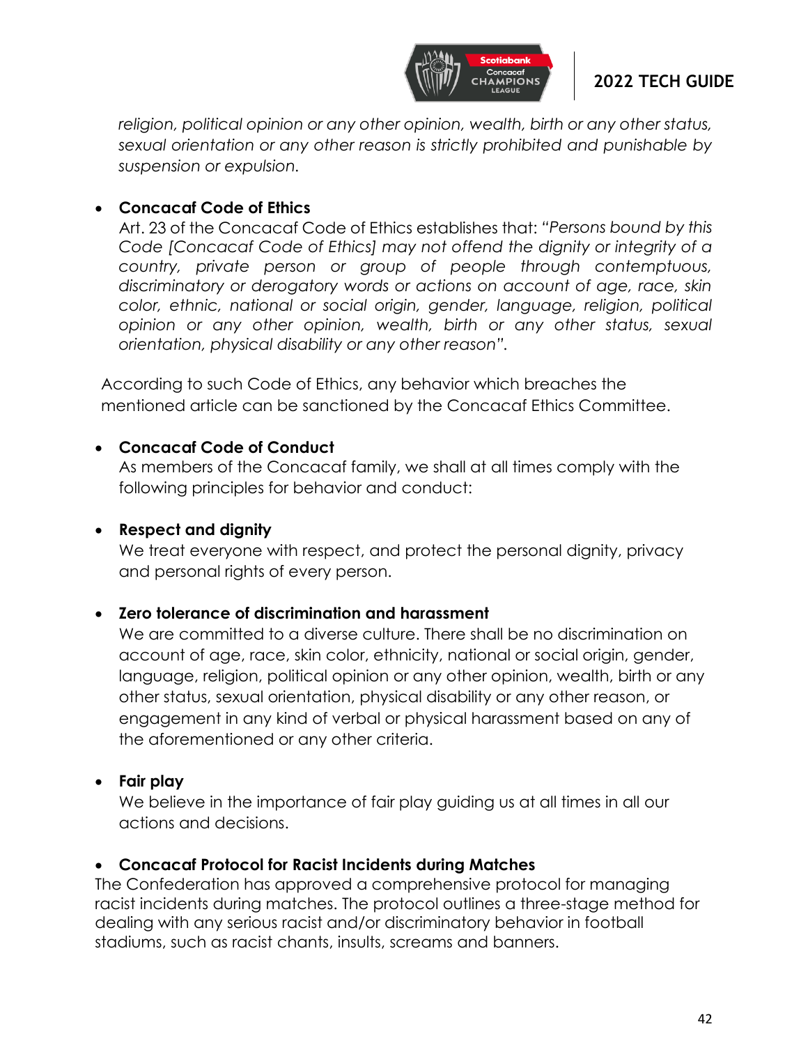*religion, political opinion or any other opinion, wealth, birth or any other status, sexual orientation or any other reason is strictly prohibited and punishable by suspension or expulsion.*

- **Concacaf Code of Ethics**
  Art. 23 of the Concacaf Code of Ethics establishes that: *"Persons bound by this Code [Concacaf Code of Ethics] may not offend the dignity or integrity of a country, private person or group of people through contemptuous, discriminatory or derogatory words or actions on account of age, race, skin color, ethnic, national or social origin, gender, language, religion, political opinion or any other opinion, wealth, birth or any other status, sexual orientation, physical disability or any other reason".*

According to such Code of Ethics, any behavior which breaches the mentioned article can be sanctioned by the Concacaf Ethics Committee.

- **Concacaf Code of Conduct**
  As members of the Concacaf family, we shall at all times comply with the following principles for behavior and conduct:

- **Respect and dignity**
  We treat everyone with respect, and protect the personal dignity, privacy and personal rights of every person.

- **Zero tolerance of discrimination and harassment**
  We are committed to a diverse culture. There shall be no discrimination on account of age, race, skin color, ethnicity, national or social origin, gender, language, religion, political opinion or any other opinion, wealth, birth or any other status, sexual orientation, physical disability or any other reason, or engagement in any kind of verbal or physical harassment based on any of the aforementioned or any other criteria.

- **Fair play**
  We believe in the importance of fair play guiding us at all times in all our actions and decisions.

- **Concacaf Protocol for Racist Incidents during Matches**

The Confederation has approved a comprehensive protocol for managing racist incidents during matches. The protocol outlines a three-stage method for dealing with any serious racist and/or discriminatory behavior in football stadiums, such as racist chants, insults, screams and banners.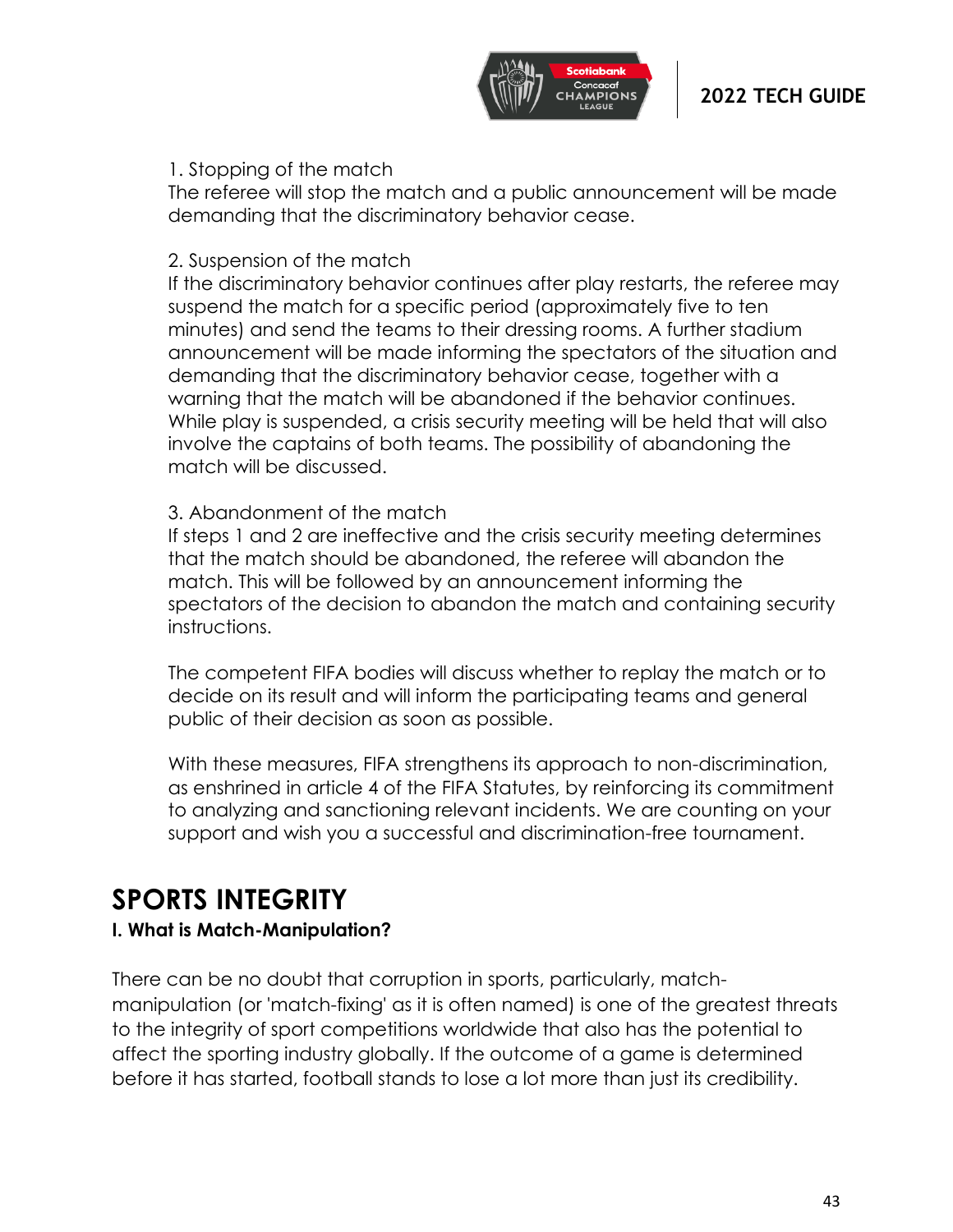1. Stopping of the match
The referee will stop the match and a public announcement will be made demanding that the discriminatory behavior cease.

2. Suspension of the match
If the discriminatory behavior continues after play restarts, the referee may suspend the match for a specific period (approximately five to ten minutes) and send the teams to their dressing rooms. A further stadium announcement will be made informing the spectators of the situation and demanding that the discriminatory behavior cease, together with a warning that the match will be abandoned if the behavior continues. While play is suspended, a crisis security meeting will be held that will also involve the captains of both teams. The possibility of abandoning the match will be discussed.

3. Abandonment of the match
If steps 1 and 2 are ineffective and the crisis security meeting determines that the match should be abandoned, the referee will abandon the match. This will be followed by an announcement informing the spectators of the decision to abandon the match and containing security instructions.

The competent FIFA bodies will discuss whether to replay the match or to decide on its result and will inform the participating teams and general public of their decision as soon as possible.

With these measures, FIFA strengthens its approach to non-discrimination, as enshrined in article 4 of the FIFA Statutes, by reinforcing its commitment to analyzing and sanctioning relevant incidents. We are counting on your support and wish you a successful and discrimination-free tournament.

# SPORTS INTEGRITY

### I. What is Match-Manipulation?

There can be no doubt that corruption in sports, particularly, match-manipulation (or 'match-fixing' as it is often named) is one of the greatest threats to the integrity of sport competitions worldwide that also has the potential to affect the sporting industry globally. If the outcome of a game is determined before it has started, football stands to lose a lot more than just its credibility.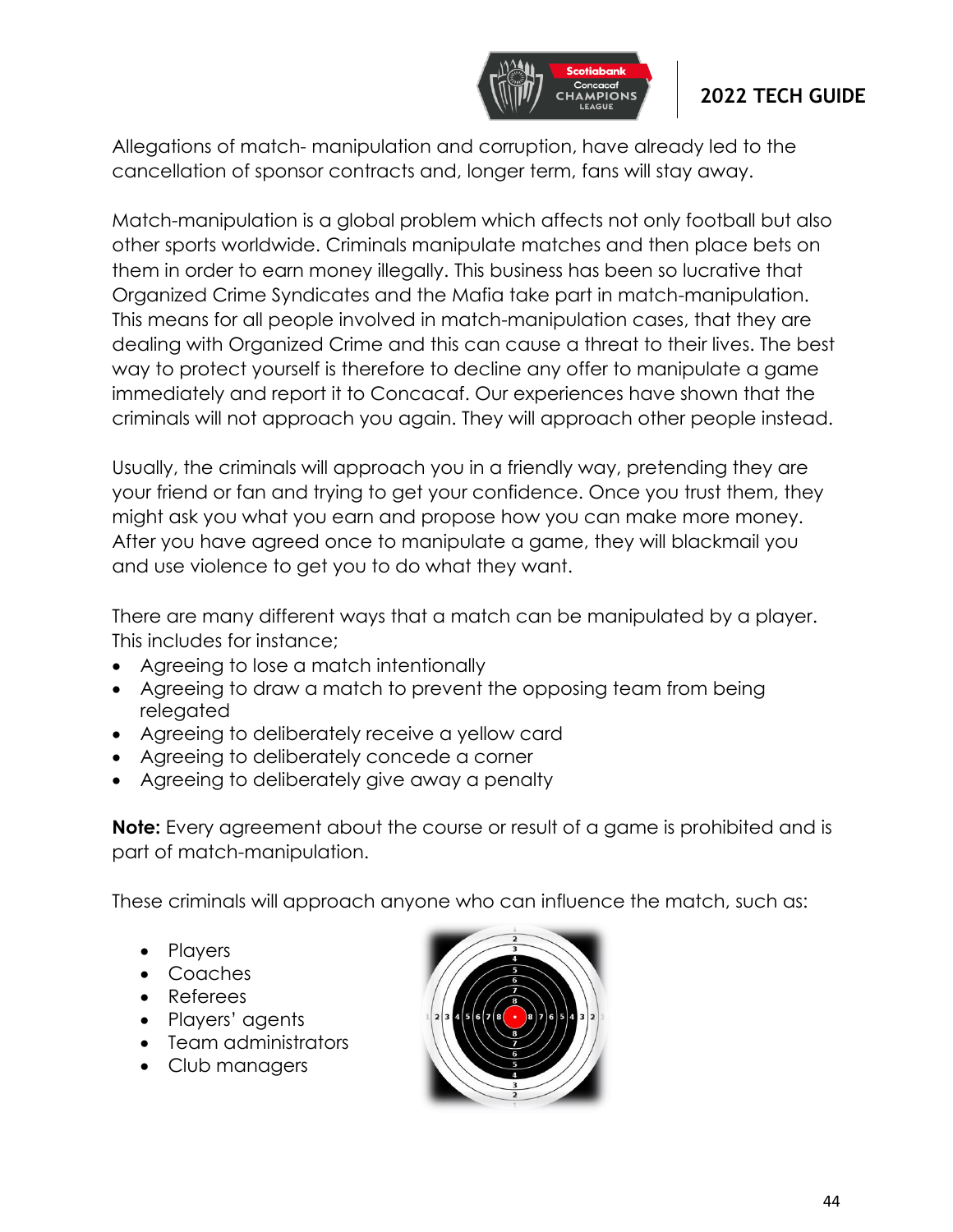Allegations of match- manipulation and corruption, have already led to the cancellation of sponsor contracts and, longer term, fans will stay away.

Match-manipulation is a global problem which affects not only football but also other sports worldwide. Criminals manipulate matches and then place bets on them in order to earn money illegally. This business has been so lucrative that Organized Crime Syndicates and the Mafia take part in match-manipulation. This means for all people involved in match-manipulation cases, that they are dealing with Organized Crime and this can cause a threat to their lives. The best way to protect yourself is therefore to decline any offer to manipulate a game immediately and report it to Concacaf. Our experiences have shown that the criminals will not approach you again. They will approach other people instead.

Usually, the criminals will approach you in a friendly way, pretending they are your friend or fan and trying to get your confidence. Once you trust them, they might ask you what you earn and propose how you can make more money. After you have agreed once to manipulate a game, they will blackmail you and use violence to get you to do what they want.

There are many different ways that a match can be manipulated by a player. This includes for instance;

- Agreeing to lose a match intentionally
- Agreeing to draw a match to prevent the opposing team from being relegated
- Agreeing to deliberately receive a yellow card
- Agreeing to deliberately concede a corner
- Agreeing to deliberately give away a penalty

**Note:** Every agreement about the course or result of a game is prohibited and is part of match-manipulation.

These criminals will approach anyone who can influence the match, such as:

- Players
- Coaches
- Referees
- Players' agents
- Team administrators
- Club managers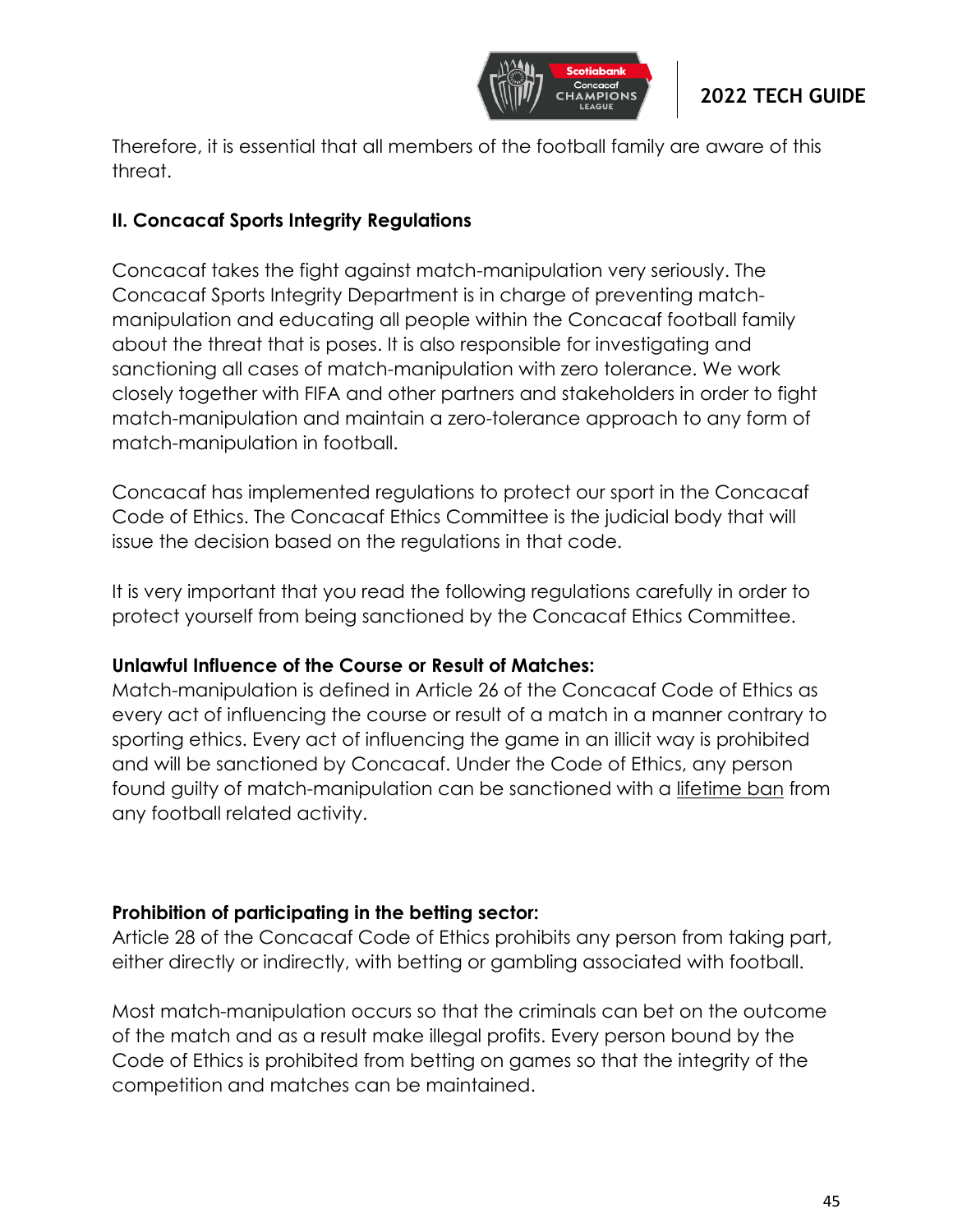Therefore, it is essential that all members of the football family are aware of this threat.

## II. Concacaf Sports Integrity Regulations

Concacaf takes the fight against match-manipulation very seriously. The Concacaf Sports Integrity Department is in charge of preventing match-manipulation and educating all people within the Concacaf football family about the threat that is poses. It is also responsible for investigating and sanctioning all cases of match-manipulation with zero tolerance. We work closely together with FIFA and other partners and stakeholders in order to fight match-manipulation and maintain a zero-tolerance approach to any form of match-manipulation in football.

Concacaf has implemented regulations to protect our sport in the Concacaf Code of Ethics. The Concacaf Ethics Committee is the judicial body that will issue the decision based on the regulations in that code.

It is very important that you read the following regulations carefully in order to protect yourself from being sanctioned by the Concacaf Ethics Committee.

**Unlawful Influence of the Course or Result of Matches:**
Match-manipulation is defined in Article 26 of the Concacaf Code of Ethics as every act of influencing the course or result of a match in a manner contrary to sporting ethics. Every act of influencing the game in an illicit way is prohibited and will be sanctioned by Concacaf. Under the Code of Ethics, any person found guilty of match-manipulation can be sanctioned with a lifetime ban from any football related activity.

**Prohibition of participating in the betting sector:**
Article 28 of the Concacaf Code of Ethics prohibits any person from taking part, either directly or indirectly, with betting or gambling associated with football.

Most match-manipulation occurs so that the criminals can bet on the outcome of the match and as a result make illegal profits. Every person bound by the Code of Ethics is prohibited from betting on games so that the integrity of the competition and matches can be maintained.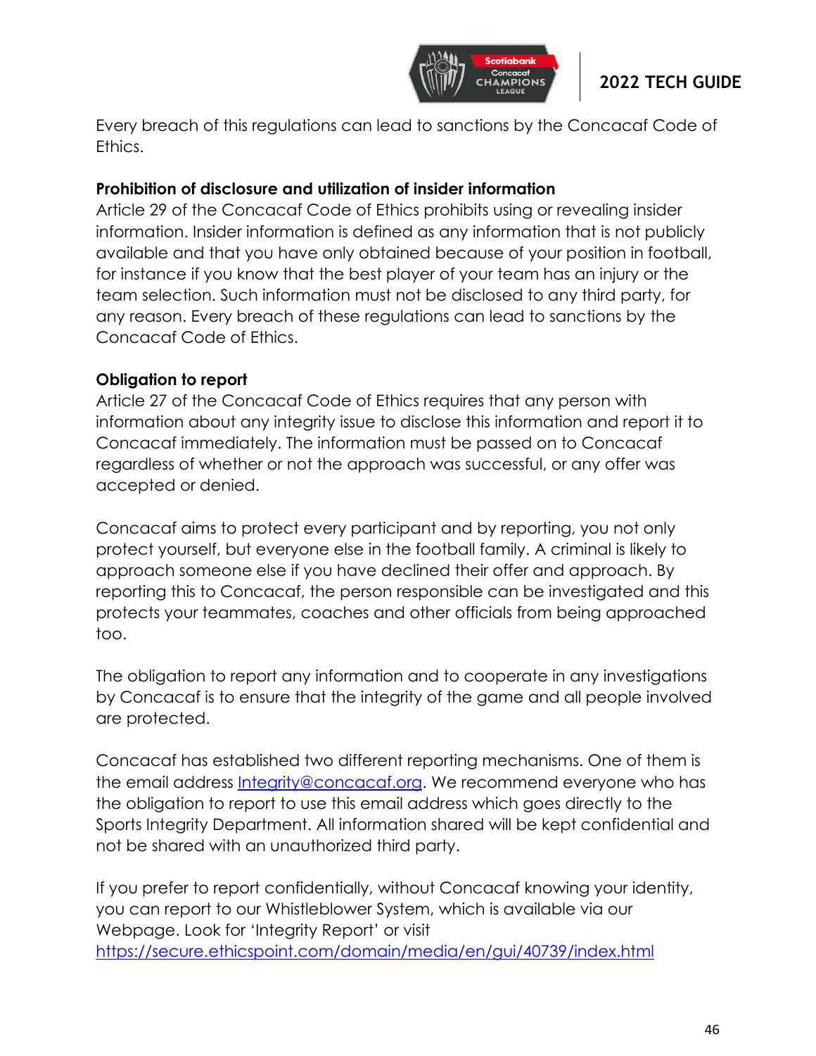Every breach of this regulations can lead to sanctions by the Concacaf Code of Ethics.

**Prohibition of disclosure and utilization of insider information**

Article 29 of the Concacaf Code of Ethics prohibits using or revealing insider information. Insider information is defined as any information that is not publicly available and that you have only obtained because of your position in football, for instance if you know that the best player of your team has an injury or the team selection. Such information must not be disclosed to any third party, for any reason. Every breach of these regulations can lead to sanctions by the Concacaf Code of Ethics.

**Obligation to report**

Article 27 of the Concacaf Code of Ethics requires that any person with information about any integrity issue to disclose this information and report it to Concacaf immediately. The information must be passed on to Concacaf regardless of whether or not the approach was successful, or any offer was accepted or denied.

Concacaf aims to protect every participant and by reporting, you not only protect yourself, but everyone else in the football family. A criminal is likely to approach someone else if you have declined their offer and approach. By reporting this to Concacaf, the person responsible can be investigated and this protects your teammates, coaches and other officials from being approached too.

The obligation to report any information and to cooperate in any investigations by Concacaf is to ensure that the integrity of the game and all people involved are protected.

Concacaf has established two different reporting mechanisms. One of them is the email address [Integrity@concacaf.org](mailto:Integrity@concacaf.org). We recommend everyone who has the obligation to report to use this email address which goes directly to the Sports Integrity Department. All information shared will be kept confidential and not be shared with an unauthorized third party.

If you prefer to report confidentially, without Concacaf knowing your identity, you can report to our Whistleblower System, which is available via our Webpage. Look for 'Integrity Report' or visit [https://secure.ethicspoint.com/domain/media/en/gui/40739/index.html](https://secure.ethicspoint.com/domain/media/en/gui/40739/index.html)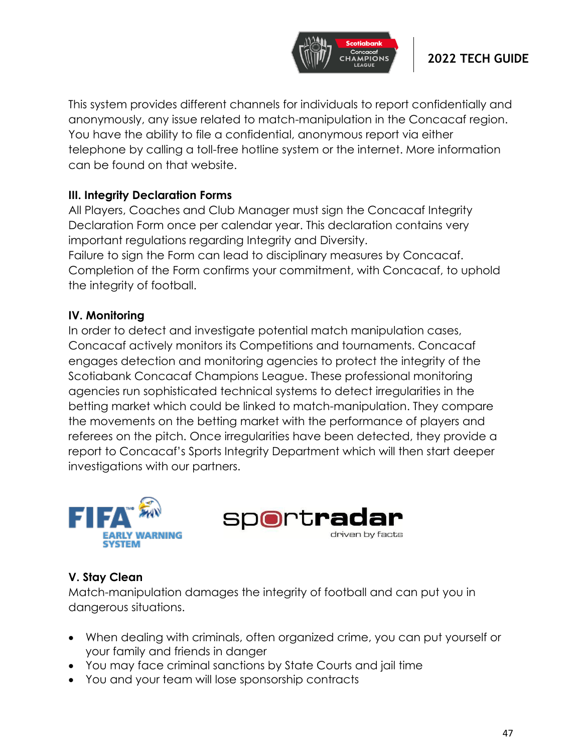This system provides different channels for individuals to report confidentially and anonymously, any issue related to match-manipulation in the Concacaf region. You have the ability to file a confidential, anonymous report via either telephone by calling a toll-free hotline system or the internet. More information can be found on that website.

### III. Integrity Declaration Forms

All Players, Coaches and Club Manager must sign the Concacaf Integrity Declaration Form once per calendar year. This declaration contains very important regulations regarding Integrity and Diversity.
Failure to sign the Form can lead to disciplinary measures by Concacaf. Completion of the Form confirms your commitment, with Concacaf, to uphold the integrity of football.

### IV. Monitoring

In order to detect and investigate potential match manipulation cases, Concacaf actively monitors its Competitions and tournaments. Concacaf engages detection and monitoring agencies to protect the integrity of the Scotiabank Concacaf Champions League. These professional monitoring agencies run sophisticated technical systems to detect irregularities in the betting market which could be linked to match-manipulation. They compare the movements on the betting market with the performance of players and referees on the pitch. Once irregularities have been detected, they provide a report to Concacaf's Sports Integrity Department which will then start deeper investigations with our partners.

FIFA EARLY WARNING SYSTEM

sportradar driven by facts

### V. Stay Clean

Match-manipulation damages the integrity of football and can put you in dangerous situations.

- When dealing with criminals, often organized crime, you can put yourself or your family and friends in danger
- You may face criminal sanctions by State Courts and jail time
- You and your team will lose sponsorship contracts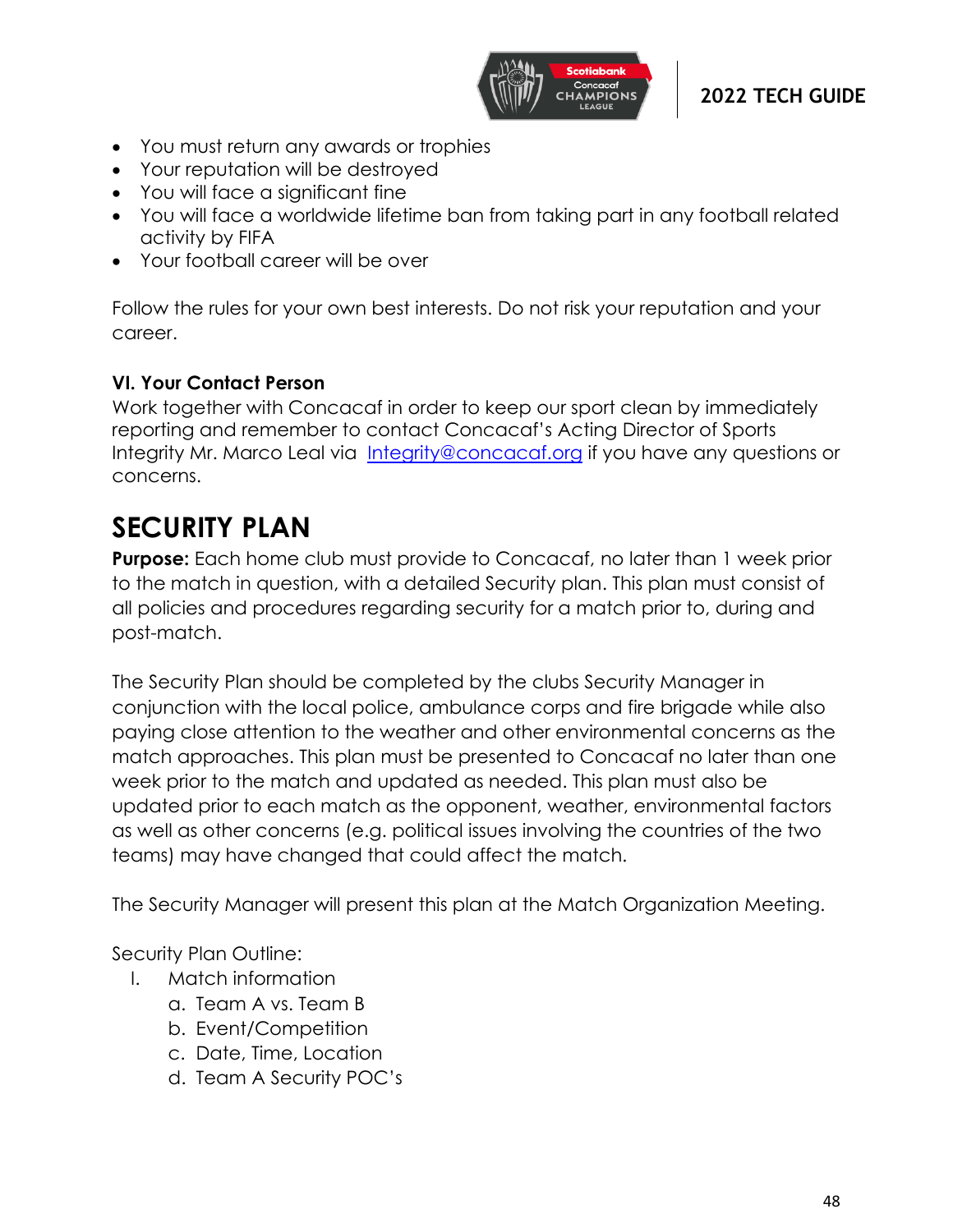- You must return any awards or trophies
- Your reputation will be destroyed
- You will face a significant fine
- You will face a worldwide lifetime ban from taking part in any football related activity by FIFA
- Your football career will be over

Follow the rules for your own best interests. Do not risk your reputation and your career.

**VI. Your Contact Person**

Work together with Concacaf in order to keep our sport clean by immediately reporting and remember to contact Concacaf's Acting Director of Sports Integrity Mr. Marco Leal via Integrity@concacaf.org if you have any questions or concerns.

## SECURITY PLAN

**Purpose:** Each home club must provide to Concacaf, no later than 1 week prior to the match in question, with a detailed Security plan. This plan must consist of all policies and procedures regarding security for a match prior to, during and post-match.

The Security Plan should be completed by the clubs Security Manager in conjunction with the local police, ambulance corps and fire brigade while also paying close attention to the weather and other environmental concerns as the match approaches. This plan must be presented to Concacaf no later than one week prior to the match and updated as needed. This plan must also be updated prior to each match as the opponent, weather, environmental factors as well as other concerns (e.g. political issues involving the countries of the two teams) may have changed that could affect the match.

The Security Manager will present this plan at the Match Organization Meeting.

Security Plan Outline:

I. Match information
   a. Team A vs. Team B
   b. Event/Competition
   c. Date, Time, Location
   d. Team A Security POC's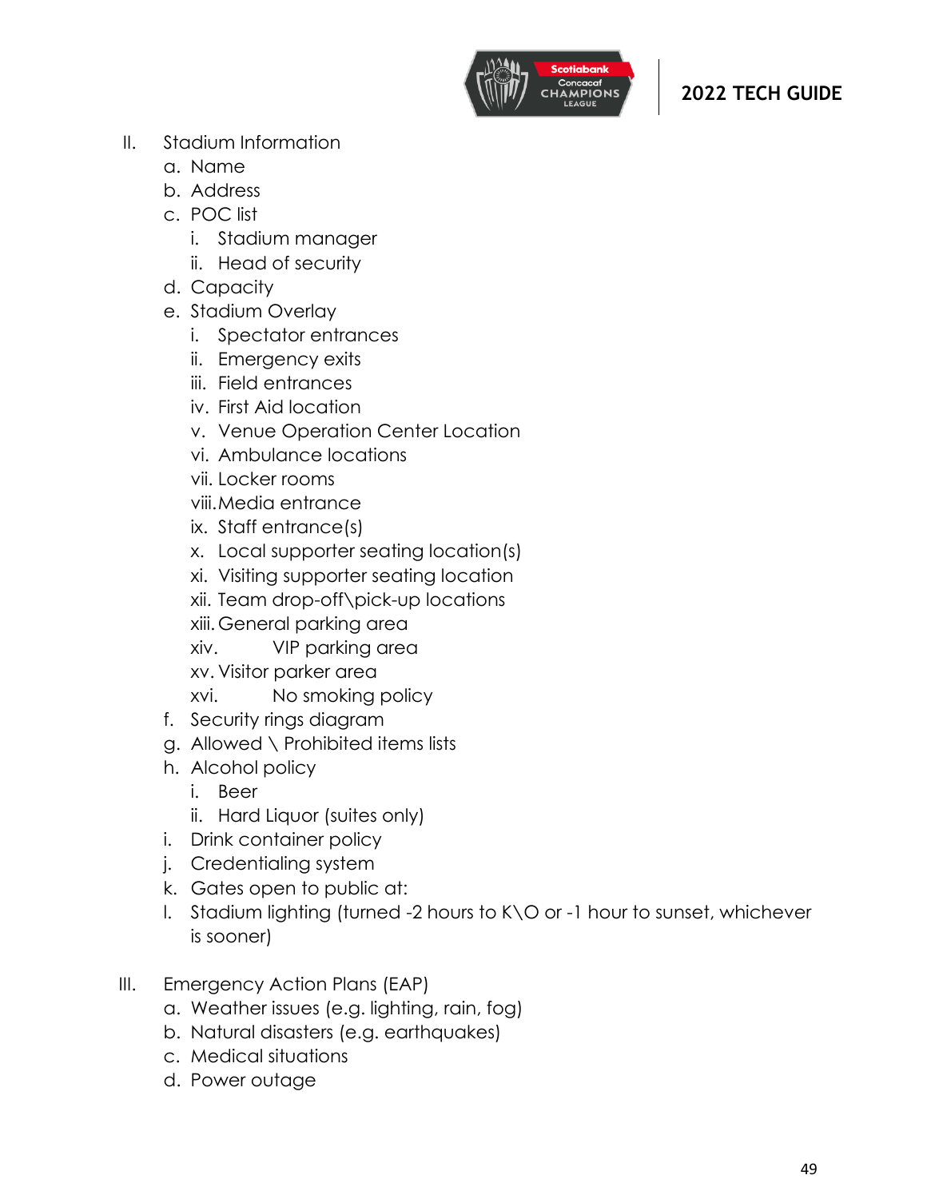II. Stadium Information
   a. Name
   b. Address
   c. POC list
      i. Stadium manager
      ii. Head of security
   d. Capacity
   e. Stadium Overlay
      i. Spectator entrances
      ii. Emergency exits
      iii. Field entrances
      iv. First Aid location
      v. Venue Operation Center Location
      vi. Ambulance locations
      vii. Locker rooms
      viii. Media entrance
      ix. Staff entrance(s)
      x. Local supporter seating location(s)
      xi. Visiting supporter seating location
      xii. Team drop-off\pick-up locations
      xiii. General parking area
      xiv. VIP parking area
      xv. Visitor parker area
      xvi. No smoking policy
   f. Security rings diagram
   g. Allowed \ Prohibited items lists
   h. Alcohol policy
      i. Beer
      ii. Hard Liquor (suites only)
   i. Drink container policy
   j. Credentialing system
   k. Gates open to public at:
   l. Stadium lighting (turned -2 hours to K\O or -1 hour to sunset, whichever is sooner)

III. Emergency Action Plans (EAP)
   a. Weather issues (e.g. lighting, rain, fog)
   b. Natural disasters (e.g. earthquakes)
   c. Medical situations
   d. Power outage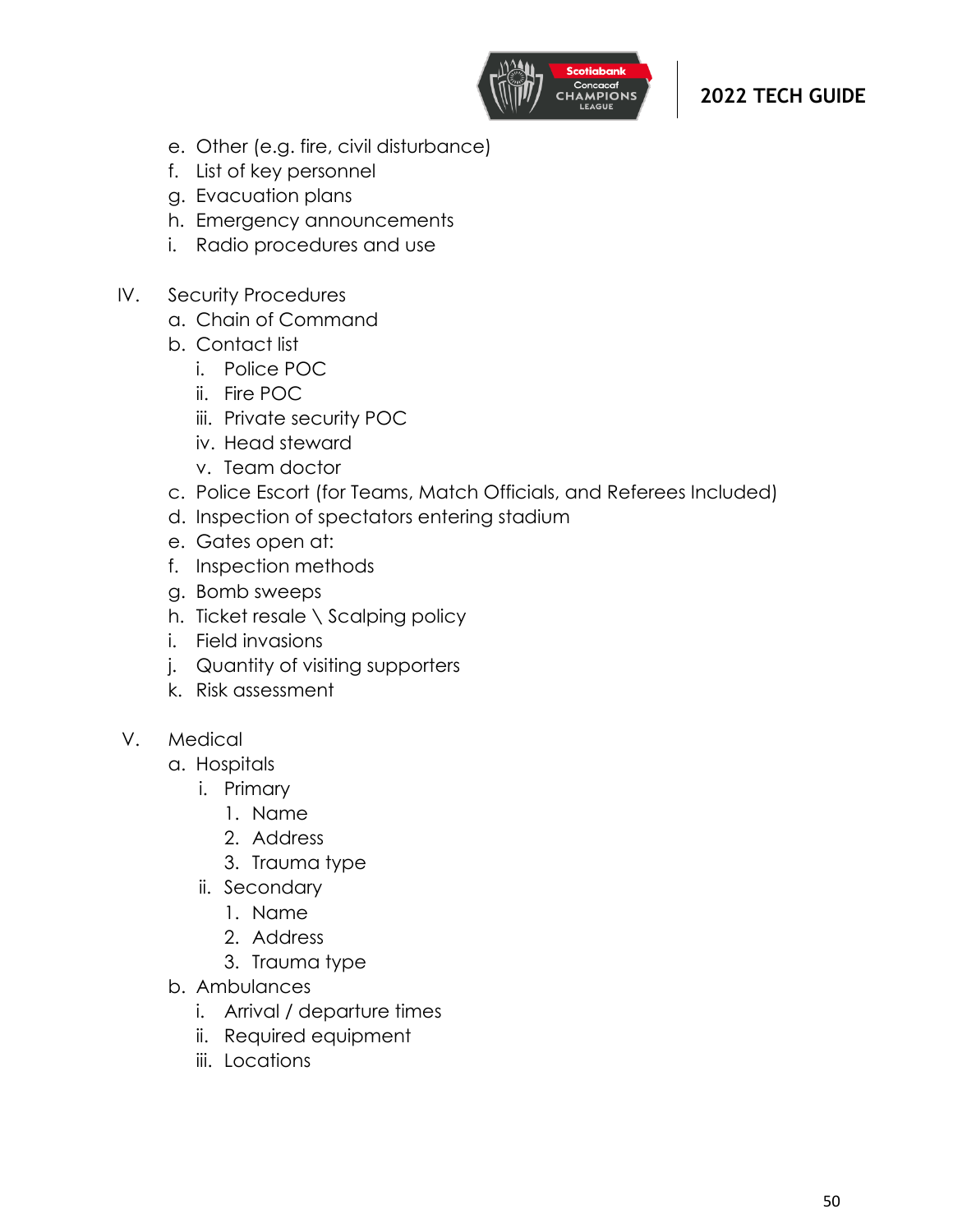e. Other (e.g. fire, civil disturbance)
f. List of key personnel
g. Evacuation plans
h. Emergency announcements
i. Radio procedures and use

IV. Security Procedures
   a. Chain of Command
   b. Contact list
      i. Police POC
      ii. Fire POC
      iii. Private security POC
      iv. Head steward
      v. Team doctor
   c. Police Escort (for Teams, Match Officials, and Referees Included)
   d. Inspection of spectators entering stadium
   e. Gates open at:
   f. Inspection methods
   g. Bomb sweeps
   h. Ticket resale \ Scalping policy
   i. Field invasions
   j. Quantity of visiting supporters
   k. Risk assessment

V. Medical
   a. Hospitals
      i. Primary
         1. Name
         2. Address
         3. Trauma type
      ii. Secondary
         1. Name
         2. Address
         3. Trauma type
   b. Ambulances
      i. Arrival / departure times
      ii. Required equipment
      iii. Locations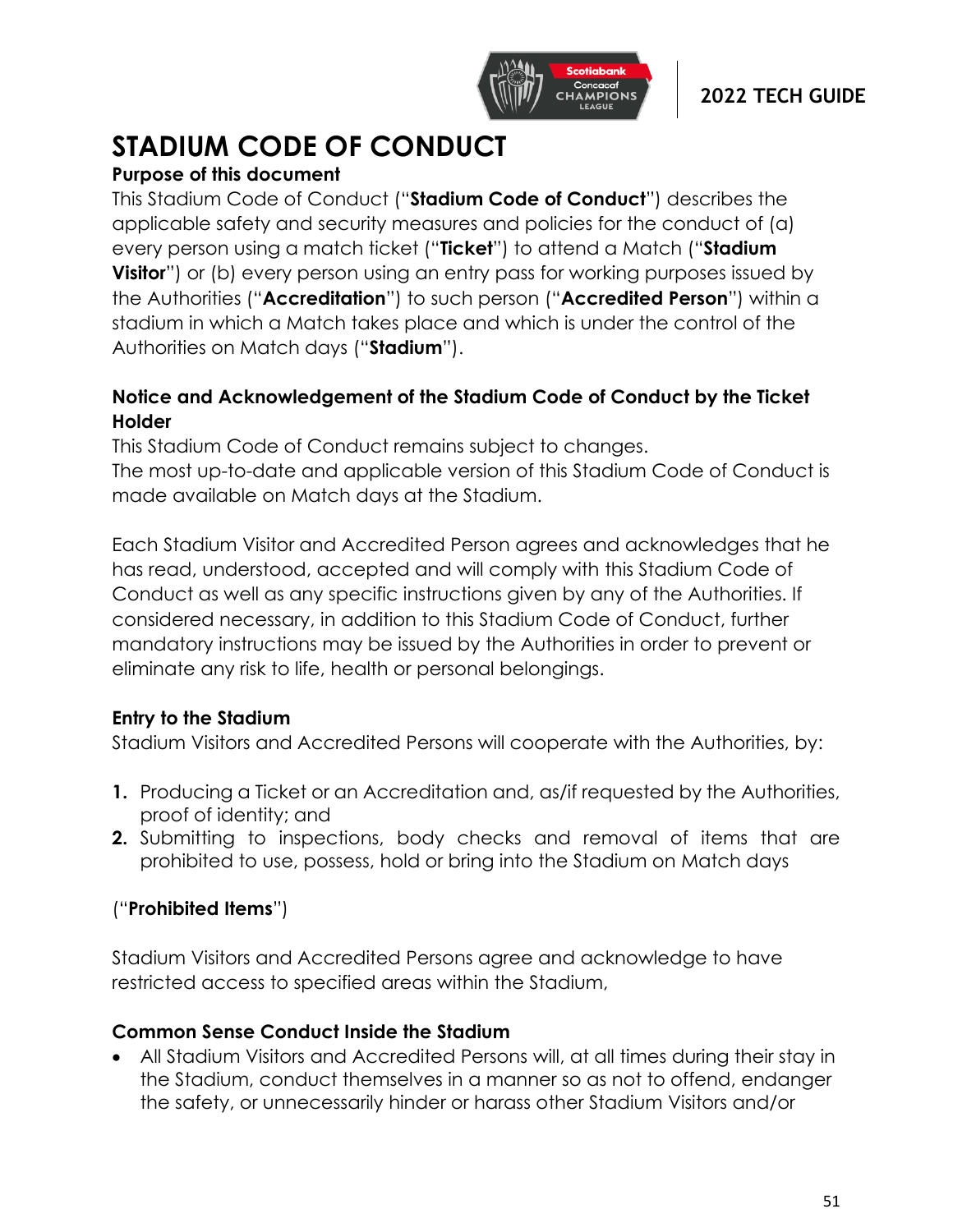# STADIUM CODE OF CONDUCT

**Purpose of this document**

This Stadium Code of Conduct ("**Stadium Code of Conduct**") describes the applicable safety and security measures and policies for the conduct of (a) every person using a match ticket ("**Ticket**") to attend a Match ("**Stadium Visitor**") or (b) every person using an entry pass for working purposes issued by the Authorities ("**Accreditation**") to such person ("**Accredited Person**") within a stadium in which a Match takes place and which is under the control of the Authorities on Match days ("**Stadium**").

**Notice and Acknowledgement of the Stadium Code of Conduct by the Ticket Holder**

This Stadium Code of Conduct remains subject to changes.
The most up-to-date and applicable version of this Stadium Code of Conduct is made available on Match days at the Stadium.

Each Stadium Visitor and Accredited Person agrees and acknowledges that he has read, understood, accepted and will comply with this Stadium Code of Conduct as well as any specific instructions given by any of the Authorities. If considered necessary, in addition to this Stadium Code of Conduct, further mandatory instructions may be issued by the Authorities in order to prevent or eliminate any risk to life, health or personal belongings.

**Entry to the Stadium**

Stadium Visitors and Accredited Persons will cooperate with the Authorities, by:

1. Producing a Ticket or an Accreditation and, as/if requested by the Authorities, proof of identity; and
2. Submitting to inspections, body checks and removal of items that are prohibited to use, possess, hold or bring into the Stadium on Match days

("**Prohibited Items**")

Stadium Visitors and Accredited Persons agree and acknowledge to have restricted access to specified areas within the Stadium,

**Common Sense Conduct Inside the Stadium**

- All Stadium Visitors and Accredited Persons will, at all times during their stay in the Stadium, conduct themselves in a manner so as not to offend, endanger the safety, or unnecessarily hinder or harass other Stadium Visitors and/or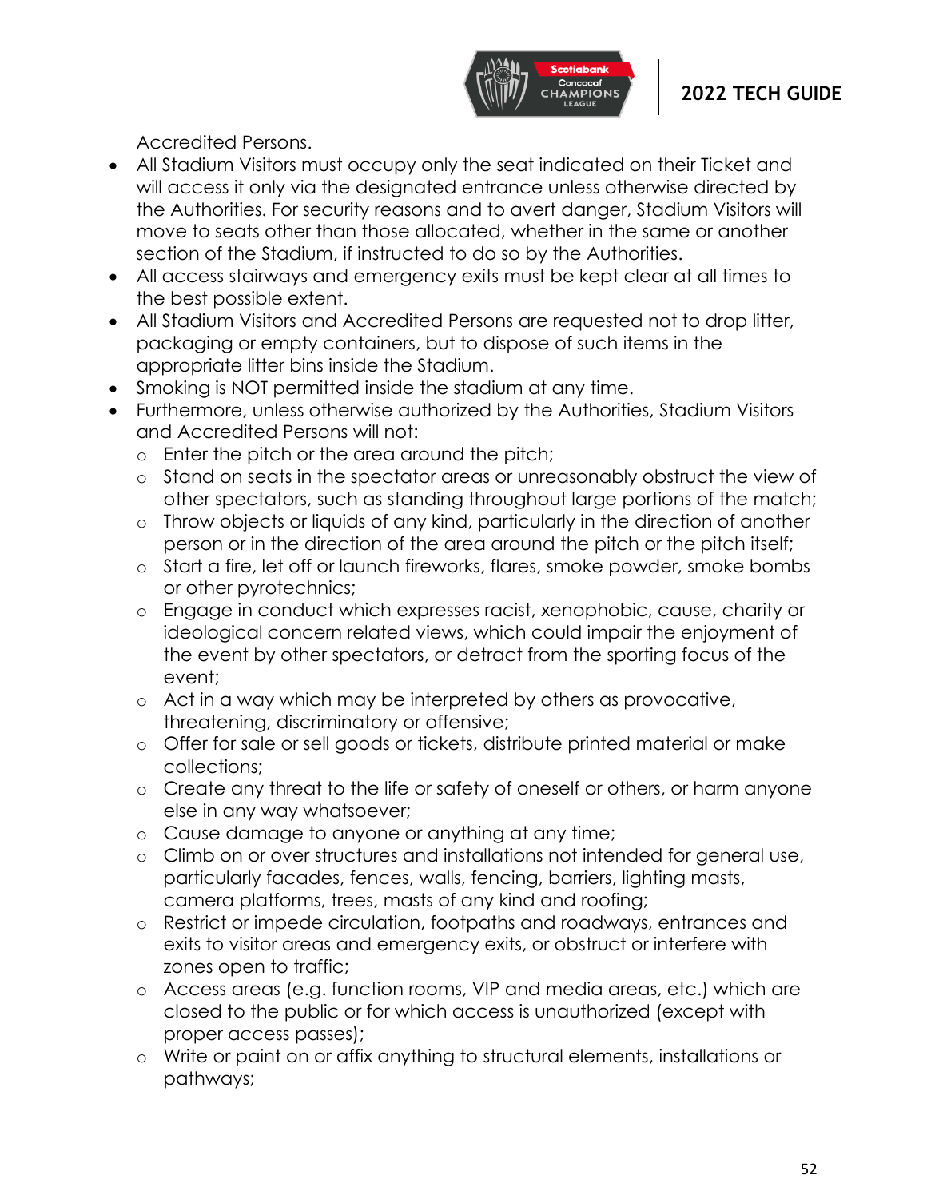Accredited Persons.

- All Stadium Visitors must occupy only the seat indicated on their Ticket and will access it only via the designated entrance unless otherwise directed by the Authorities. For security reasons and to avert danger, Stadium Visitors will move to seats other than those allocated, whether in the same or another section of the Stadium, if instructed to do so by the Authorities.
- All access stairways and emergency exits must be kept clear at all times to the best possible extent.
- All Stadium Visitors and Accredited Persons are requested not to drop litter, packaging or empty containers, but to dispose of such items in the appropriate litter bins inside the Stadium.
- Smoking is NOT permitted inside the stadium at any time.
- Furthermore, unless otherwise authorized by the Authorities, Stadium Visitors and Accredited Persons will not:
    - Enter the pitch or the area around the pitch;
    - Stand on seats in the spectator areas or unreasonably obstruct the view of other spectators, such as standing throughout large portions of the match;
    - Throw objects or liquids of any kind, particularly in the direction of another person or in the direction of the area around the pitch or the pitch itself;
    - Start a fire, let off or launch fireworks, flares, smoke powder, smoke bombs or other pyrotechnics;
    - Engage in conduct which expresses racist, xenophobic, cause, charity or ideological concern related views, which could impair the enjoyment of the event by other spectators, or detract from the sporting focus of the event;
    - Act in a way which may be interpreted by others as provocative, threatening, discriminatory or offensive;
    - Offer for sale or sell goods or tickets, distribute printed material or make collections;
    - Create any threat to the life or safety of oneself or others, or harm anyone else in any way whatsoever;
    - Cause damage to anyone or anything at any time;
    - Climb on or over structures and installations not intended for general use, particularly facades, fences, walls, fencing, barriers, lighting masts, camera platforms, trees, masts of any kind and roofing;
    - Restrict or impede circulation, footpaths and roadways, entrances and exits to visitor areas and emergency exits, or obstruct or interfere with zones open to traffic;
    - Access areas (e.g. function rooms, VIP and media areas, etc.) which are closed to the public or for which access is unauthorized (except with proper access passes);
    - Write or paint on or affix anything to structural elements, installations or pathways;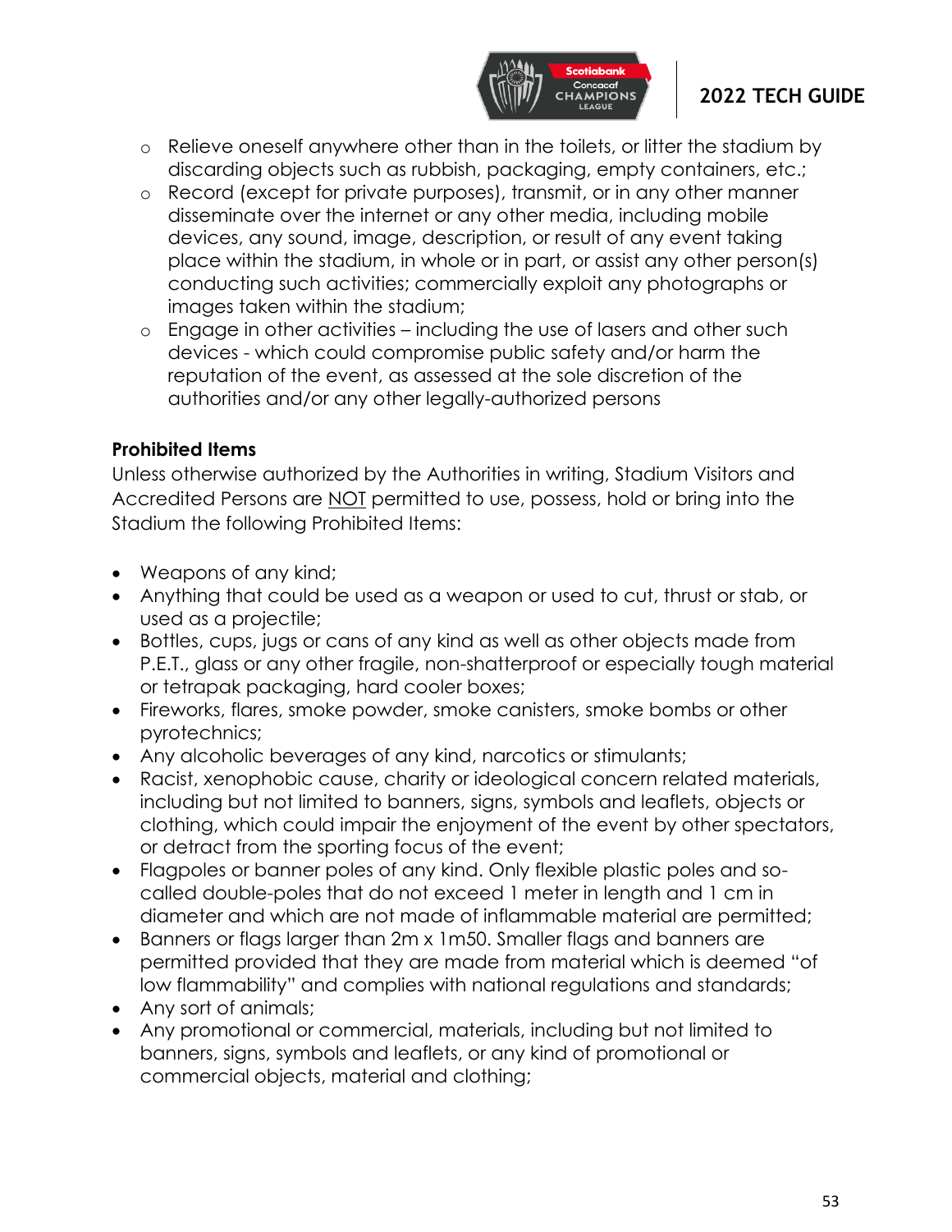- Relieve oneself anywhere other than in the toilets, or litter the stadium by discarding objects such as rubbish, packaging, empty containers, etc.;
- Record (except for private purposes), transmit, or in any other manner disseminate over the internet or any other media, including mobile devices, any sound, image, description, or result of any event taking place within the stadium, in whole or in part, or assist any other person(s) conducting such activities; commercially exploit any photographs or images taken within the stadium;
- Engage in other activities – including the use of lasers and other such devices - which could compromise public safety and/or harm the reputation of the event, as assessed at the sole discretion of the authorities and/or any other legally-authorized persons

**Prohibited Items**

Unless otherwise authorized by the Authorities in writing, Stadium Visitors and Accredited Persons are <u>NOT</u> permitted to use, possess, hold or bring into the Stadium the following Prohibited Items:

- Weapons of any kind;
- Anything that could be used as a weapon or used to cut, thrust or stab, or used as a projectile;
- Bottles, cups, jugs or cans of any kind as well as other objects made from P.E.T., glass or any other fragile, non-shatterproof or especially tough material or tetrapak packaging, hard cooler boxes;
- Fireworks, flares, smoke powder, smoke canisters, smoke bombs or other pyrotechnics;
- Any alcoholic beverages of any kind, narcotics or stimulants;
- Racist, xenophobic cause, charity or ideological concern related materials, including but not limited to banners, signs, symbols and leaflets, objects or clothing, which could impair the enjoyment of the event by other spectators, or detract from the sporting focus of the event;
- Flagpoles or banner poles of any kind. Only flexible plastic poles and so-called double-poles that do not exceed 1 meter in length and 1 cm in diameter and which are not made of inflammable material are permitted;
- Banners or flags larger than 2m x 1m50. Smaller flags and banners are permitted provided that they are made from material which is deemed "of low flammability" and complies with national regulations and standards;
- Any sort of animals;
- Any promotional or commercial, materials, including but not limited to banners, signs, symbols and leaflets, or any kind of promotional or commercial objects, material and clothing;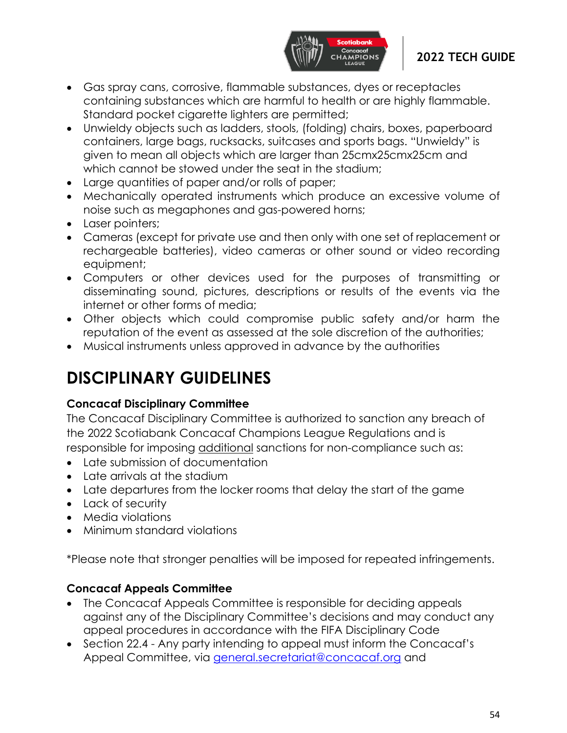- Gas spray cans, corrosive, flammable substances, dyes or receptacles containing substances which are harmful to health or are highly flammable. Standard pocket cigarette lighters are permitted;
- Unwieldy objects such as ladders, stools, (folding) chairs, boxes, paperboard containers, large bags, rucksacks, suitcases and sports bags. "Unwieldy" is given to mean all objects which are larger than 25cmx25cmx25cm and which cannot be stowed under the seat in the stadium;
- Large quantities of paper and/or rolls of paper;
- Mechanically operated instruments which produce an excessive volume of noise such as megaphones and gas-powered horns;
- Laser pointers;
- Cameras (except for private use and then only with one set of replacement or rechargeable batteries), video cameras or other sound or video recording equipment;
- Computers or other devices used for the purposes of transmitting or disseminating sound, pictures, descriptions or results of the events via the internet or other forms of media;
- Other objects which could compromise public safety and/or harm the reputation of the event as assessed at the sole discretion of the authorities;
- Musical instruments unless approved in advance by the authorities

# DISCIPLINARY GUIDELINES

**Concacaf Disciplinary Committee**

The Concacaf Disciplinary Committee is authorized to sanction any breach of the 2022 Scotiabank Concacaf Champions League Regulations and is responsible for imposing additional sanctions for non-compliance such as:

- Late submission of documentation
- Late arrivals at the stadium
- Late departures from the locker rooms that delay the start of the game
- Lack of security
- Media violations
- Minimum standard violations

*Please note that stronger penalties will be imposed for repeated infringements.

**Concacaf Appeals Committee**

- The Concacaf Appeals Committee is responsible for deciding appeals against any of the Disciplinary Committee's decisions and may conduct any appeal procedures in accordance with the FIFA Disciplinary Code
- Section 22.4 - Any party intending to appeal must inform the Concacaf's Appeal Committee, via general.secretariat@concacaf.org and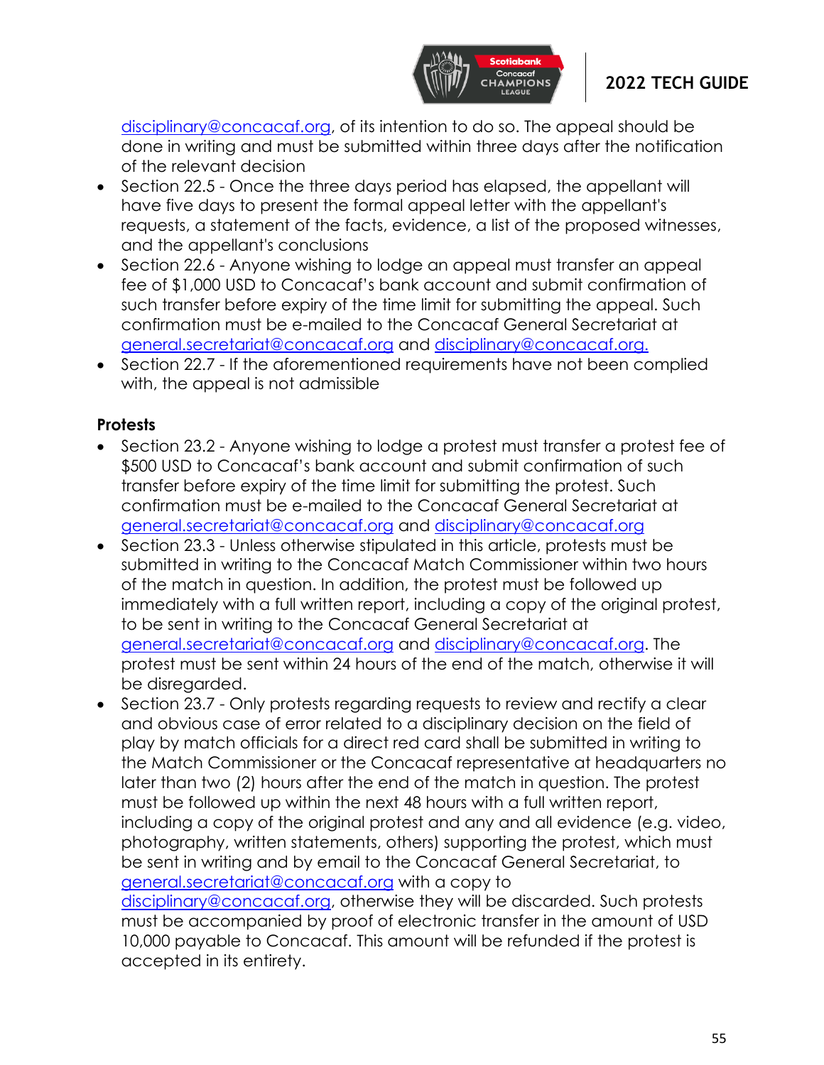disciplinary@concacaf.org, of its intention to do so. The appeal should be done in writing and must be submitted within three days after the notification of the relevant decision

- Section 22.5 - Once the three days period has elapsed, the appellant will have five days to present the formal appeal letter with the appellant's requests, a statement of the facts, evidence, a list of the proposed witnesses, and the appellant's conclusions
- Section 22.6 - Anyone wishing to lodge an appeal must transfer an appeal fee of $1,000 USD to Concacaf's bank account and submit confirmation of such transfer before expiry of the time limit for submitting the appeal. Such confirmation must be e-mailed to the Concacaf General Secretariat at general.secretariat@concacaf.org and disciplinary@concacaf.org.
- Section 22.7 - If the aforementioned requirements have not been complied with, the appeal is not admissible

**Protests**

- Section 23.2 - Anyone wishing to lodge a protest must transfer a protest fee of $500 USD to Concacaf's bank account and submit confirmation of such transfer before expiry of the time limit for submitting the protest. Such confirmation must be e-mailed to the Concacaf General Secretariat at general.secretariat@concacaf.org and disciplinary@concacaf.org
- Section 23.3 - Unless otherwise stipulated in this article, protests must be submitted in writing to the Concacaf Match Commissioner within two hours of the match in question. In addition, the protest must be followed up immediately with a full written report, including a copy of the original protest, to be sent in writing to the Concacaf General Secretariat at general.secretariat@concacaf.org and disciplinary@concacaf.org. The protest must be sent within 24 hours of the end of the match, otherwise it will be disregarded.
- Section 23.7 - Only protests regarding requests to review and rectify a clear and obvious case of error related to a disciplinary decision on the field of play by match officials for a direct red card shall be submitted in writing to the Match Commissioner or the Concacaf representative at headquarters no later than two (2) hours after the end of the match in question. The protest must be followed up within the next 48 hours with a full written report, including a copy of the original protest and any and all evidence (e.g. video, photography, written statements, others) supporting the protest, which must be sent in writing and by email to the Concacaf General Secretariat, to general.secretariat@concacaf.org with a copy to disciplinary@concacaf.org, otherwise they will be discarded. Such protests must be accompanied by proof of electronic transfer in the amount of USD 10,000 payable to Concacaf. This amount will be refunded if the protest is accepted in its entirety.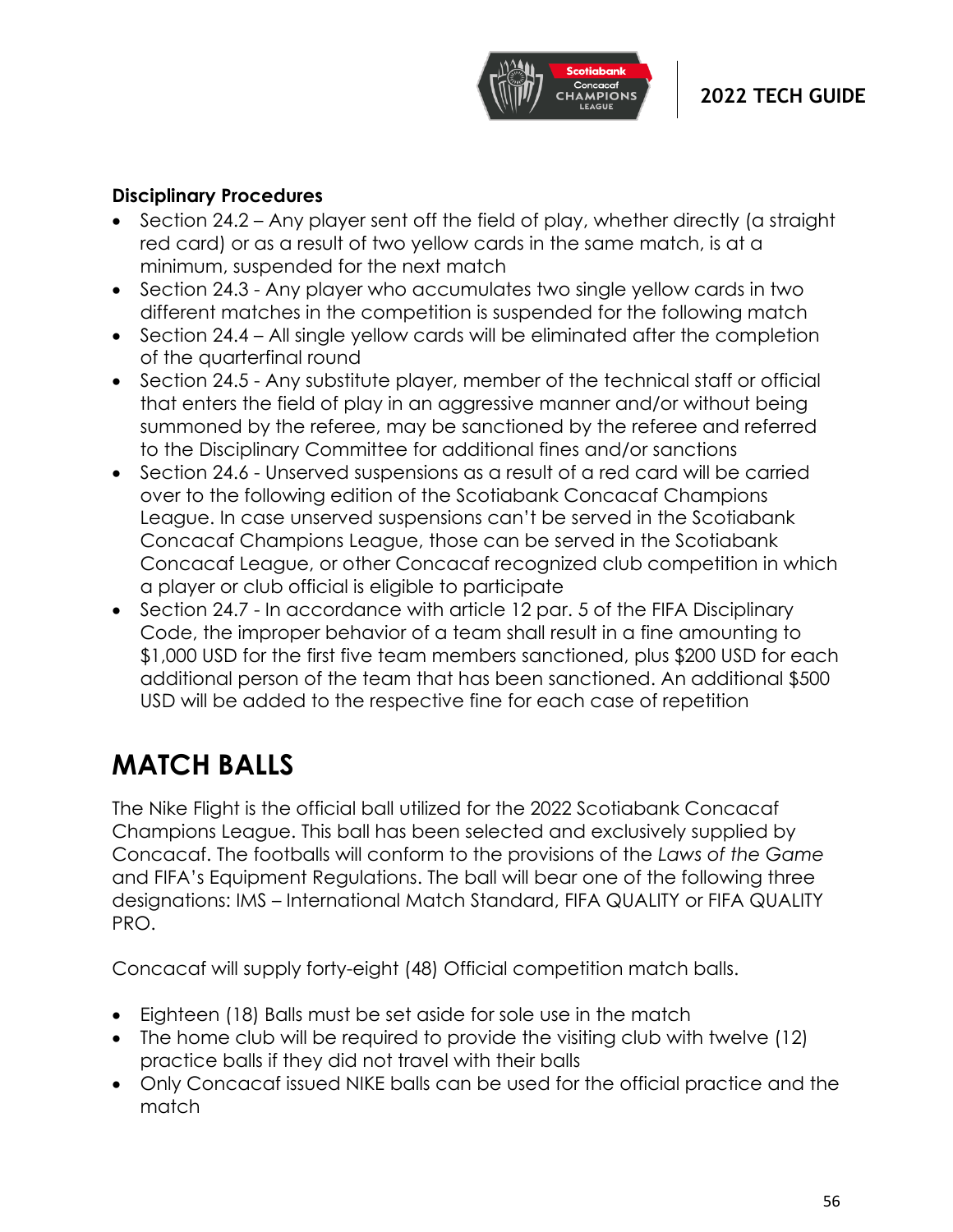**Disciplinary Procedures**

- Section 24.2 – Any player sent off the field of play, whether directly (a straight red card) or as a result of two yellow cards in the same match, is at a minimum, suspended for the next match
- Section 24.3 - Any player who accumulates two single yellow cards in two different matches in the competition is suspended for the following match
- Section 24.4 – All single yellow cards will be eliminated after the completion of the quarterfinal round
- Section 24.5 - Any substitute player, member of the technical staff or official that enters the field of play in an aggressive manner and/or without being summoned by the referee, may be sanctioned by the referee and referred to the Disciplinary Committee for additional fines and/or sanctions
- Section 24.6 - Unserved suspensions as a result of a red card will be carried over to the following edition of the Scotiabank Concacaf Champions League. In case unserved suspensions can't be served in the Scotiabank Concacaf Champions League, those can be served in the Scotiabank Concacaf League, or other Concacaf recognized club competition in which a player or club official is eligible to participate
- Section 24.7 - In accordance with article 12 par. 5 of the FIFA Disciplinary Code, the improper behavior of a team shall result in a fine amounting to $1,000 USD for the first five team members sanctioned, plus $200 USD for each additional person of the team that has been sanctioned. An additional $500 USD will be added to the respective fine for each case of repetition

# MATCH BALLS

The Nike Flight is the official ball utilized for the 2022 Scotiabank Concacaf Champions League. This ball has been selected and exclusively supplied by Concacaf. The footballs will conform to the provisions of the *Laws of the Game* and FIFA's Equipment Regulations. The ball will bear one of the following three designations: IMS – International Match Standard, FIFA QUALITY or FIFA QUALITY PRO.

Concacaf will supply forty-eight (48) Official competition match balls.

- Eighteen (18) Balls must be set aside for sole use in the match
- The home club will be required to provide the visiting club with twelve (12) practice balls if they did not travel with their balls
- Only Concacaf issued NIKE balls can be used for the official practice and the match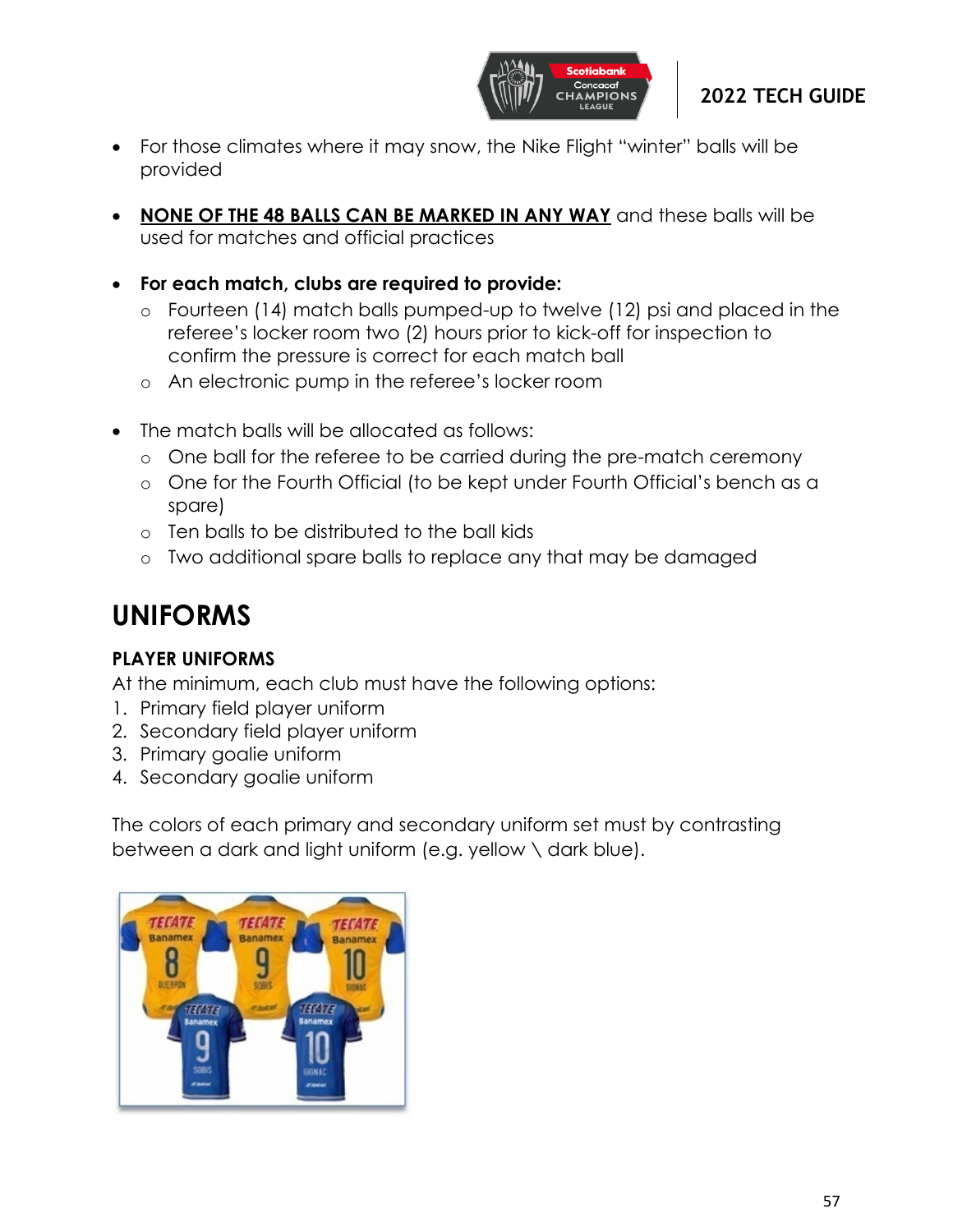- For those climates where it may snow, the Nike Flight "winter" balls will be provided

- **NONE OF THE 48 BALLS CAN BE MARKED IN ANY WAY** and these balls will be used for matches and official practices

- **For each match, clubs are required to provide:**
  - Fourteen (14) match balls pumped-up to twelve (12) psi and placed in the referee's locker room two (2) hours prior to kick-off for inspection to confirm the pressure is correct for each match ball
  - An electronic pump in the referee's locker room

- The match balls will be allocated as follows:
  - One ball for the referee to be carried during the pre-match ceremony
  - One for the Fourth Official (to be kept under Fourth Official's bench as a spare)
  - Ten balls to be distributed to the ball kids
  - Two additional spare balls to replace any that may be damaged

# UNIFORMS

### PLAYER UNIFORMS

At the minimum, each club must have the following options:

1. Primary field player uniform
2. Secondary field player uniform
3. Primary goalie uniform
4. Secondary goalie uniform

The colors of each primary and secondary uniform set must by contrasting between a dark and light uniform (e.g. yellow \ dark blue).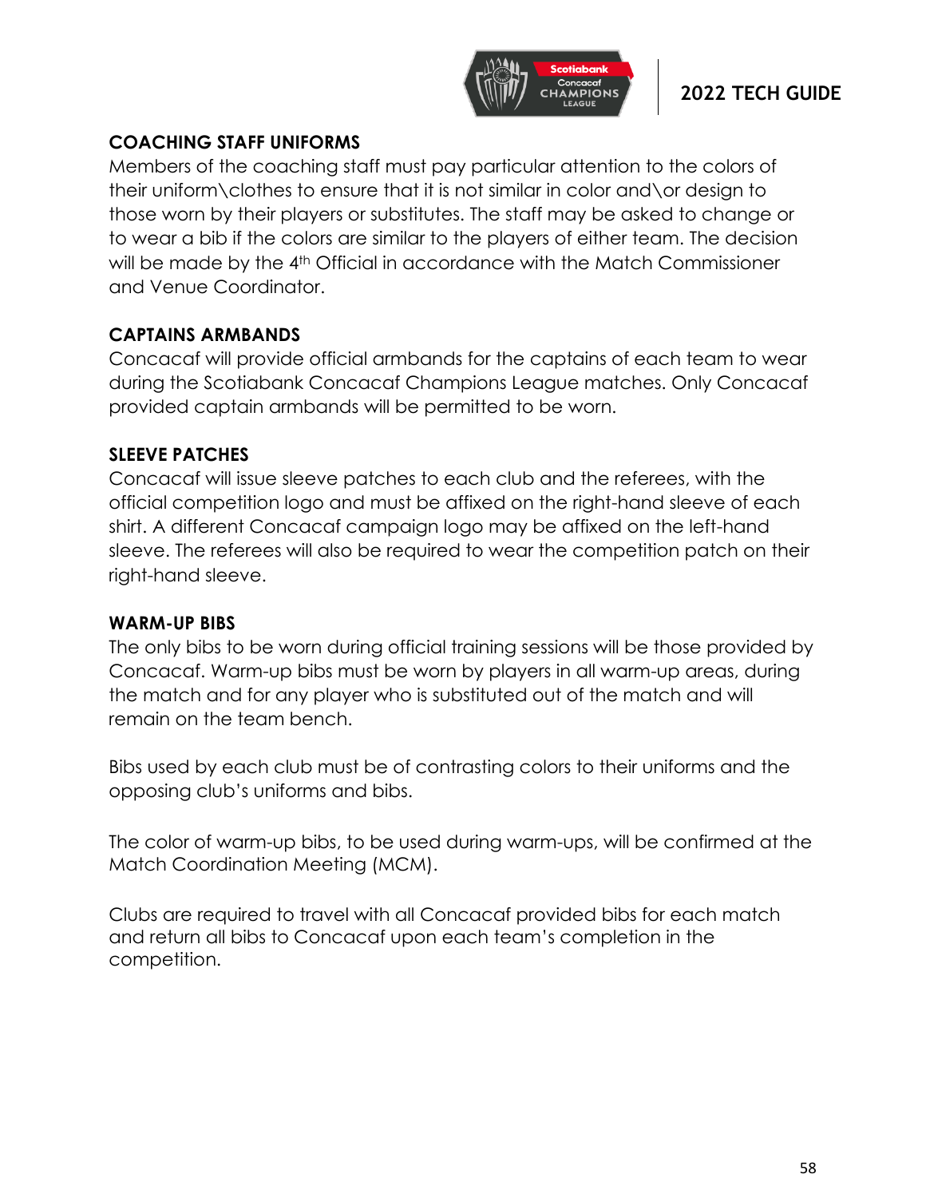## COACHING STAFF UNIFORMS

Members of the coaching staff must pay particular attention to the colors of their uniform\clothes to ensure that it is not similar in color and\or design to those worn by their players or substitutes. The staff may be asked to change or to wear a bib if the colors are similar to the players of either team. The decision will be made by the 4th Official in accordance with the Match Commissioner and Venue Coordinator.

## CAPTAINS ARMBANDS

Concacaf will provide official armbands for the captains of each team to wear during the Scotiabank Concacaf Champions League matches. Only Concacaf provided captain armbands will be permitted to be worn.

## SLEEVE PATCHES

Concacaf will issue sleeve patches to each club and the referees, with the official competition logo and must be affixed on the right-hand sleeve of each shirt. A different Concacaf campaign logo may be affixed on the left-hand sleeve. The referees will also be required to wear the competition patch on their right-hand sleeve.

## WARM-UP BIBS

The only bibs to be worn during official training sessions will be those provided by Concacaf. Warm-up bibs must be worn by players in all warm-up areas, during the match and for any player who is substituted out of the match and will remain on the team bench.

Bibs used by each club must be of contrasting colors to their uniforms and the opposing club's uniforms and bibs.

The color of warm-up bibs, to be used during warm-ups, will be confirmed at the Match Coordination Meeting (MCM).

Clubs are required to travel with all Concacaf provided bibs for each match and return all bibs to Concacaf upon each team's completion in the competition.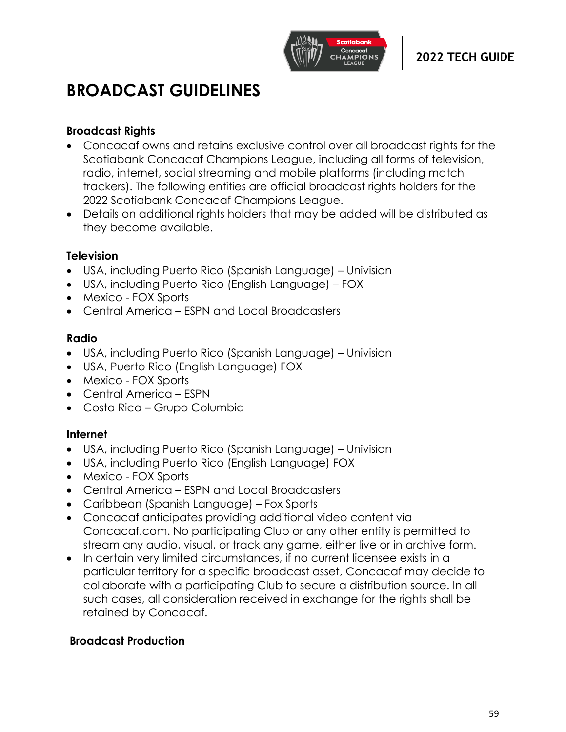# BROADCAST GUIDELINES

### Broadcast Rights

- Concacaf owns and retains exclusive control over all broadcast rights for the Scotiabank Concacaf Champions League, including all forms of television, radio, internet, social streaming and mobile platforms (including match trackers). The following entities are official broadcast rights holders for the 2022 Scotiabank Concacaf Champions League.
- Details on additional rights holders that may be added will be distributed as they become available.

### Television

- USA, including Puerto Rico (Spanish Language) – Univision
- USA, including Puerto Rico (English Language) – FOX
- Mexico - FOX Sports
- Central America – ESPN and Local Broadcasters

### Radio

- USA, including Puerto Rico (Spanish Language) – Univision
- USA, Puerto Rico (English Language) FOX
- Mexico - FOX Sports
- Central America – ESPN
- Costa Rica – Grupo Columbia

### Internet

- USA, including Puerto Rico (Spanish Language) – Univision
- USA, including Puerto Rico (English Language) FOX
- Mexico - FOX Sports
- Central America – ESPN and Local Broadcasters
- Caribbean (Spanish Language) – Fox Sports
- Concacaf anticipates providing additional video content via Concacaf.com. No participating Club or any other entity is permitted to stream any audio, visual, or track any game, either live or in archive form.
- In certain very limited circumstances, if no current licensee exists in a particular territory for a specific broadcast asset, Concacaf may decide to collaborate with a participating Club to secure a distribution source. In all such cases, all consideration received in exchange for the rights shall be retained by Concacaf.

### Broadcast Production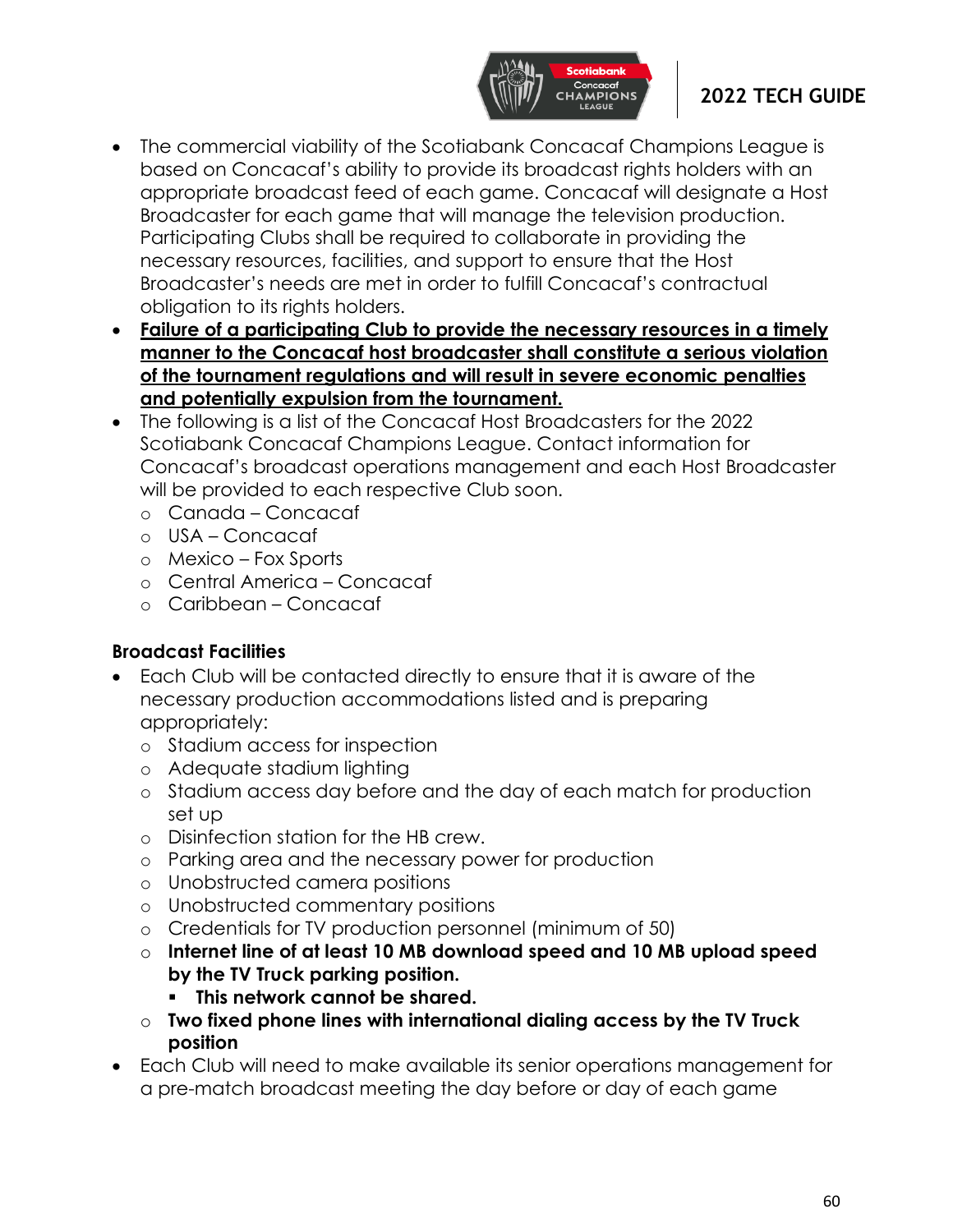- The commercial viability of the Scotiabank Concacaf Champions League is based on Concacaf's ability to provide its broadcast rights holders with an appropriate broadcast feed of each game. Concacaf will designate a Host Broadcaster for each game that will manage the television production. Participating Clubs shall be required to collaborate in providing the necessary resources, facilities, and support to ensure that the Host Broadcaster's needs are met in order to fulfill Concacaf's contractual obligation to its rights holders.
- **<u>Failure of a participating Club to provide the necessary resources in a timely manner to the Concacaf host broadcaster shall constitute a serious violation of the tournament regulations and will result in severe economic penalties and potentially expulsion from the tournament.</u>**
- The following is a list of the Concacaf Host Broadcasters for the 2022 Scotiabank Concacaf Champions League. Contact information for Concacaf's broadcast operations management and each Host Broadcaster will be provided to each respective Club soon.
  - Canada – Concacaf
  - USA – Concacaf
  - Mexico – Fox Sports
  - Central America – Concacaf
  - Caribbean – Concacaf

**Broadcast Facilities**

- Each Club will be contacted directly to ensure that it is aware of the necessary production accommodations listed and is preparing appropriately:
  - Stadium access for inspection
  - Adequate stadium lighting
  - Stadium access day before and the day of each match for production set up
  - Disinfection station for the HB crew.
  - Parking area and the necessary power for production
  - Unobstructed camera positions
  - Unobstructed commentary positions
  - Credentials for TV production personnel (minimum of 50)
  - **Internet line of at least 10 MB download speed and 10 MB upload speed by the TV Truck parking position.**
    - **This network cannot be shared.**
  - **Two fixed phone lines with international dialing access by the TV Truck position**
- Each Club will need to make available its senior operations management for a pre-match broadcast meeting the day before or day of each game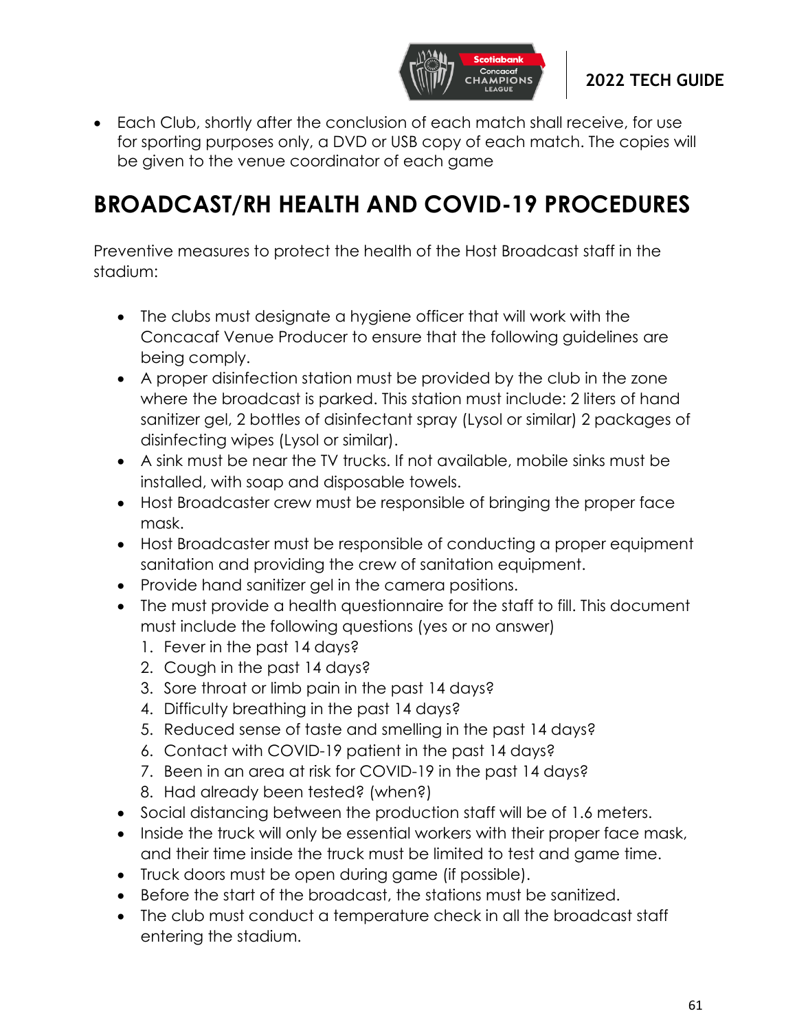- Each Club, shortly after the conclusion of each match shall receive, for use for sporting purposes only, a DVD or USB copy of each match. The copies will be given to the venue coordinator of each game

# BROADCAST/RH HEALTH AND COVID-19 PROCEDURES

Preventive measures to protect the health of the Host Broadcast staff in the stadium:

- The clubs must designate a hygiene officer that will work with the Concacaf Venue Producer to ensure that the following guidelines are being comply.
- A proper disinfection station must be provided by the club in the zone where the broadcast is parked. This station must include: 2 liters of hand sanitizer gel, 2 bottles of disinfectant spray (Lysol or similar) 2 packages of disinfecting wipes (Lysol or similar).
- A sink must be near the TV trucks. If not available, mobile sinks must be installed, with soap and disposable towels.
- Host Broadcaster crew must be responsible of bringing the proper face mask.
- Host Broadcaster must be responsible of conducting a proper equipment sanitation and providing the crew of sanitation equipment.
- Provide hand sanitizer gel in the camera positions.
- The must provide a health questionnaire for the staff to fill. This document must include the following questions (yes or no answer)
  1. Fever in the past 14 days?
  2. Cough in the past 14 days?
  3. Sore throat or limb pain in the past 14 days?
  4. Difficulty breathing in the past 14 days?
  5. Reduced sense of taste and smelling in the past 14 days?
  6. Contact with COVID-19 patient in the past 14 days?
  7. Been in an area at risk for COVID-19 in the past 14 days?
  8. Had already been tested? (when?)
- Social distancing between the production staff will be of 1.6 meters.
- Inside the truck will only be essential workers with their proper face mask, and their time inside the truck must be limited to test and game time.
- Truck doors must be open during game (if possible).
- Before the start of the broadcast, the stations must be sanitized.
- The club must conduct a temperature check in all the broadcast staff entering the stadium.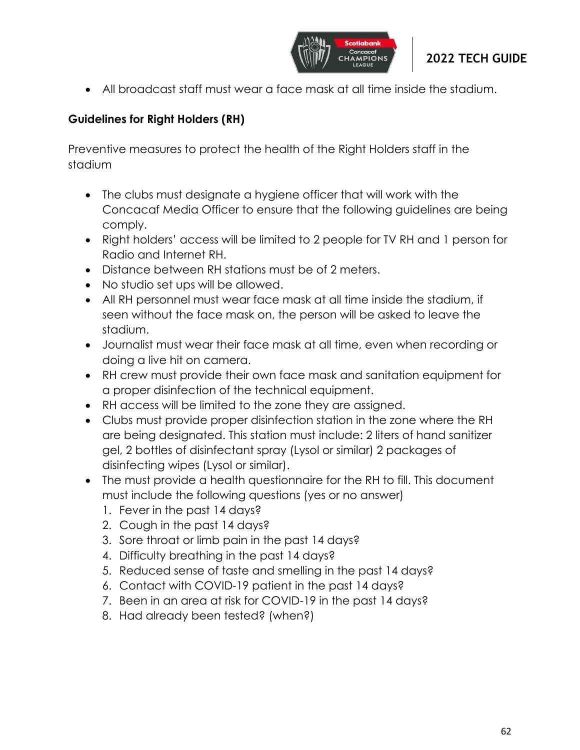- All broadcast staff must wear a face mask at all time inside the stadium.

**Guidelines for Right Holders (RH)**

Preventive measures to protect the health of the Right Holders staff in the stadium

- The clubs must designate a hygiene officer that will work with the Concacaf Media Officer to ensure that the following guidelines are being comply.
- Right holders' access will be limited to 2 people for TV RH and 1 person for Radio and Internet RH.
- Distance between RH stations must be of 2 meters.
- No studio set ups will be allowed.
- All RH personnel must wear face mask at all time inside the stadium, if seen without the face mask on, the person will be asked to leave the stadium.
- Journalist must wear their face mask at all time, even when recording or doing a live hit on camera.
- RH crew must provide their own face mask and sanitation equipment for a proper disinfection of the technical equipment.
- RH access will be limited to the zone they are assigned.
- Clubs must provide proper disinfection station in the zone where the RH are being designated. This station must include: 2 liters of hand sanitizer gel, 2 bottles of disinfectant spray (Lysol or similar) 2 packages of disinfecting wipes (Lysol or similar).
- The must provide a health questionnaire for the RH to fill. This document must include the following questions (yes or no answer)
  1. Fever in the past 14 days?
  2. Cough in the past 14 days?
  3. Sore throat or limb pain in the past 14 days?
  4. Difficulty breathing in the past 14 days?
  5. Reduced sense of taste and smelling in the past 14 days?
  6. Contact with COVID-19 patient in the past 14 days?
  7. Been in an area at risk for COVID-19 in the past 14 days?
  8. Had already been tested? (when?)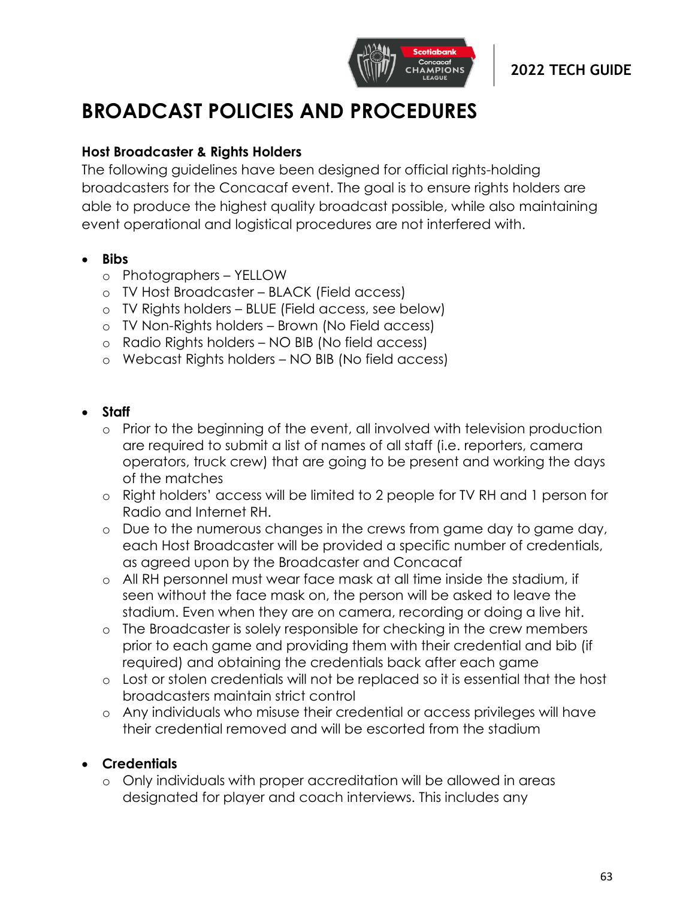# BROADCAST POLICIES AND PROCEDURES

### Host Broadcaster & Rights Holders

The following guidelines have been designed for official rights-holding broadcasters for the Concacaf event. The goal is to ensure rights holders are able to produce the highest quality broadcast possible, while also maintaining event operational and logistical procedures are not interfered with.

- **Bibs**
  - Photographers – YELLOW
  - TV Host Broadcaster – BLACK (Field access)
  - TV Rights holders – BLUE (Field access, see below)
  - TV Non-Rights holders – Brown (No Field access)
  - Radio Rights holders – NO BIB (No field access)
  - Webcast Rights holders – NO BIB (No field access)

- **Staff**
  - Prior to the beginning of the event, all involved with television production are required to submit a list of names of all staff (i.e. reporters, camera operators, truck crew) that are going to be present and working the days of the matches
  - Right holders' access will be limited to 2 people for TV RH and 1 person for Radio and Internet RH.
  - Due to the numerous changes in the crews from game day to game day, each Host Broadcaster will be provided a specific number of credentials, as agreed upon by the Broadcaster and Concacaf
  - All RH personnel must wear face mask at all time inside the stadium, if seen without the face mask on, the person will be asked to leave the stadium. Even when they are on camera, recording or doing a live hit.
  - The Broadcaster is solely responsible for checking in the crew members prior to each game and providing them with their credential and bib (if required) and obtaining the credentials back after each game
  - Lost or stolen credentials will not be replaced so it is essential that the host broadcasters maintain strict control
  - Any individuals who misuse their credential or access privileges will have their credential removed and will be escorted from the stadium

- **Credentials**
  - Only individuals with proper accreditation will be allowed in areas designated for player and coach interviews. This includes any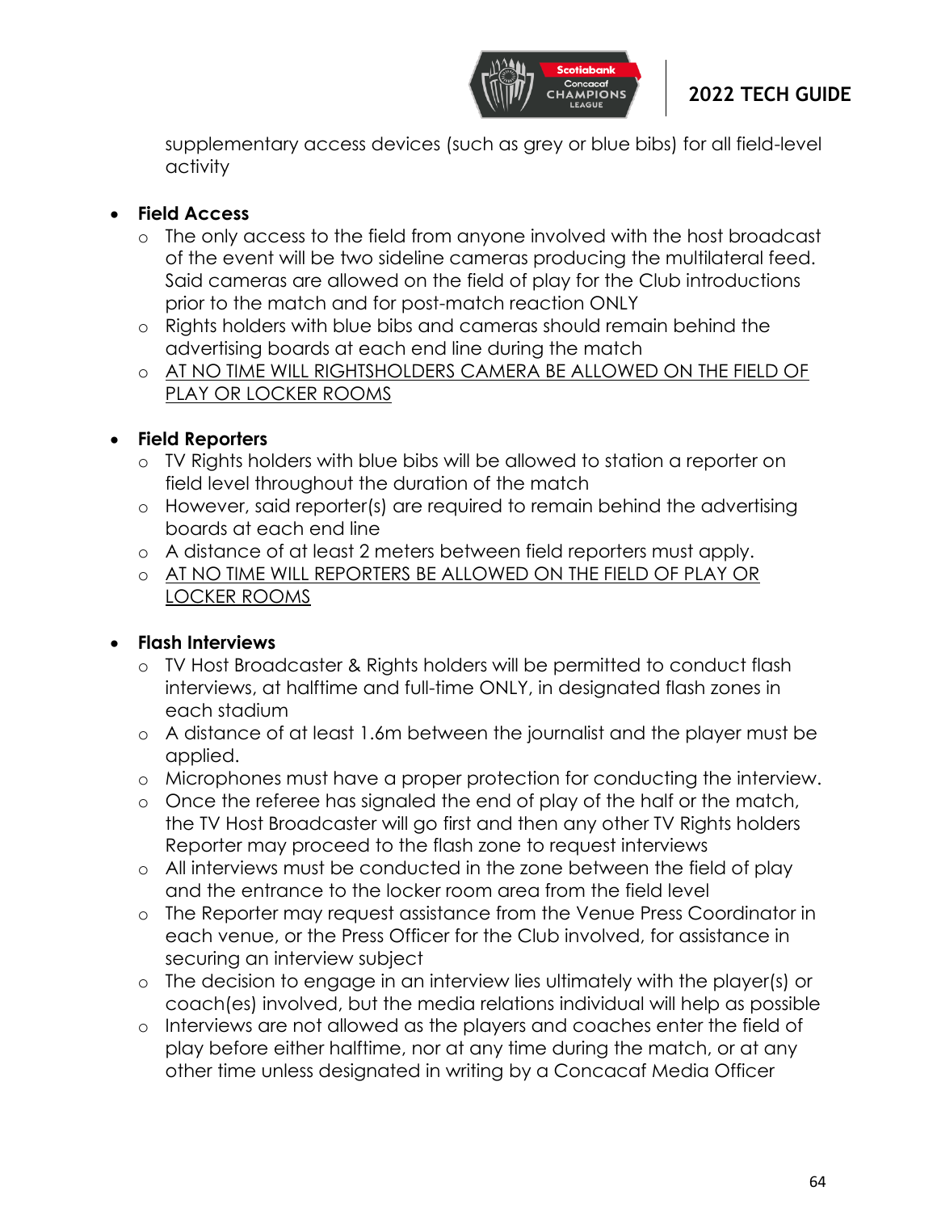supplementary access devices (such as grey or blue bibs) for all field-level activity

- **Field Access**
  - The only access to the field from anyone involved with the host broadcast of the event will be two sideline cameras producing the multilateral feed. Said cameras are allowed on the field of play for the Club introductions prior to the match and for post-match reaction ONLY
  - Rights holders with blue bibs and cameras should remain behind the advertising boards at each end line during the match
  - <u>AT NO TIME WILL RIGHTSHOLDERS CAMERA BE ALLOWED ON THE FIELD OF PLAY OR LOCKER ROOMS</u>

- **Field Reporters**
  - TV Rights holders with blue bibs will be allowed to station a reporter on field level throughout the duration of the match
  - However, said reporter(s) are required to remain behind the advertising boards at each end line
  - A distance of at least 2 meters between field reporters must apply.
  - <u>AT NO TIME WILL REPORTERS BE ALLOWED ON THE FIELD OF PLAY OR LOCKER ROOMS</u>

- **Flash Interviews**
  - TV Host Broadcaster & Rights holders will be permitted to conduct flash interviews, at halftime and full-time ONLY, in designated flash zones in each stadium
  - A distance of at least 1.6m between the journalist and the player must be applied.
  - Microphones must have a proper protection for conducting the interview.
  - Once the referee has signaled the end of play of the half or the match, the TV Host Broadcaster will go first and then any other TV Rights holders Reporter may proceed to the flash zone to request interviews
  - All interviews must be conducted in the zone between the field of play and the entrance to the locker room area from the field level
  - The Reporter may request assistance from the Venue Press Coordinator in each venue, or the Press Officer for the Club involved, for assistance in securing an interview subject
  - The decision to engage in an interview lies ultimately with the player(s) or coach(es) involved, but the media relations individual will help as possible
  - Interviews are not allowed as the players and coaches enter the field of play before either halftime, nor at any time during the match, or at any other time unless designated in writing by a Concacaf Media Officer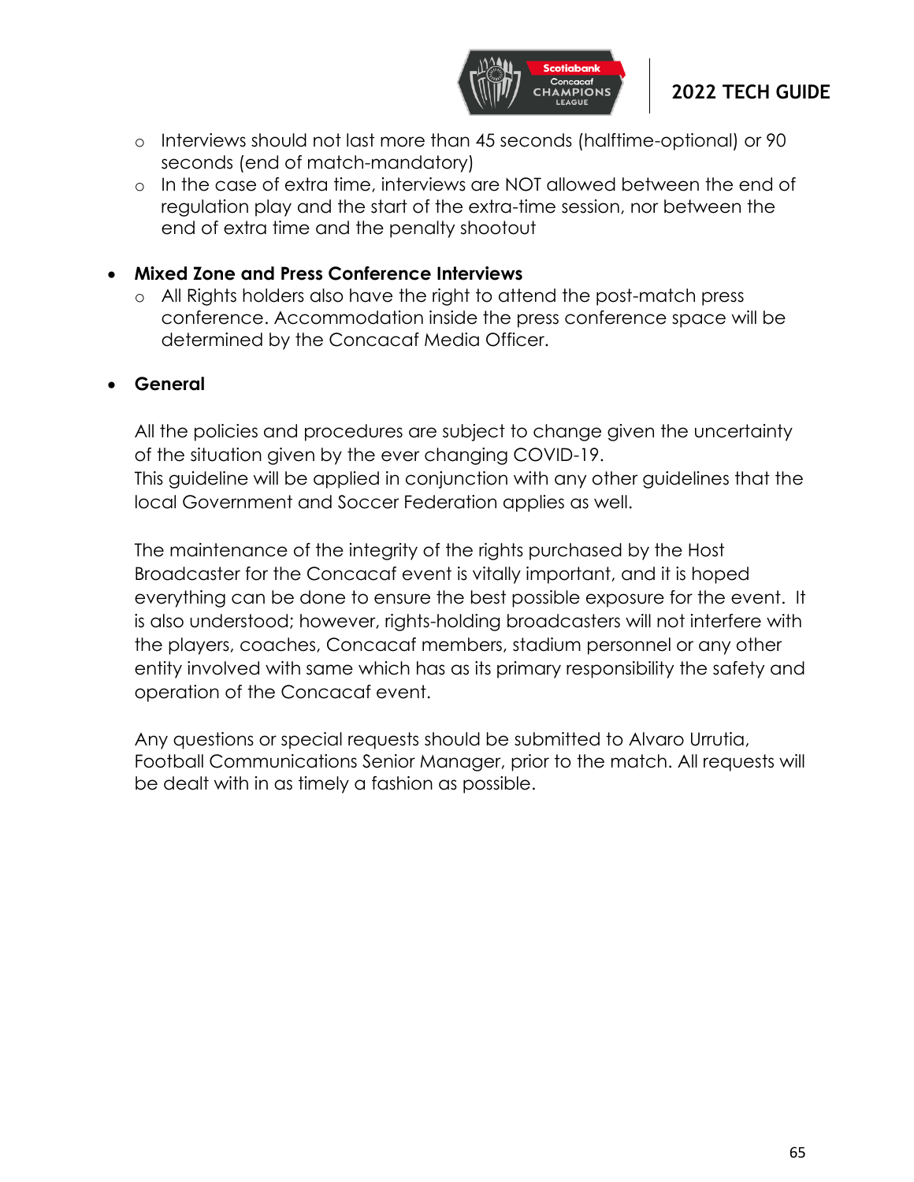- Interviews should not last more than 45 seconds (halftime-optional) or 90 seconds (end of match-mandatory)
  - In the case of extra time, interviews are NOT allowed between the end of regulation play and the start of the extra-time session, nor between the end of extra time and the penalty shootout

- **Mixed Zone and Press Conference Interviews**
  - All Rights holders also have the right to attend the post-match press conference. Accommodation inside the press conference space will be determined by the Concacaf Media Officer.

- **General**

  All the policies and procedures are subject to change given the uncertainty of the situation given by the ever changing COVID-19.
  This guideline will be applied in conjunction with any other guidelines that the local Government and Soccer Federation applies as well.

  The maintenance of the integrity of the rights purchased by the Host Broadcaster for the Concacaf event is vitally important, and it is hoped everything can be done to ensure the best possible exposure for the event. It is also understood; however, rights-holding broadcasters will not interfere with the players, coaches, Concacaf members, stadium personnel or any other entity involved with same which has as its primary responsibility the safety and operation of the Concacaf event.

  Any questions or special requests should be submitted to Alvaro Urrutia, Football Communications Senior Manager, prior to the match. All requests will be dealt with in as timely a fashion as possible.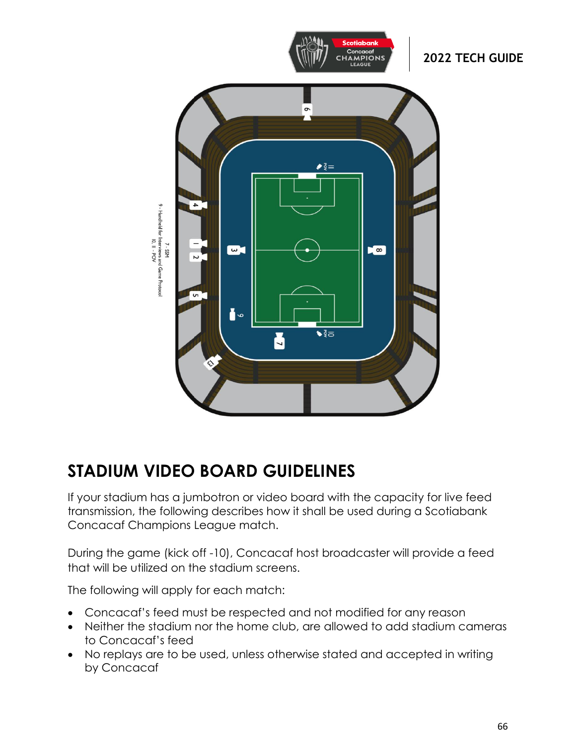## STADIUM VIDEO BOARD GUIDELINES

If your stadium has a jumbotron or video board with the capacity for live feed transmission, the following describes how it shall be used during a Scotiabank Concacaf Champions League match.

During the game (kick off -10), Concacaf host broadcaster will provide a feed that will be utilized on the stadium screens.

The following will apply for each match:

- Concacaf's feed must be respected and not modified for any reason
- Neither the stadium nor the home club, are allowed to add stadium cameras to Concacaf's feed
- No replays are to be used, unless otherwise stated and accepted in writing by Concacaf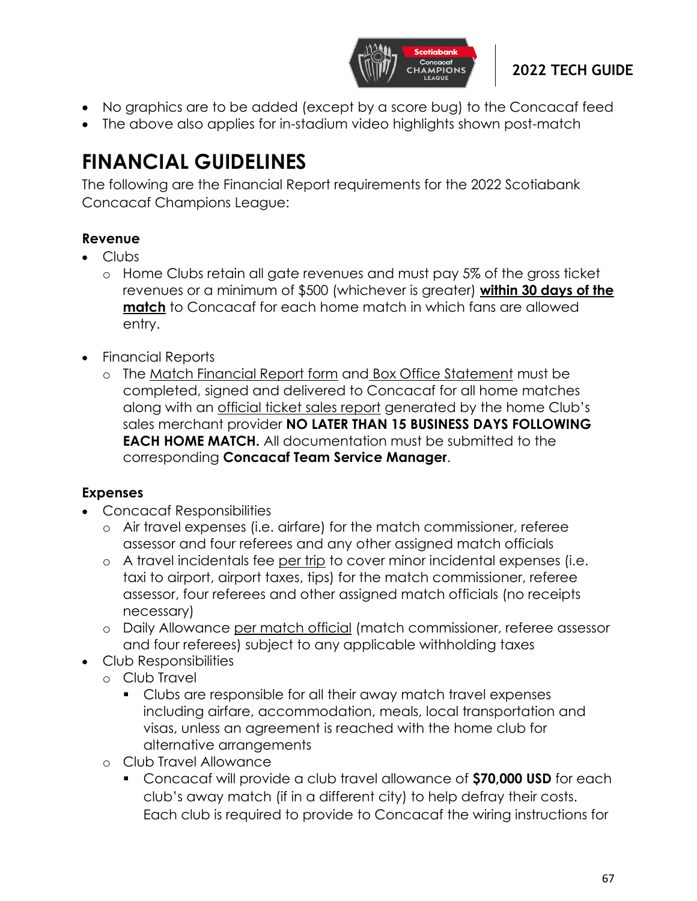- No graphics are to be added (except by a score bug) to the Concacaf feed
- The above also applies for in-stadium video highlights shown post-match

# FINANCIAL GUIDELINES

The following are the Financial Report requirements for the 2022 Scotiabank Concacaf Champions League:

### Revenue

- Clubs
  - Home Clubs retain all gate revenues and must pay 5% of the gross ticket revenues or a minimum of $500 (whichever is greater) **within 30 days of the match** to Concacaf for each home match in which fans are allowed entry.

- Financial Reports
  - The Match Financial Report form and Box Office Statement must be completed, signed and delivered to Concacaf for all home matches along with an official ticket sales report generated by the home Club's sales merchant provider **NO LATER THAN 15 BUSINESS DAYS FOLLOWING EACH HOME MATCH.** All documentation must be submitted to the corresponding **Concacaf Team Service Manager**.

### Expenses

- Concacaf Responsibilities
  - Air travel expenses (i.e. airfare) for the match commissioner, referee assessor and four referees and any other assigned match officials
  - A travel incidentals fee per trip to cover minor incidental expenses (i.e. taxi to airport, airport taxes, tips) for the match commissioner, referee assessor, four referees and other assigned match officials (no receipts necessary)
  - Daily Allowance per match official (match commissioner, referee assessor and four referees) subject to any applicable withholding taxes
- Club Responsibilities
  - Club Travel
    - Clubs are responsible for all their away match travel expenses including airfare, accommodation, meals, local transportation and visas, unless an agreement is reached with the home club for alternative arrangements
  - Club Travel Allowance
    - Concacaf will provide a club travel allowance of **$70,000 USD** for each club's away match (if in a different city) to help defray their costs. Each club is required to provide to Concacaf the wiring instructions for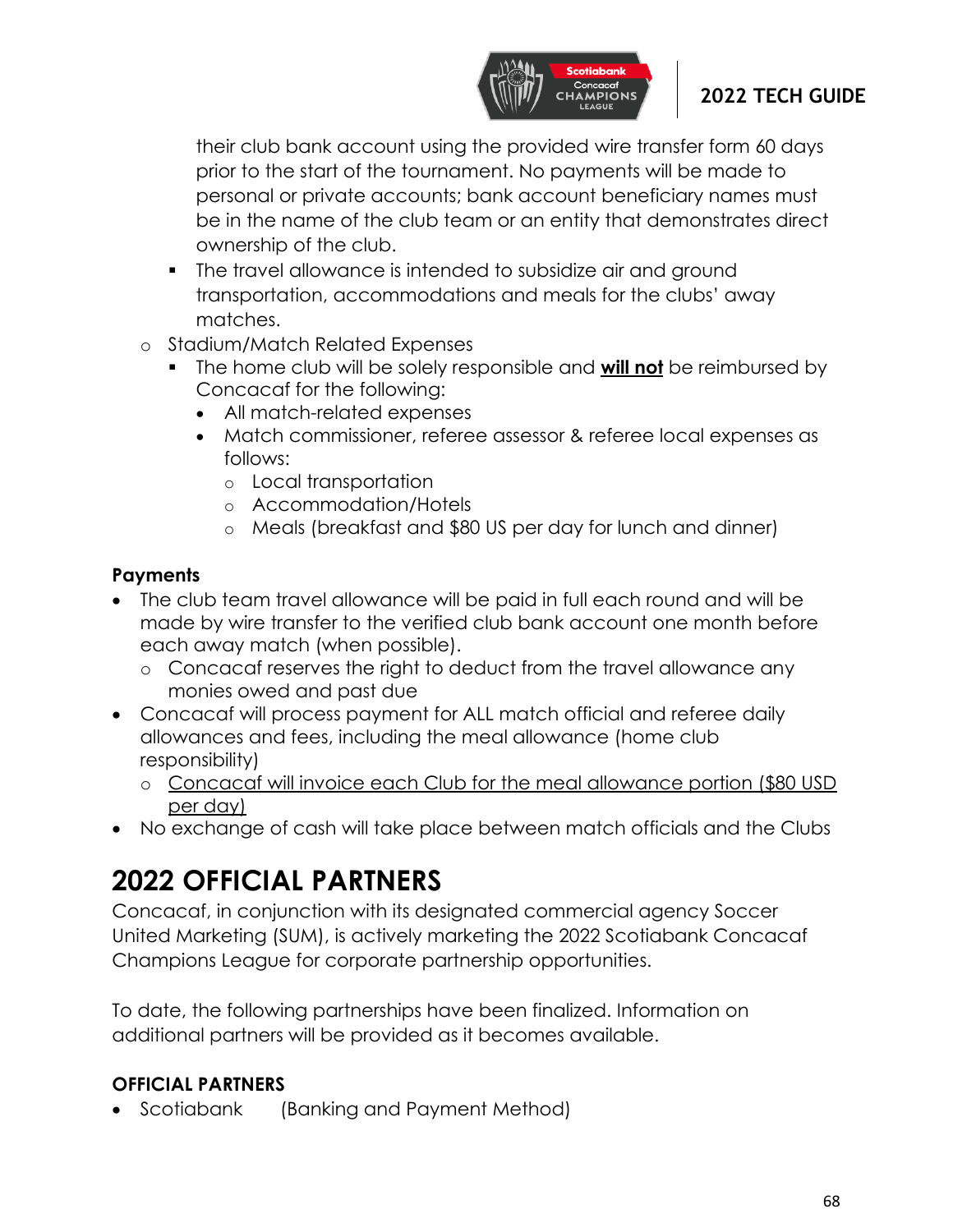their club bank account using the provided wire transfer form 60 days prior to the start of the tournament. No payments will be made to personal or private accounts; bank account beneficiary names must be in the name of the club team or an entity that demonstrates direct ownership of the club.

    - The travel allowance is intended to subsidize air and ground transportation, accommodations and meals for the clubs' away matches.

- Stadium/Match Related Expenses
    - The home club will be solely responsible and <u>**will not**</u> be reimbursed by Concacaf for the following:
        - All match-related expenses
        - Match commissioner, referee assessor & referee local expenses as follows:
            - Local transportation
            - Accommodation/Hotels
            - Meals (breakfast and $80 US per day for lunch and dinner)

**Payments**

- The club team travel allowance will be paid in full each round and will be made by wire transfer to the verified club bank account one month before each away match (when possible).
    - Concacaf reserves the right to deduct from the travel allowance any monies owed and past due
- Concacaf will process payment for ALL match official and referee daily allowances and fees, including the meal allowance (home club responsibility)
    - <u>Concacaf will invoice each Club for the meal allowance portion ($80 USD per day)</u>
- No exchange of cash will take place between match officials and the Clubs

# 2022 OFFICIAL PARTNERS

Concacaf, in conjunction with its designated commercial agency Soccer United Marketing (SUM), is actively marketing the 2022 Scotiabank Concacaf Champions League for corporate partnership opportunities.

To date, the following partnerships have been finalized. Information on additional partners will be provided as it becomes available.

**OFFICIAL PARTNERS**

- Scotiabank (Banking and Payment Method)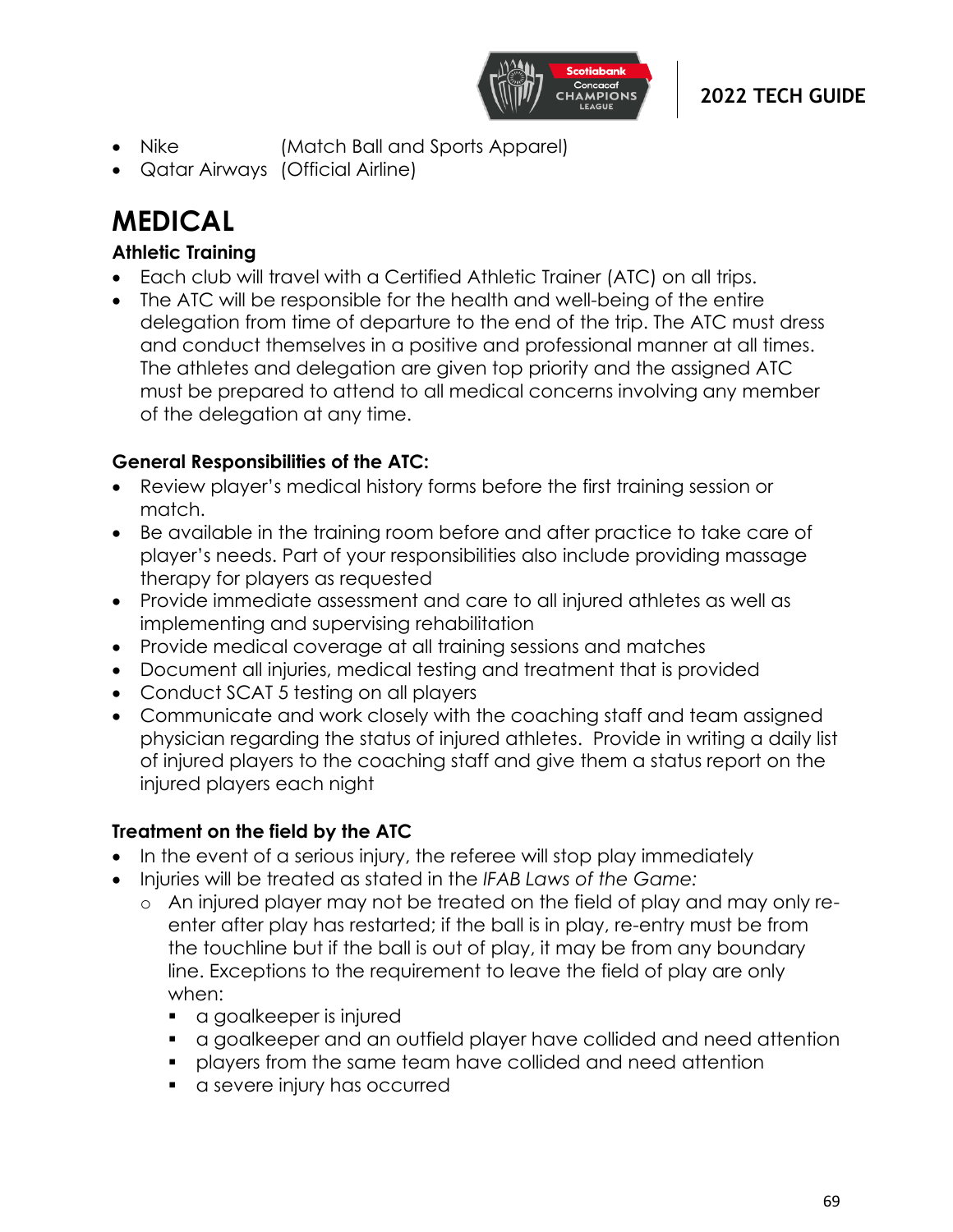- Nike (Match Ball and Sports Apparel)
- Qatar Airways (Official Airline)

# MEDICAL

### Athletic Training

- Each club will travel with a Certified Athletic Trainer (ATC) on all trips.
- The ATC will be responsible for the health and well-being of the entire delegation from time of departure to the end of the trip. The ATC must dress and conduct themselves in a positive and professional manner at all times. The athletes and delegation are given top priority and the assigned ATC must be prepared to attend to all medical concerns involving any member of the delegation at any time.

### General Responsibilities of the ATC:

- Review player's medical history forms before the first training session or match.
- Be available in the training room before and after practice to take care of player's needs. Part of your responsibilities also include providing massage therapy for players as requested
- Provide immediate assessment and care to all injured athletes as well as implementing and supervising rehabilitation
- Provide medical coverage at all training sessions and matches
- Document all injuries, medical testing and treatment that is provided
- Conduct SCAT 5 testing on all players
- Communicate and work closely with the coaching staff and team assigned physician regarding the status of injured athletes. Provide in writing a daily list of injured players to the coaching staff and give them a status report on the injured players each night

### Treatment on the field by the ATC

- In the event of a serious injury, the referee will stop play immediately
- Injuries will be treated as stated in the *IFAB Laws of the Game:*
  - An injured player may not be treated on the field of play and may only re-enter after play has restarted; if the ball is in play, re-entry must be from the touchline but if the ball is out of play, it may be from any boundary line. Exceptions to the requirement to leave the field of play are only when:
    - a goalkeeper is injured
    - a goalkeeper and an outfield player have collided and need attention
    - players from the same team have collided and need attention
    - a severe injury has occurred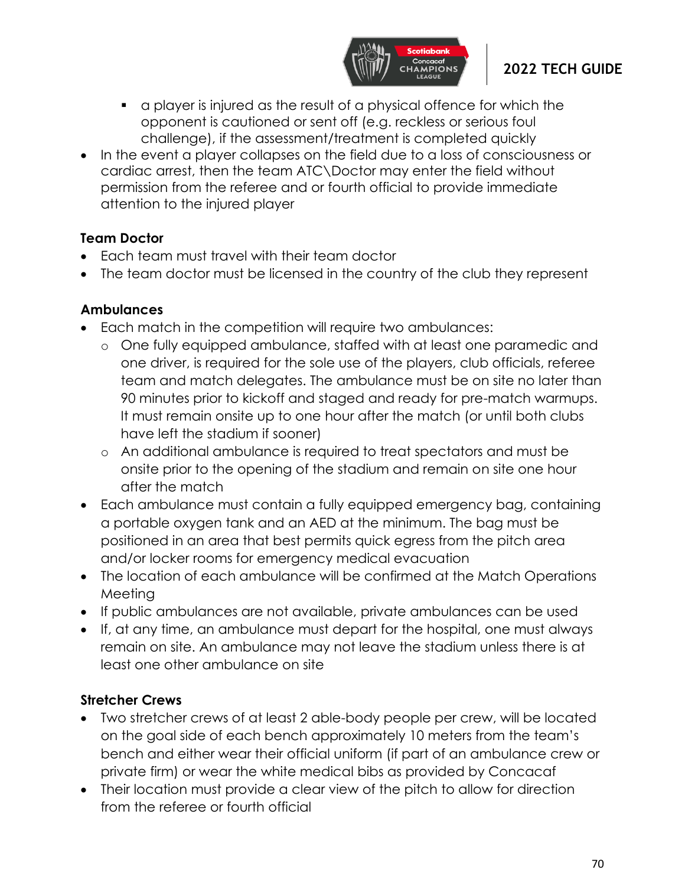- a player is injured as the result of a physical offence for which the opponent is cautioned or sent off (e.g. reckless or serious foul challenge), if the assessment/treatment is completed quickly
- In the event a player collapses on the field due to a loss of consciousness or cardiac arrest, then the team ATC\Doctor may enter the field without permission from the referee and or fourth official to provide immediate attention to the injured player

**Team Doctor**

- Each team must travel with their team doctor
- The team doctor must be licensed in the country of the club they represent

**Ambulances**

- Each match in the competition will require two ambulances:
  - One fully equipped ambulance, staffed with at least one paramedic and one driver, is required for the sole use of the players, club officials, referee team and match delegates. The ambulance must be on site no later than 90 minutes prior to kickoff and staged and ready for pre-match warmups. It must remain onsite up to one hour after the match (or until both clubs have left the stadium if sooner)
  - An additional ambulance is required to treat spectators and must be onsite prior to the opening of the stadium and remain on site one hour after the match
- Each ambulance must contain a fully equipped emergency bag, containing a portable oxygen tank and an AED at the minimum. The bag must be positioned in an area that best permits quick egress from the pitch area and/or locker rooms for emergency medical evacuation
- The location of each ambulance will be confirmed at the Match Operations Meeting
- If public ambulances are not available, private ambulances can be used
- If, at any time, an ambulance must depart for the hospital, one must always remain on site. An ambulance may not leave the stadium unless there is at least one other ambulance on site

**Stretcher Crews**

- Two stretcher crews of at least 2 able-body people per crew, will be located on the goal side of each bench approximately 10 meters from the team's bench and either wear their official uniform (if part of an ambulance crew or private firm) or wear the white medical bibs as provided by Concacaf
- Their location must provide a clear view of the pitch to allow for direction from the referee or fourth official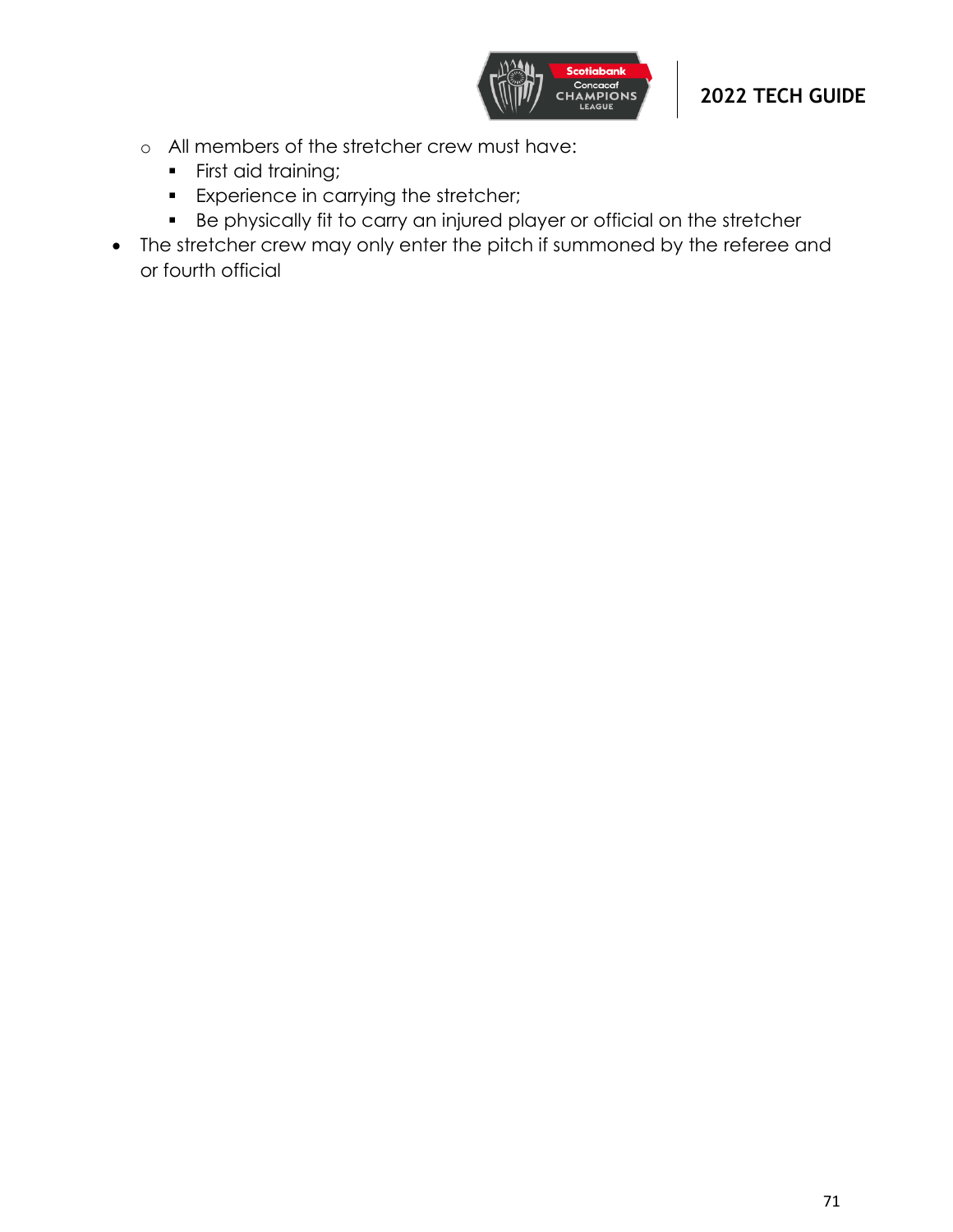- All members of the stretcher crew must have:
    - First aid training;
    - Experience in carrying the stretcher;
    - Be physically fit to carry an injured player or official on the stretcher
- The stretcher crew may only enter the pitch if summoned by the referee and or fourth official